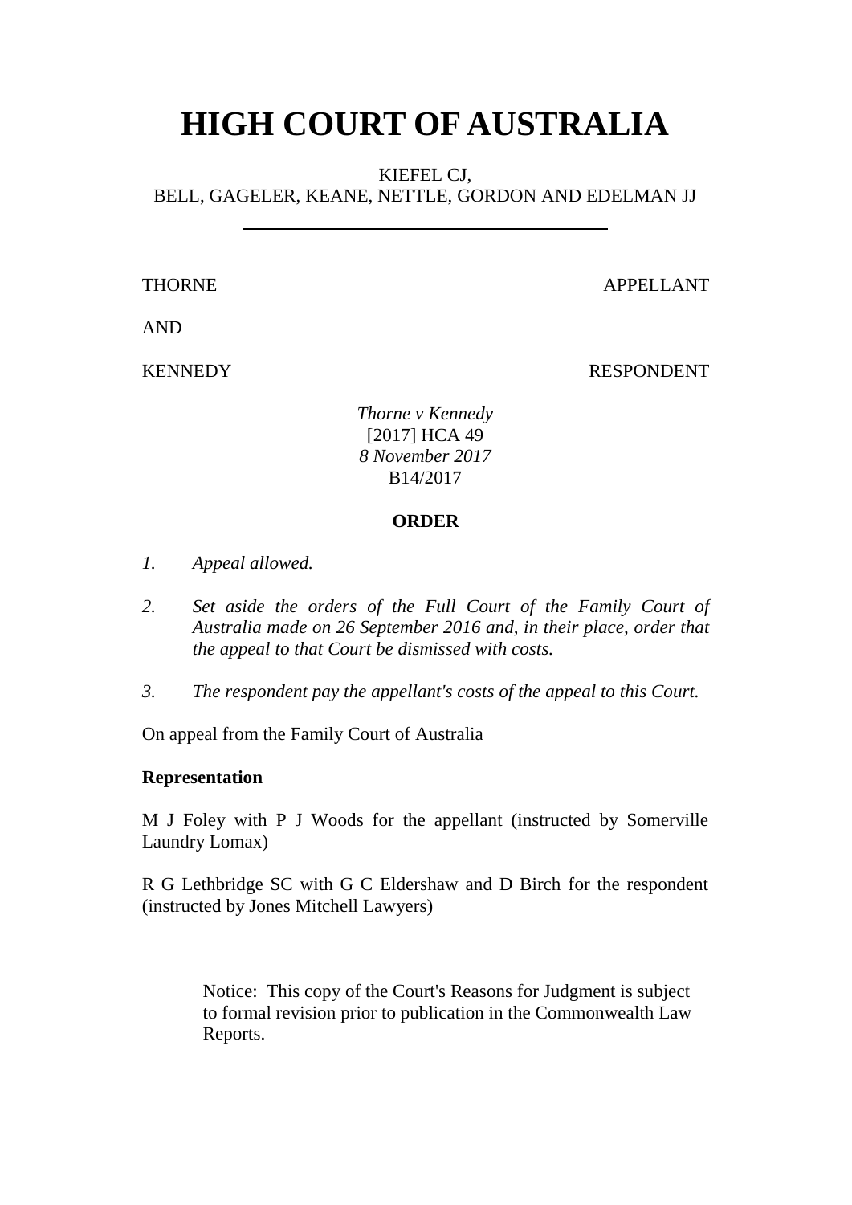# HIGH COURT OF AUSTRALIA

KIEFEL CJ,
BELL, GAGELER, KEANE, NETTLE, GORDON AND EDELMAN JJ

---

THORNE APPELLANT

AND

KENNEDY RESPONDENT

*Thorne v Kennedy*
[2017] HCA 49
*8 November 2017*
B14/2017

**ORDER**

1. *Appeal allowed.*

2. *Set aside the orders of the Full Court of the Family Court of Australia made on 26 September 2016 and, in their place, order that the appeal to that Court be dismissed with costs.*

3. *The respondent pay the appellant's costs of the appeal to this Court.*

On appeal from the Family Court of Australia

**Representation**

M J Foley with P J Woods for the appellant (instructed by Somerville Laundry Lomax)

R G Lethbridge SC with G C Eldershaw and D Birch for the respondent (instructed by Jones Mitchell Lawyers)

Notice: This copy of the Court's Reasons for Judgment is subject to formal revision prior to publication in the Commonwealth Law Reports.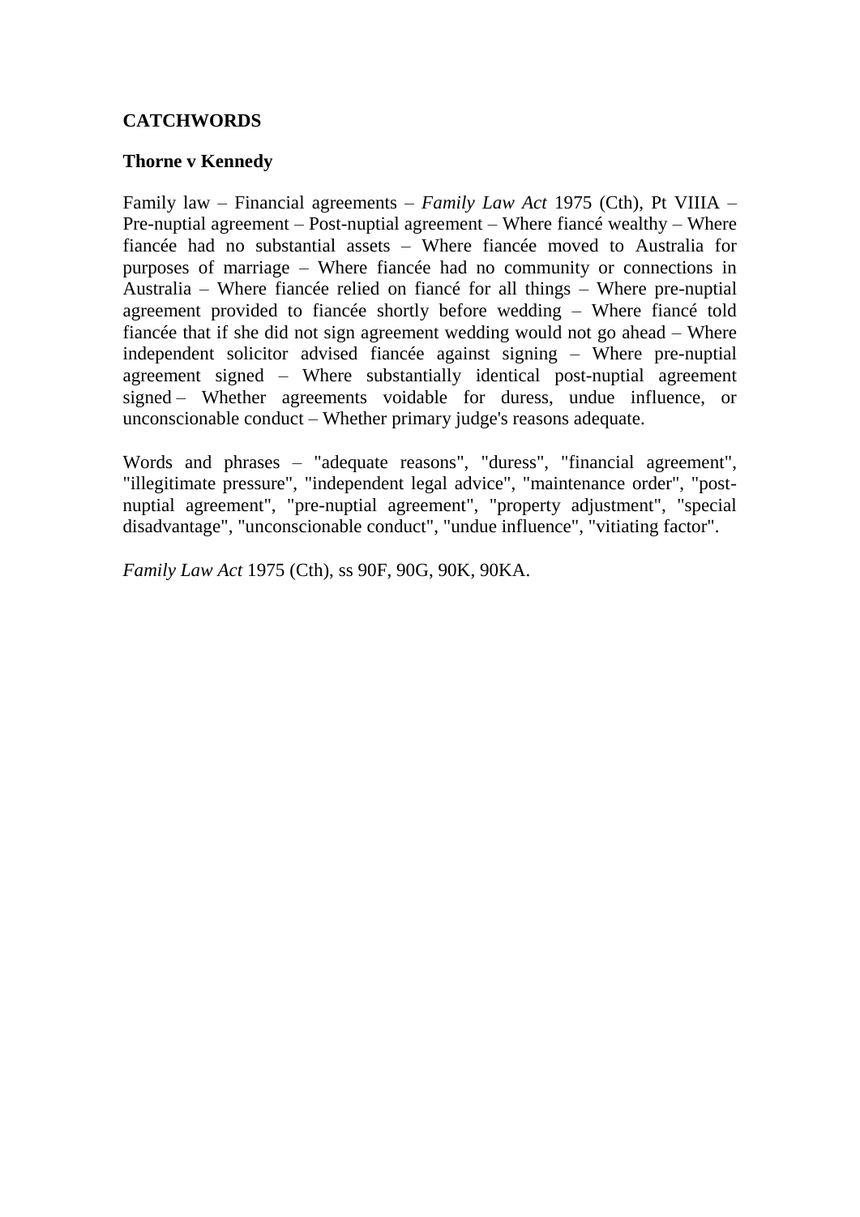**CATCHWORDS**

**Thorne v Kennedy**

Family law – Financial agreements – *Family Law Act* 1975 (Cth), Pt VIIIA – Pre-nuptial agreement – Post-nuptial agreement – Where fiancé wealthy – Where fiancée had no substantial assets – Where fiancée moved to Australia for purposes of marriage – Where fiancée had no community or connections in Australia – Where fiancée relied on fiancé for all things – Where pre-nuptial agreement provided to fiancée shortly before wedding – Where fiancé told fiancée that if she did not sign agreement wedding would not go ahead – Where independent solicitor advised fiancée against signing – Where pre-nuptial agreement signed – Where substantially identical post-nuptial agreement signed – Whether agreements voidable for duress, undue influence, or unconscionable conduct – Whether primary judge's reasons adequate.

Words and phrases – "adequate reasons", "duress", "financial agreement", "illegitimate pressure", "independent legal advice", "maintenance order", "post-nuptial agreement", "pre-nuptial agreement", "property adjustment", "special disadvantage", "unconscionable conduct", "undue influence", "vitiating factor".

*Family Law Act* 1975 (Cth), ss 90F, 90G, 90K, 90KA.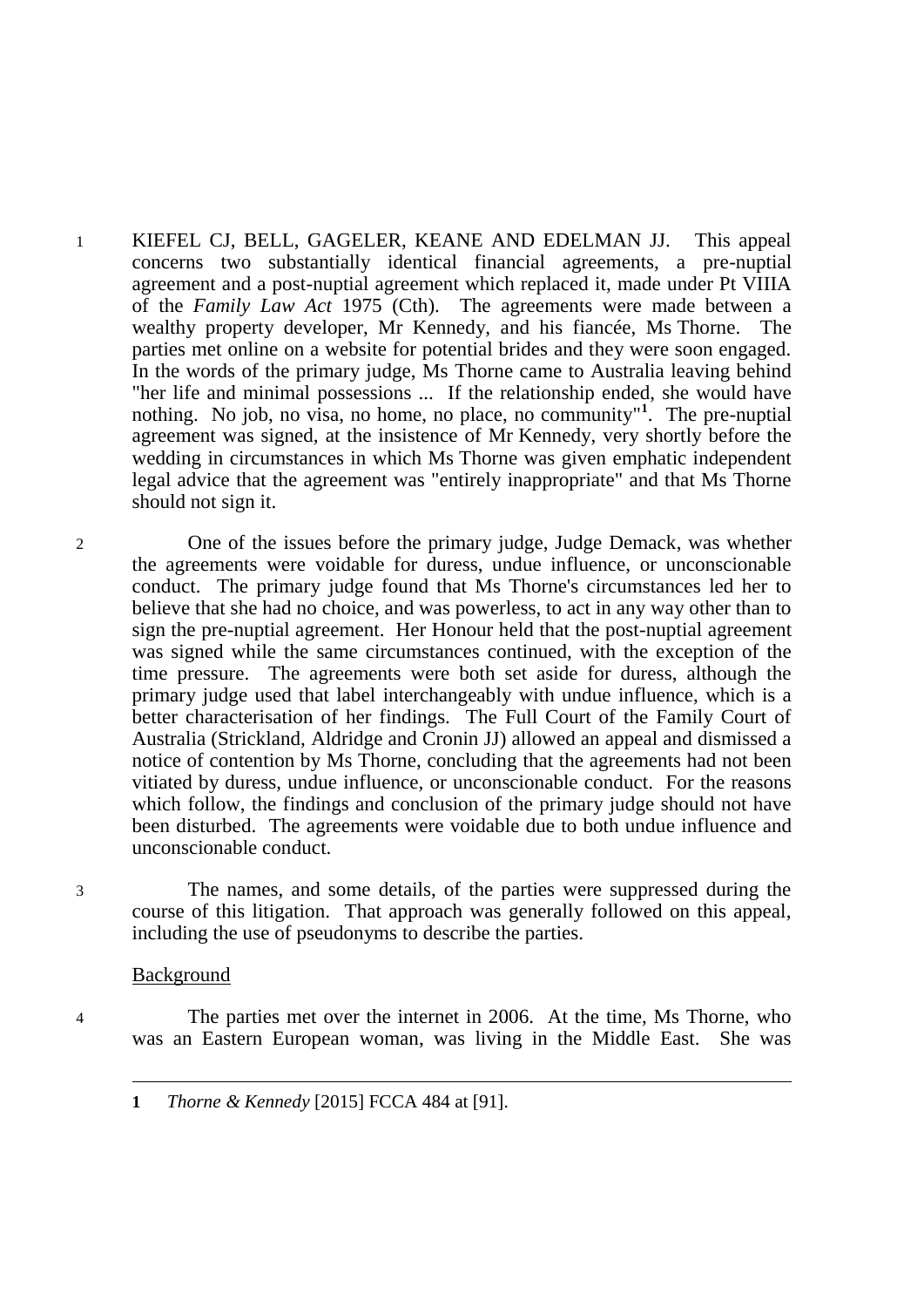1 KIEFEL CJ, BELL, GAGELER, KEANE AND EDELMAN JJ. This appeal concerns two substantially identical financial agreements, a pre-nuptial agreement and a post-nuptial agreement which replaced it, made under Pt VIIIA of the *Family Law Act* 1975 (Cth). The agreements were made between a wealthy property developer, Mr Kennedy, and his fiancée, Ms Thorne. The parties met online on a website for potential brides and they were soon engaged. In the words of the primary judge, Ms Thorne came to Australia leaving behind "her life and minimal possessions ... If the relationship ended, she would have nothing. No job, no visa, no home, no place, no community"[1]. The pre-nuptial agreement was signed, at the insistence of Mr Kennedy, very shortly before the wedding in circumstances in which Ms Thorne was given emphatic independent legal advice that the agreement was "entirely inappropriate" and that Ms Thorne should not sign it.

2 One of the issues before the primary judge, Judge Demack, was whether the agreements were voidable for duress, undue influence, or unconscionable conduct. The primary judge found that Ms Thorne's circumstances led her to believe that she had no choice, and was powerless, to act in any way other than to sign the pre-nuptial agreement. Her Honour held that the post-nuptial agreement was signed while the same circumstances continued, with the exception of the time pressure. The agreements were both set aside for duress, although the primary judge used that label interchangeably with undue influence, which is a better characterisation of her findings. The Full Court of the Family Court of Australia (Strickland, Aldridge and Cronin JJ) allowed an appeal and dismissed a notice of contention by Ms Thorne, concluding that the agreements had not been vitiated by duress, undue influence, or unconscionable conduct. For the reasons which follow, the findings and conclusion of the primary judge should not have been disturbed. The agreements were voidable due to both undue influence and unconscionable conduct.

3 The names, and some details, of the parties were suppressed during the course of this litigation. That approach was generally followed on this appeal, including the use of pseudonyms to describe the parties.

## Background

4 The parties met over the internet in 2006. At the time, Ms Thorne, who was an Eastern European woman, was living in the Middle East. She was

---

1 *Thorne & Kennedy* [2015] FCCA 484 at [91].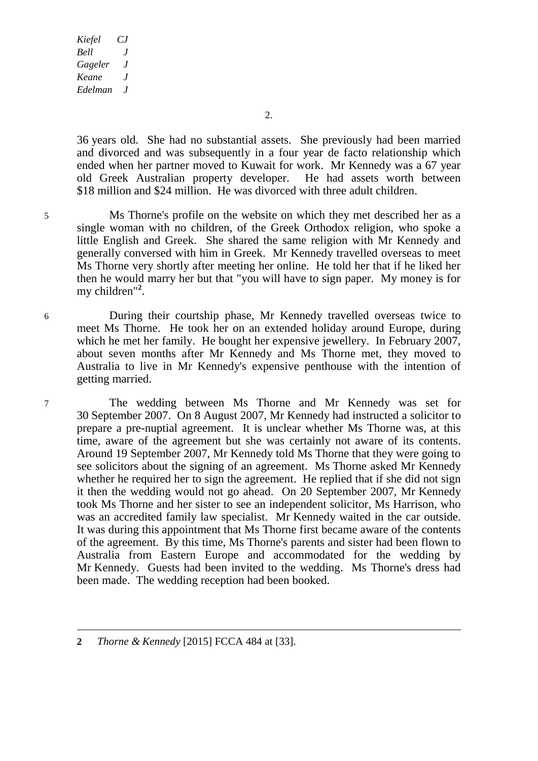36 years old. She had no substantial assets. She previously had been married and divorced and was subsequently in a four year de facto relationship which ended when her partner moved to Kuwait for work. Mr Kennedy was a 67 year old Greek Australian property developer. He had assets worth between $18 million and $24 million. He was divorced with three adult children.

5 Ms Thorne's profile on the website on which they met described her as a single woman with no children, of the Greek Orthodox religion, who spoke a little English and Greek. She shared the same religion with Mr Kennedy and generally conversed with him in Greek. Mr Kennedy travelled overseas to meet Ms Thorne very shortly after meeting her online. He told her that if he liked her then he would marry her but that "you will have to sign paper. My money is for my children"[2].

6 During their courtship phase, Mr Kennedy travelled overseas twice to meet Ms Thorne. He took her on an extended holiday around Europe, during which he met her family. He bought her expensive jewellery. In February 2007, about seven months after Mr Kennedy and Ms Thorne met, they moved to Australia to live in Mr Kennedy's expensive penthouse with the intention of getting married.

7 The wedding between Ms Thorne and Mr Kennedy was set for 30 September 2007. On 8 August 2007, Mr Kennedy had instructed a solicitor to prepare a pre-nuptial agreement. It is unclear whether Ms Thorne was, at this time, aware of the agreement but she was certainly not aware of its contents. Around 19 September 2007, Mr Kennedy told Ms Thorne that they were going to see solicitors about the signing of an agreement. Ms Thorne asked Mr Kennedy whether he required her to sign the agreement. He replied that if she did not sign it then the wedding would not go ahead. On 20 September 2007, Mr Kennedy took Ms Thorne and her sister to see an independent solicitor, Ms Harrison, who was an accredited family law specialist. Mr Kennedy waited in the car outside. It was during this appointment that Ms Thorne first became aware of the contents of the agreement. By this time, Ms Thorne's parents and sister had been flown to Australia from Eastern Europe and accommodated for the wedding by Mr Kennedy. Guests had been invited to the wedding. Ms Thorne's dress had been made. The wedding reception had been booked.

---

**2** *Thorne & Kennedy* [2015] FCCA 484 at [33].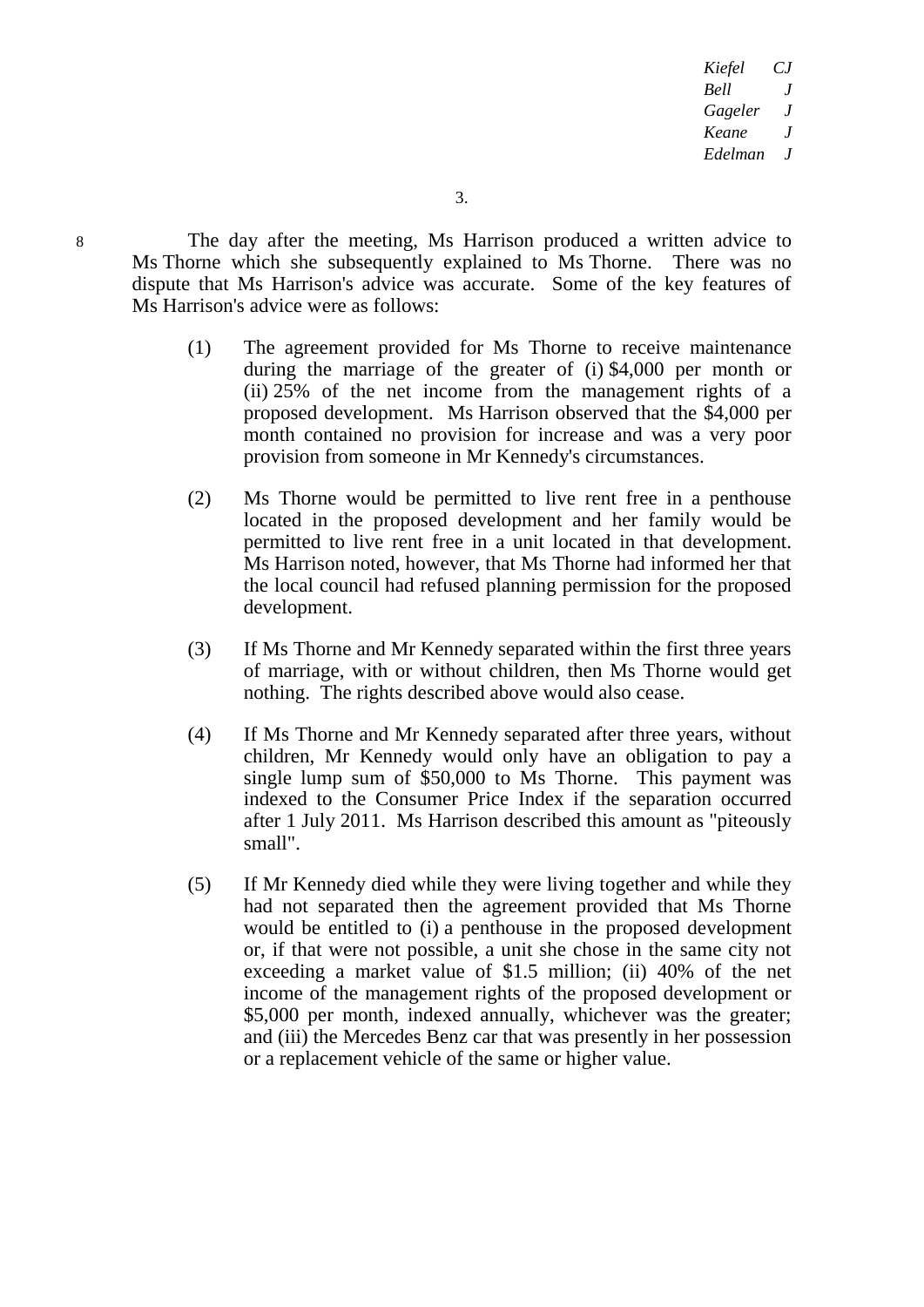8 The day after the meeting, Ms Harrison produced a written advice to Ms Thorne which she subsequently explained to Ms Thorne. There was no dispute that Ms Harrison's advice was accurate. Some of the key features of Ms Harrison's advice were as follows:

(1) The agreement provided for Ms Thorne to receive maintenance during the marriage of the greater of (i) $4,000 per month or (ii) 25% of the net income from the management rights of a proposed development. Ms Harrison observed that the $4,000 per month contained no provision for increase and was a very poor provision from someone in Mr Kennedy's circumstances.

(2) Ms Thorne would be permitted to live rent free in a penthouse located in the proposed development and her family would be permitted to live rent free in a unit located in that development. Ms Harrison noted, however, that Ms Thorne had informed her that the local council had refused planning permission for the proposed development.

(3) If Ms Thorne and Mr Kennedy separated within the first three years of marriage, with or without children, then Ms Thorne would get nothing. The rights described above would also cease.

(4) If Ms Thorne and Mr Kennedy separated after three years, without children, Mr Kennedy would only have an obligation to pay a single lump sum of $50,000 to Ms Thorne. This payment was indexed to the Consumer Price Index if the separation occurred after 1 July 2011. Ms Harrison described this amount as "piteously small".

(5) If Mr Kennedy died while they were living together and while they had not separated then the agreement provided that Ms Thorne would be entitled to (i) a penthouse in the proposed development or, if that were not possible, a unit she chose in the same city not exceeding a market value of $1.5 million; (ii) 40% of the net income of the management rights of the proposed development or $5,000 per month, indexed annually, whichever was the greater; and (iii) the Mercedes Benz car that was presently in her possession or a replacement vehicle of the same or higher value.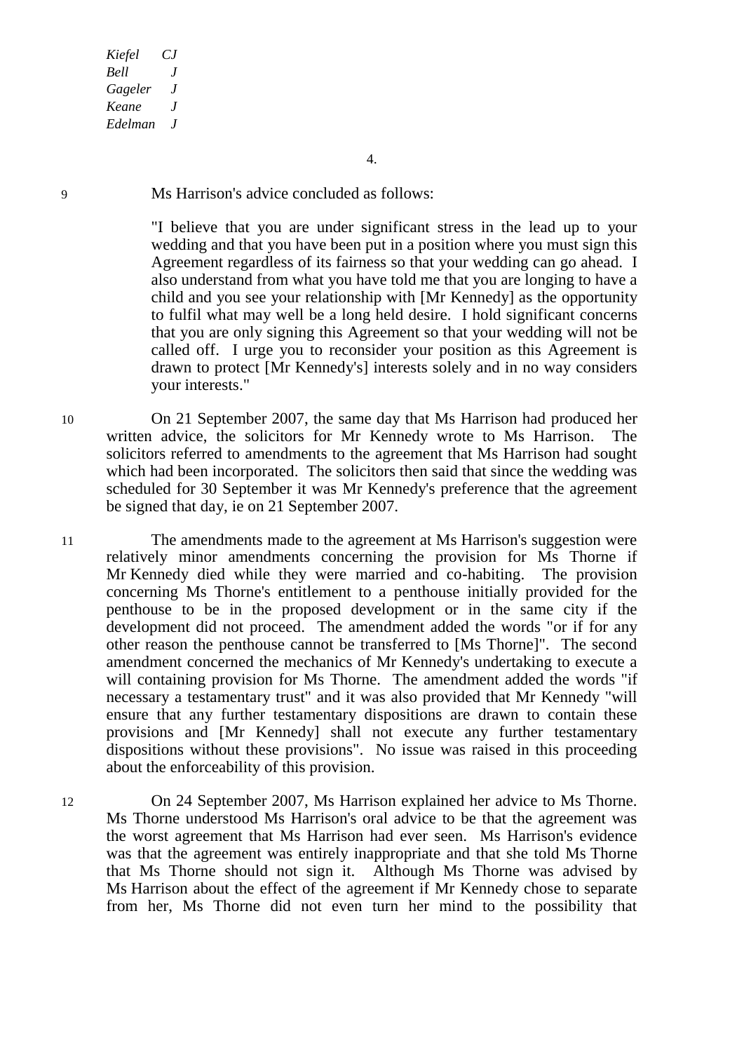9 Ms Harrison's advice concluded as follows:

> "I believe that you are under significant stress in the lead up to your wedding and that you have been put in a position where you must sign this Agreement regardless of its fairness so that your wedding can go ahead. I also understand from what you have told me that you are longing to have a child and you see your relationship with [Mr Kennedy] as the opportunity to fulfil what may well be a long held desire. I hold significant concerns that you are only signing this Agreement so that your wedding will not be called off. I urge you to reconsider your position as this Agreement is drawn to protect [Mr Kennedy's] interests solely and in no way considers your interests."

10 On 21 September 2007, the same day that Ms Harrison had produced her written advice, the solicitors for Mr Kennedy wrote to Ms Harrison. The solicitors referred to amendments to the agreement that Ms Harrison had sought which had been incorporated. The solicitors then said that since the wedding was scheduled for 30 September it was Mr Kennedy's preference that the agreement be signed that day, ie on 21 September 2007.

11 The amendments made to the agreement at Ms Harrison's suggestion were relatively minor amendments concerning the provision for Ms Thorne if Mr Kennedy died while they were married and co-habiting. The provision concerning Ms Thorne's entitlement to a penthouse initially provided for the penthouse to be in the proposed development or in the same city if the development did not proceed. The amendment added the words "or if for any other reason the penthouse cannot be transferred to [Ms Thorne]". The second amendment concerned the mechanics of Mr Kennedy's undertaking to execute a will containing provision for Ms Thorne. The amendment added the words "if necessary a testamentary trust" and it was also provided that Mr Kennedy "will ensure that any further testamentary dispositions are drawn to contain these provisions and [Mr Kennedy] shall not execute any further testamentary dispositions without these provisions". No issue was raised in this proceeding about the enforceability of this provision.

12 On 24 September 2007, Ms Harrison explained her advice to Ms Thorne. Ms Thorne understood Ms Harrison's oral advice to be that the agreement was the worst agreement that Ms Harrison had ever seen. Ms Harrison's evidence was that the agreement was entirely inappropriate and that she told Ms Thorne that Ms Thorne should not sign it. Although Ms Thorne was advised by Ms Harrison about the effect of the agreement if Mr Kennedy chose to separate from her, Ms Thorne did not even turn her mind to the possibility that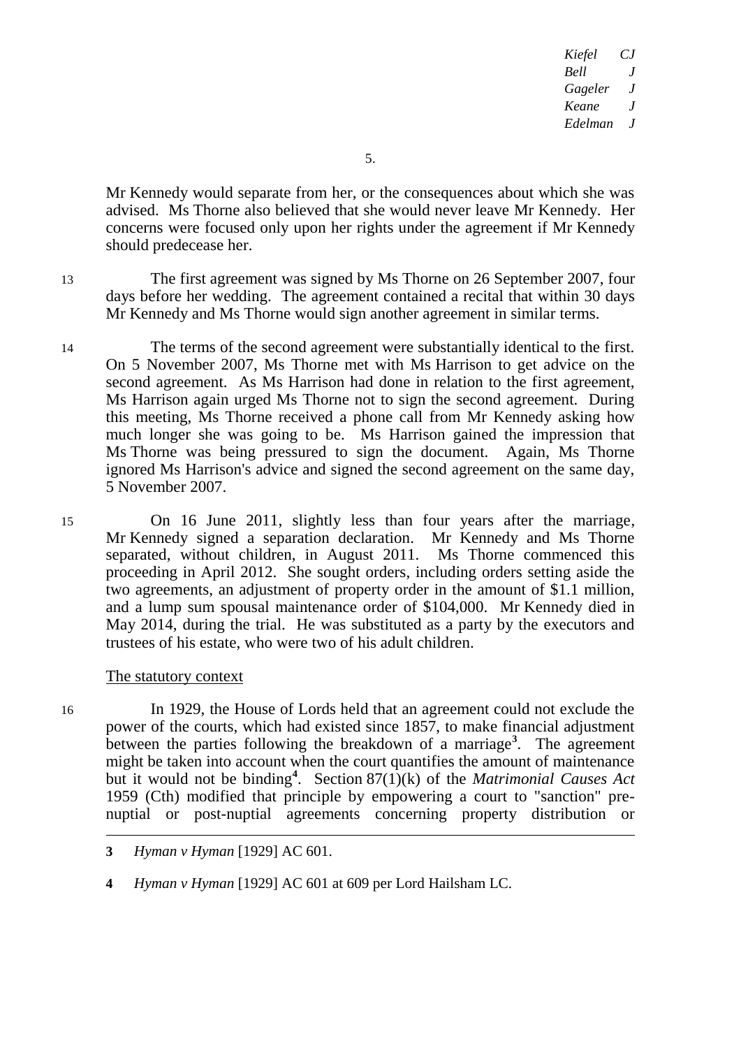Mr Kennedy would separate from her, or the consequences about which she was advised. Ms Thorne also believed that she would never leave Mr Kennedy. Her concerns were focused only upon her rights under the agreement if Mr Kennedy should predecease her.

13 The first agreement was signed by Ms Thorne on 26 September 2007, four days before her wedding. The agreement contained a recital that within 30 days Mr Kennedy and Ms Thorne would sign another agreement in similar terms.

14 The terms of the second agreement were substantially identical to the first. On 5 November 2007, Ms Thorne met with Ms Harrison to get advice on the second agreement. As Ms Harrison had done in relation to the first agreement, Ms Harrison again urged Ms Thorne not to sign the second agreement. During this meeting, Ms Thorne received a phone call from Mr Kennedy asking how much longer she was going to be. Ms Harrison gained the impression that Ms Thorne was being pressured to sign the document. Again, Ms Thorne ignored Ms Harrison's advice and signed the second agreement on the same day, 5 November 2007.

15 On 16 June 2011, slightly less than four years after the marriage, Mr Kennedy signed a separation declaration. Mr Kennedy and Ms Thorne separated, without children, in August 2011. Ms Thorne commenced this proceeding in April 2012. She sought orders, including orders setting aside the two agreements, an adjustment of property order in the amount of $1.1 million, and a lump sum spousal maintenance order of $104,000. Mr Kennedy died in May 2014, during the trial. He was substituted as a party by the executors and trustees of his estate, who were two of his adult children.

<u>The statutory context</u>

16 In 1929, the House of Lords held that an agreement could not exclude the power of the courts, which had existed since 1857, to make financial adjustment between the parties following the breakdown of a marriage[3]. The agreement might be taken into account when the court quantifies the amount of maintenance but it would not be binding[4]. Section 87(1)(k) of the *Matrimonial Causes Act* 1959 (Cth) modified that principle by empowering a court to "sanction" pre-nuptial or post-nuptial agreements concerning property distribution or

---

**3** *Hyman v Hyman* [1929] AC 601.

**4** *Hyman v Hyman* [1929] AC 601 at 609 per Lord Hailsham LC.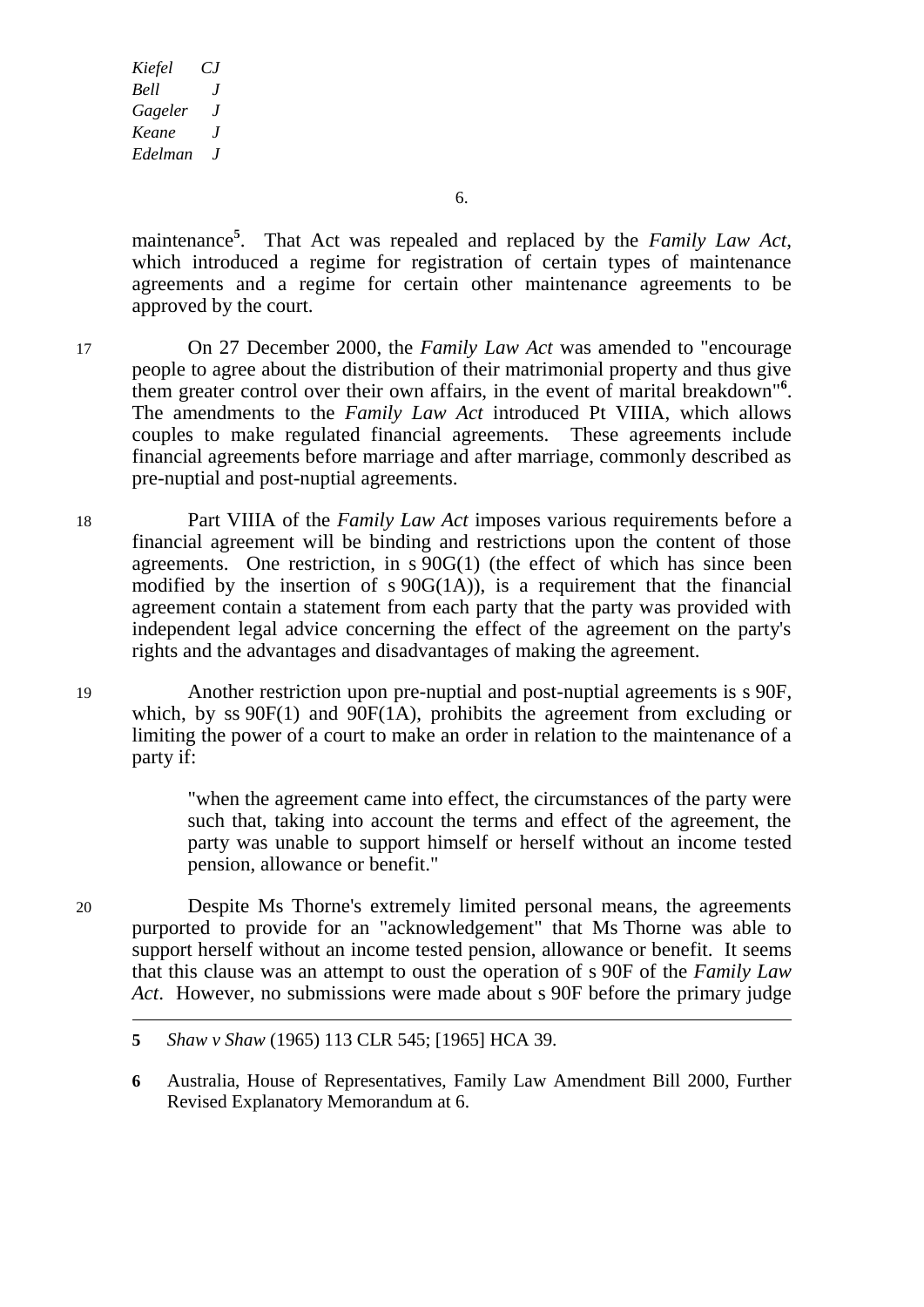maintenance[5]. That Act was repealed and replaced by the *Family Law Act*, which introduced a regime for registration of certain types of maintenance agreements and a regime for certain other maintenance agreements to be approved by the court.

17 On 27 December 2000, the *Family Law Act* was amended to "encourage people to agree about the distribution of their matrimonial property and thus give them greater control over their own affairs, in the event of marital breakdown"[6]. The amendments to the *Family Law Act* introduced Pt VIIIA, which allows couples to make regulated financial agreements. These agreements include financial agreements before marriage and after marriage, commonly described as pre-nuptial and post-nuptial agreements.

18 Part VIIIA of the *Family Law Act* imposes various requirements before a financial agreement will be binding and restrictions upon the content of those agreements. One restriction, in s 90G(1) (the effect of which has since been modified by the insertion of s 90G(1A)), is a requirement that the financial agreement contain a statement from each party that the party was provided with independent legal advice concerning the effect of the agreement on the party's rights and the advantages and disadvantages of making the agreement.

19 Another restriction upon pre-nuptial and post-nuptial agreements is s 90F, which, by ss 90F(1) and 90F(1A), prohibits the agreement from excluding or limiting the power of a court to make an order in relation to the maintenance of a party if:

> "when the agreement came into effect, the circumstances of the party were such that, taking into account the terms and effect of the agreement, the party was unable to support himself or herself without an income tested pension, allowance or benefit."

20 Despite Ms Thorne's extremely limited personal means, the agreements purported to provide for an "acknowledgement" that Ms Thorne was able to support herself without an income tested pension, allowance or benefit. It seems that this clause was an attempt to oust the operation of s 90F of the *Family Law Act*. However, no submissions were made about s 90F before the primary judge

---

5 *Shaw v Shaw* (1965) 113 CLR 545; [1965] HCA 39.

6 Australia, House of Representatives, Family Law Amendment Bill 2000, Further Revised Explanatory Memorandum at 6.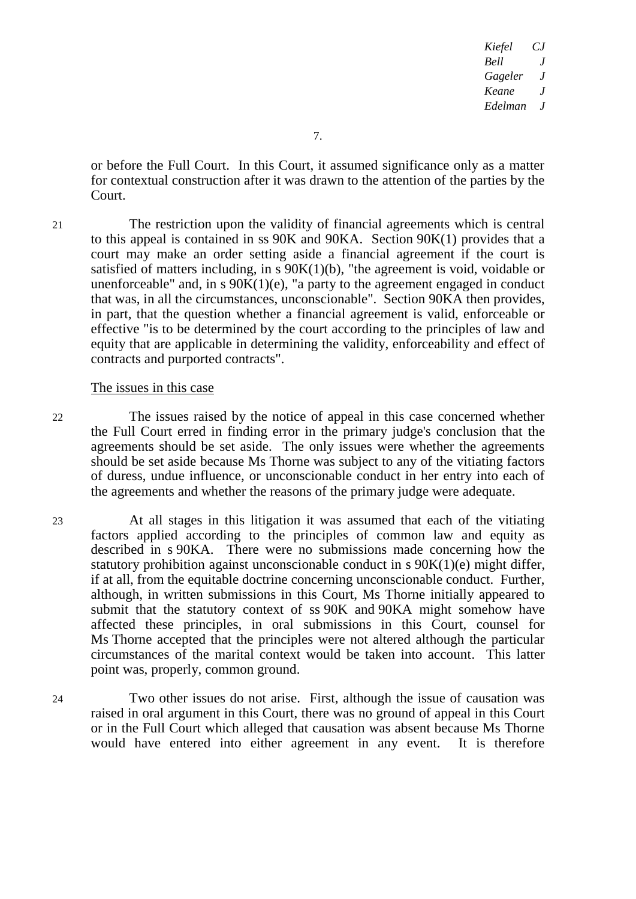or before the Full Court. In this Court, it assumed significance only as a matter for contextual construction after it was drawn to the attention of the parties by the Court.

21 The restriction upon the validity of financial agreements which is central to this appeal is contained in ss 90K and 90KA. Section 90K(1) provides that a court may make an order setting aside a financial agreement if the court is satisfied of matters including, in s 90K(1)(b), "the agreement is void, voidable or unenforceable" and, in s 90K(1)(e), "a party to the agreement engaged in conduct that was, in all the circumstances, unconscionable". Section 90KA then provides, in part, that the question whether a financial agreement is valid, enforceable or effective "is to be determined by the court according to the principles of law and equity that are applicable in determining the validity, enforceability and effect of contracts and purported contracts".

<u>The issues in this case</u>

22 The issues raised by the notice of appeal in this case concerned whether the Full Court erred in finding error in the primary judge's conclusion that the agreements should be set aside. The only issues were whether the agreements should be set aside because Ms Thorne was subject to any of the vitiating factors of duress, undue influence, or unconscionable conduct in her entry into each of the agreements and whether the reasons of the primary judge were adequate.

23 At all stages in this litigation it was assumed that each of the vitiating factors applied according to the principles of common law and equity as described in s 90KA. There were no submissions made concerning how the statutory prohibition against unconscionable conduct in s 90K(1)(e) might differ, if at all, from the equitable doctrine concerning unconscionable conduct. Further, although, in written submissions in this Court, Ms Thorne initially appeared to submit that the statutory context of ss 90K and 90KA might somehow have affected these principles, in oral submissions in this Court, counsel for Ms Thorne accepted that the principles were not altered although the particular circumstances of the marital context would be taken into account. This latter point was, properly, common ground.

24 Two other issues do not arise. First, although the issue of causation was raised in oral argument in this Court, there was no ground of appeal in this Court or in the Full Court which alleged that causation was absent because Ms Thorne would have entered into either agreement in any event. It is therefore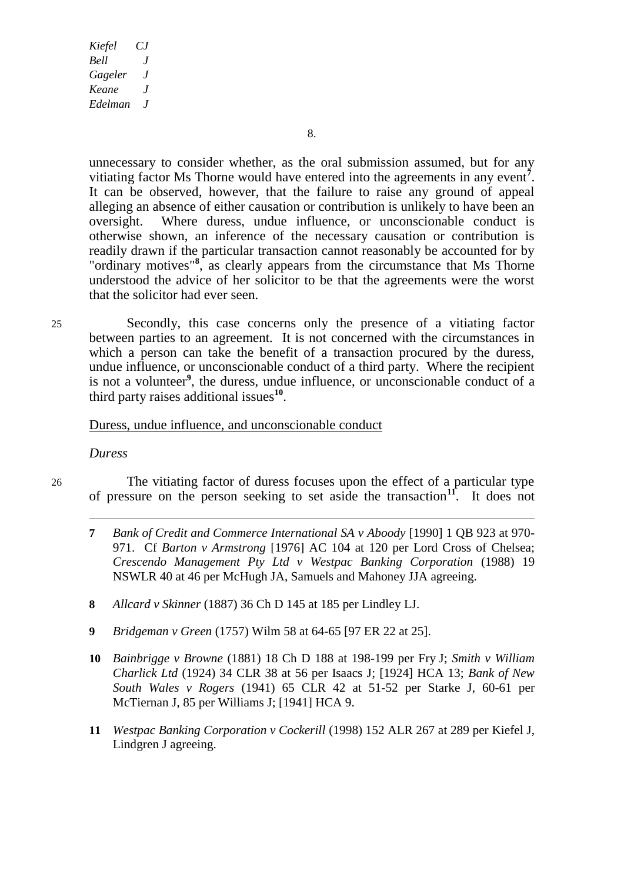unnecessary to consider whether, as the oral submission assumed, but for any vitiating factor Ms Thorne would have entered into the agreements in any event[7]. It can be observed, however, that the failure to raise any ground of appeal alleging an absence of either causation or contribution is unlikely to have been an oversight. Where duress, undue influence, or unconscionable conduct is otherwise shown, an inference of the necessary causation or contribution is readily drawn if the particular transaction cannot reasonably be accounted for by "ordinary motives"[8], as clearly appears from the circumstance that Ms Thorne understood the advice of her solicitor to be that the agreements were the worst that the solicitor had ever seen.

25 Secondly, this case concerns only the presence of a vitiating factor between parties to an agreement. It is not concerned with the circumstances in which a person can take the benefit of a transaction procured by the duress, undue influence, or unconscionable conduct of a third party. Where the recipient is not a volunteer[9], the duress, undue influence, or unconscionable conduct of a third party raises additional issues[10].

## Duress, undue influence, and unconscionable conduct

### *Duress*

26 The vitiating factor of duress focuses upon the effect of a particular type of pressure on the person seeking to set aside the transaction[11]. It does not

---

7 *Bank of Credit and Commerce International SA v Aboody* [1990] 1 QB 923 at 970-971. Cf *Barton v Armstrong* [1976] AC 104 at 120 per Lord Cross of Chelsea; *Crescendo Management Pty Ltd v Westpac Banking Corporation* (1988) 19 NSWLR 40 at 46 per McHugh JA, Samuels and Mahoney JJA agreeing.

8 *Allcard v Skinner* (1887) 36 Ch D 145 at 185 per Lindley LJ.

9 *Bridgeman v Green* (1757) Wilm 58 at 64-65 [97 ER 22 at 25].

10 *Bainbrigge v Browne* (1881) 18 Ch D 188 at 198-199 per Fry J; *Smith v William Charlick Ltd* (1924) 34 CLR 38 at 56 per Isaacs J; [1924] HCA 13; *Bank of New South Wales v Rogers* (1941) 65 CLR 42 at 51-52 per Starke J, 60-61 per McTiernan J, 85 per Williams J; [1941] HCA 9.

11 *Westpac Banking Corporation v Cockerill* (1998) 152 ALR 267 at 289 per Kiefel J, Lindgren J agreeing.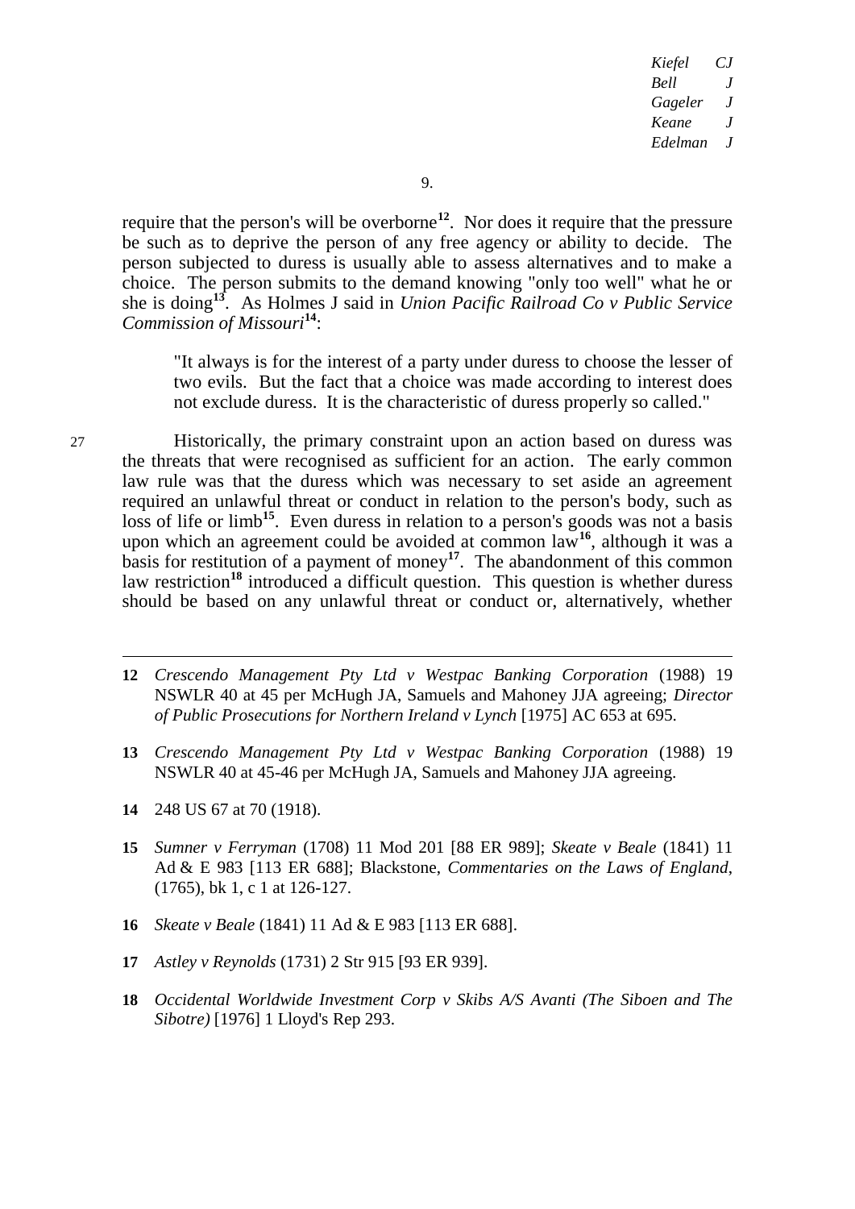require that the person's will be overborne[12]. Nor does it require that the pressure be such as to deprive the person of any free agency or ability to decide. The person subjected to duress is usually able to assess alternatives and to make a choice. The person submits to the demand knowing "only too well" what he or she is doing[13]. As Holmes J said in *Union Pacific Railroad Co v Public Service Commission of Missouri*[14]:

> "It always is for the interest of a party under duress to choose the lesser of two evils. But the fact that a choice was made according to interest does not exclude duress. It is the characteristic of duress properly so called."

27 Historically, the primary constraint upon an action based on duress was the threats that were recognised as sufficient for an action. The early common law rule was that the duress which was necessary to set aside an agreement required an unlawful threat or conduct in relation to the person's body, such as loss of life or limb[15]. Even duress in relation to a person's goods was not a basis upon which an agreement could be avoided at common law[16], although it was a basis for restitution of a payment of money[17]. The abandonment of this common law restriction[18] introduced a difficult question. This question is whether duress should be based on any unlawful threat or conduct or, alternatively, whether

---

**12** *Crescendo Management Pty Ltd v Westpac Banking Corporation* (1988) 19 NSWLR 40 at 45 per McHugh JA, Samuels and Mahoney JJA agreeing; *Director of Public Prosecutions for Northern Ireland v Lynch* [1975] AC 653 at 695.

**13** *Crescendo Management Pty Ltd v Westpac Banking Corporation* (1988) 19 NSWLR 40 at 45-46 per McHugh JA, Samuels and Mahoney JJA agreeing.

**14** 248 US 67 at 70 (1918).

**15** *Sumner v Ferryman* (1708) 11 Mod 201 [88 ER 989]; *Skeate v Beale* (1841) 11 Ad & E 983 [113 ER 688]; Blackstone, *Commentaries on the Laws of England*, (1765), bk 1, c 1 at 126-127.

**16** *Skeate v Beale* (1841) 11 Ad & E 983 [113 ER 688].

**17** *Astley v Reynolds* (1731) 2 Str 915 [93 ER 939].

**18** *Occidental Worldwide Investment Corp v Skibs A/S Avanti (The Siboen and The Sibotre)* [1976] 1 Lloyd's Rep 293.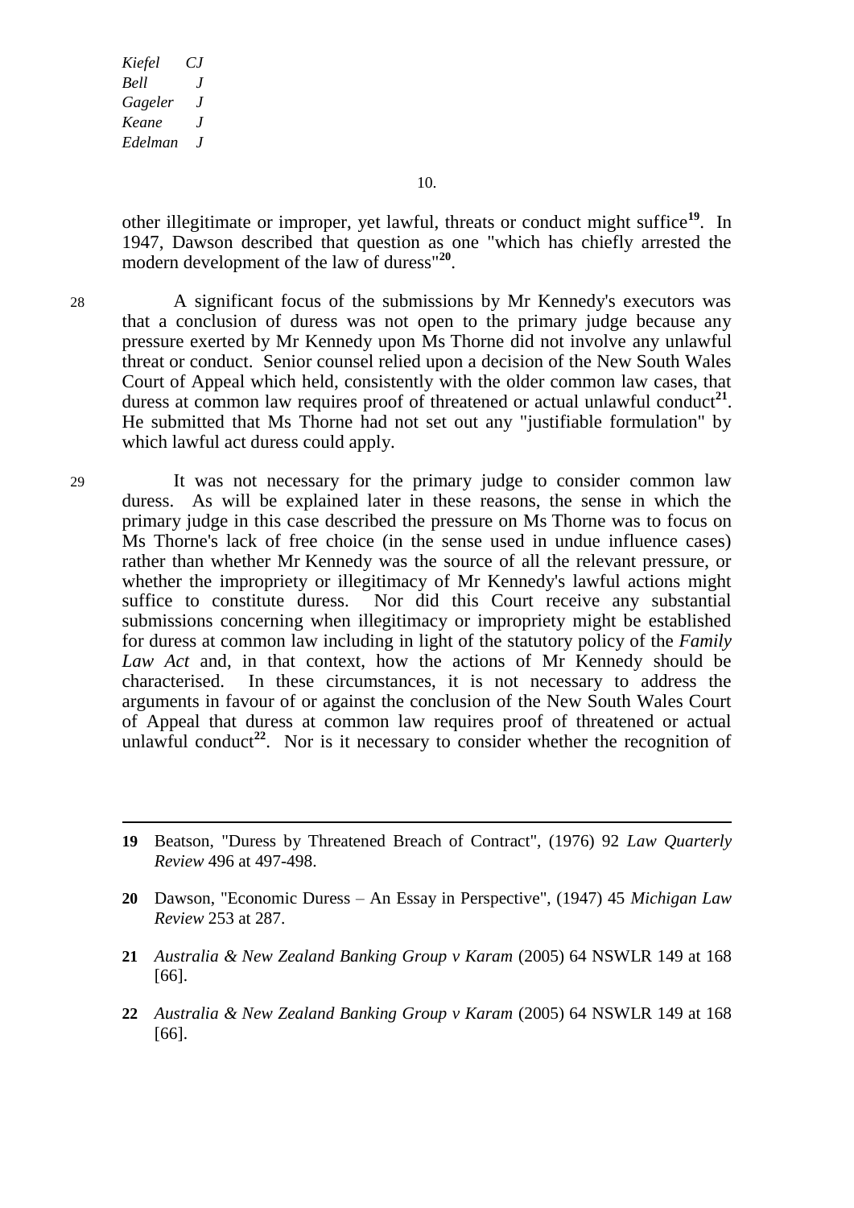other illegitimate or improper, yet lawful, threats or conduct might suffice[19]. In 1947, Dawson described that question as one "which has chiefly arrested the modern development of the law of duress"[20].

28 A significant focus of the submissions by Mr Kennedy's executors was that a conclusion of duress was not open to the primary judge because any pressure exerted by Mr Kennedy upon Ms Thorne did not involve any unlawful threat or conduct. Senior counsel relied upon a decision of the New South Wales Court of Appeal which held, consistently with the older common law cases, that duress at common law requires proof of threatened or actual unlawful conduct[21]. He submitted that Ms Thorne had not set out any "justifiable formulation" by which lawful act duress could apply.

29 It was not necessary for the primary judge to consider common law duress. As will be explained later in these reasons, the sense in which the primary judge in this case described the pressure on Ms Thorne was to focus on Ms Thorne's lack of free choice (in the sense used in undue influence cases) rather than whether Mr Kennedy was the source of all the relevant pressure, or whether the impropriety or illegitimacy of Mr Kennedy's lawful actions might suffice to constitute duress. Nor did this Court receive any substantial submissions concerning when illegitimacy or impropriety might be established for duress at common law including in light of the statutory policy of the *Family Law Act* and, in that context, how the actions of Mr Kennedy should be characterised. In these circumstances, it is not necessary to address the arguments in favour of or against the conclusion of the New South Wales Court of Appeal that duress at common law requires proof of threatened or actual unlawful conduct[22]. Nor is it necessary to consider whether the recognition of

---

**19** Beatson, "Duress by Threatened Breach of Contract", (1976) 92 *Law Quarterly Review* 496 at 497-498.

**20** Dawson, "Economic Duress – An Essay in Perspective", (1947) 45 *Michigan Law Review* 253 at 287.

**21** *Australia & New Zealand Banking Group v Karam* (2005) 64 NSWLR 149 at 168 [66].

**22** *Australia & New Zealand Banking Group v Karam* (2005) 64 NSWLR 149 at 168 [66].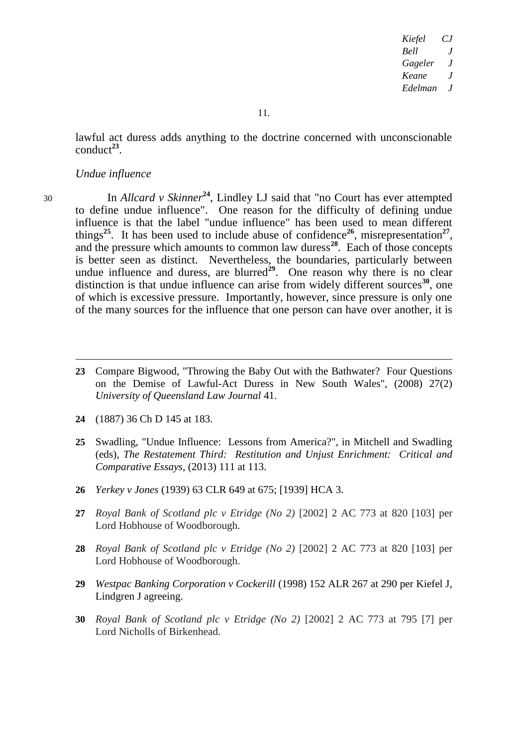lawful act duress adds anything to the doctrine concerned with unconscionable conduct[23].

*Undue influence*

30 In *Allcard v Skinner*[24], Lindley LJ said that "no Court has ever attempted to define undue influence". One reason for the difficulty of defining undue influence is that the label "undue influence" has been used to mean different things[25]. It has been used to include abuse of confidence[26], misrepresentation[27], and the pressure which amounts to common law duress[28]. Each of those concepts is better seen as distinct. Nevertheless, the boundaries, particularly between undue influence and duress, are blurred[29]. One reason why there is no clear distinction is that undue influence can arise from widely different sources[30], one of which is excessive pressure. Importantly, however, since pressure is only one of the many sources for the influence that one person can have over another, it is

---

**23** Compare Bigwood, "Throwing the Baby Out with the Bathwater? Four Questions on the Demise of Lawful-Act Duress in New South Wales", (2008) 27(2) *University of Queensland Law Journal* 41.

**24** (1887) 36 Ch D 145 at 183.

**25** Swadling, "Undue Influence: Lessons from America?", in Mitchell and Swadling (eds), *The Restatement Third: Restitution and Unjust Enrichment: Critical and Comparative Essays*, (2013) 111 at 113.

**26** *Yerkey v Jones* (1939) 63 CLR 649 at 675; [1939] HCA 3.

**27** *Royal Bank of Scotland plc v Etridge (No 2)* [2002] 2 AC 773 at 820 [103] per Lord Hobhouse of Woodborough.

**28** *Royal Bank of Scotland plc v Etridge (No 2)* [2002] 2 AC 773 at 820 [103] per Lord Hobhouse of Woodborough.

**29** *Westpac Banking Corporation v Cockerill* (1998) 152 ALR 267 at 290 per Kiefel J, Lindgren J agreeing.

**30** *Royal Bank of Scotland plc v Etridge (No 2)* [2002] 2 AC 773 at 795 [7] per Lord Nicholls of Birkenhead.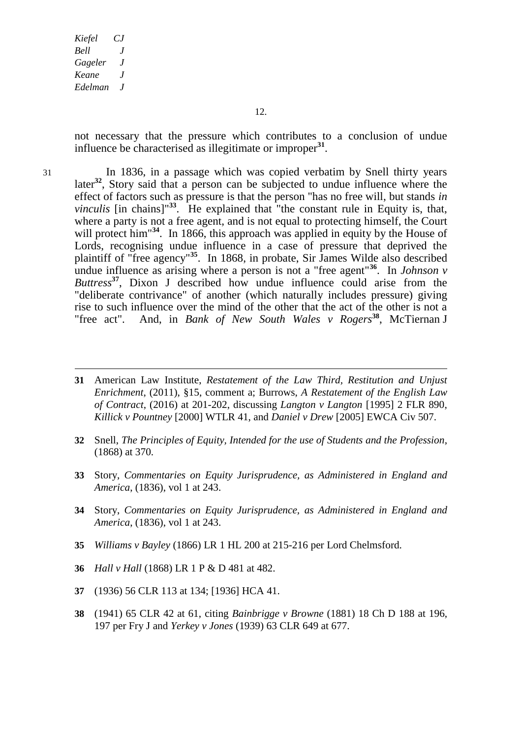not necessary that the pressure which contributes to a conclusion of undue influence be characterised as illegitimate or improper[31].

31 In 1836, in a passage which was copied verbatim by Snell thirty years later[32], Story said that a person can be subjected to undue influence where the effect of factors such as pressure is that the person "has no free will, but stands *in vinculis* [in chains]"[33]. He explained that "the constant rule in Equity is, that, where a party is not a free agent, and is not equal to protecting himself, the Court will protect him"[34]. In 1866, this approach was applied in equity by the House of Lords, recognising undue influence in a case of pressure that deprived the plaintiff of "free agency"[35]. In 1868, in probate, Sir James Wilde also described undue influence as arising where a person is not a "free agent"[36]. In *Johnson v Buttress*[37], Dixon J described how undue influence could arise from the "deliberate contrivance" of another (which naturally includes pressure) giving rise to such influence over the mind of the other that the act of the other is not a "free act". And, in *Bank of New South Wales v Rogers*[38], McTiernan J

---

**31** American Law Institute, *Restatement of the Law Third, Restitution and Unjust Enrichment*, (2011), §15, comment a; Burrows, *A Restatement of the English Law of Contract*, (2016) at 201-202, discussing *Langton v Langton* [1995] 2 FLR 890, *Killick v Pountney* [2000] WTLR 41, and *Daniel v Drew* [2005] EWCA Civ 507.

**32** Snell, *The Principles of Equity, Intended for the use of Students and the Profession*, (1868) at 370.

**33** Story, *Commentaries on Equity Jurisprudence, as Administered in England and America*, (1836), vol 1 at 243.

**34** Story, *Commentaries on Equity Jurisprudence, as Administered in England and America*, (1836), vol 1 at 243.

**35** *Williams v Bayley* (1866) LR 1 HL 200 at 215-216 per Lord Chelmsford.

**36** *Hall v Hall* (1868) LR 1 P & D 481 at 482.

**37** (1936) 56 CLR 113 at 134; [1936] HCA 41.

**38** (1941) 65 CLR 42 at 61, citing *Bainbrigge v Browne* (1881) 18 Ch D 188 at 196, 197 per Fry J and *Yerkey v Jones* (1939) 63 CLR 649 at 677.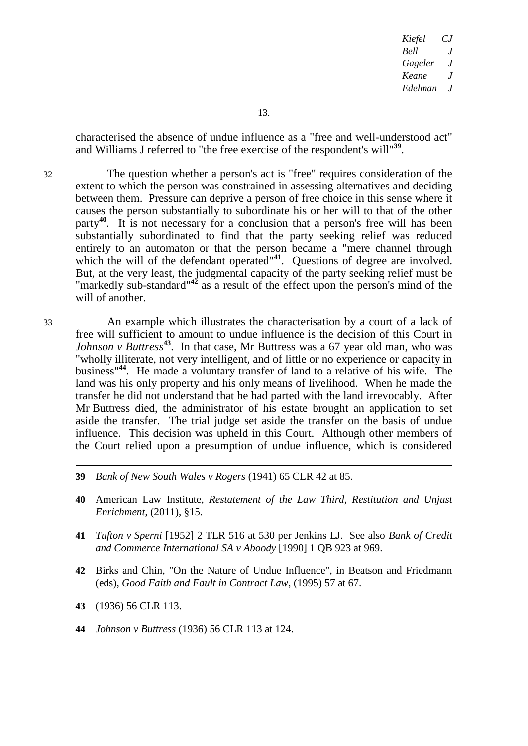characterised the absence of undue influence as a "free and well-understood act" and Williams J referred to "the free exercise of the respondent's will"[39].

32 The question whether a person's act is "free" requires consideration of the extent to which the person was constrained in assessing alternatives and deciding between them. Pressure can deprive a person of free choice in this sense where it causes the person substantially to subordinate his or her will to that of the other party[40]. It is not necessary for a conclusion that a person's free will has been substantially subordinated to find that the party seeking relief was reduced entirely to an automaton or that the person became a "mere channel through which the will of the defendant operated"[41]. Questions of degree are involved. But, at the very least, the judgmental capacity of the party seeking relief must be "markedly sub-standard"[42] as a result of the effect upon the person's mind of the will of another.

33 An example which illustrates the characterisation by a court of a lack of free will sufficient to amount to undue influence is the decision of this Court in *Johnson v Buttress*[43]. In that case, Mr Buttress was a 67 year old man, who was "wholly illiterate, not very intelligent, and of little or no experience or capacity in business"[44]. He made a voluntary transfer of land to a relative of his wife. The land was his only property and his only means of livelihood. When he made the transfer he did not understand that he had parted with the land irrevocably. After Mr Buttress died, the administrator of his estate brought an application to set aside the transfer. The trial judge set aside the transfer on the basis of undue influence. This decision was upheld in this Court. Although other members of the Court relied upon a presumption of undue influence, which is considered

---

**39** *Bank of New South Wales v Rogers* (1941) 65 CLR 42 at 85.

**40** American Law Institute, *Restatement of the Law Third, Restitution and Unjust Enrichment*, (2011), §15.

**41** *Tufton v Sperni* [1952] 2 TLR 516 at 530 per Jenkins LJ. See also *Bank of Credit and Commerce International SA v Aboody* [1990] 1 QB 923 at 969.

**42** Birks and Chin, "On the Nature of Undue Influence", in Beatson and Friedmann (eds), *Good Faith and Fault in Contract Law*, (1995) 57 at 67.

**43** (1936) 56 CLR 113.

**44** *Johnson v Buttress* (1936) 56 CLR 113 at 124.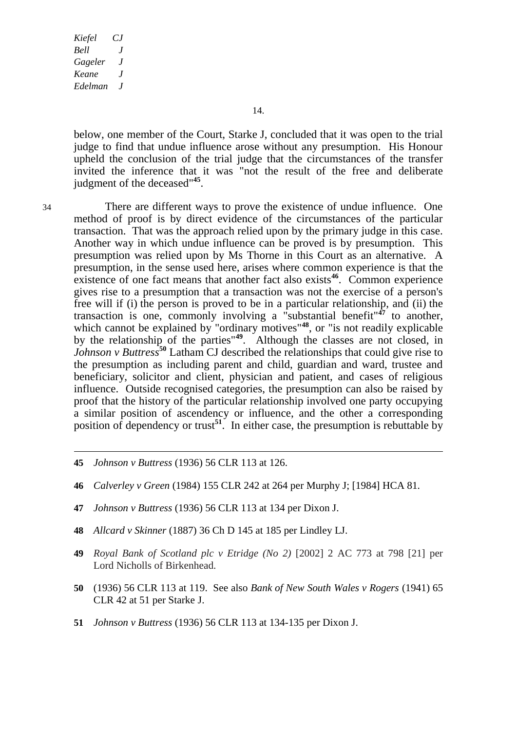below, one member of the Court, Starke J, concluded that it was open to the trial judge to find that undue influence arose without any presumption. His Honour upheld the conclusion of the trial judge that the circumstances of the transfer invited the inference that it was "not the result of the free and deliberate judgment of the deceased"[45].

34 There are different ways to prove the existence of undue influence. One method of proof is by direct evidence of the circumstances of the particular transaction. That was the approach relied upon by the primary judge in this case. Another way in which undue influence can be proved is by presumption. This presumption was relied upon by Ms Thorne in this Court as an alternative. A presumption, in the sense used here, arises where common experience is that the existence of one fact means that another fact also exists[46]. Common experience gives rise to a presumption that a transaction was not the exercise of a person's free will if (i) the person is proved to be in a particular relationship, and (ii) the transaction is one, commonly involving a "substantial benefit"[47] to another, which cannot be explained by "ordinary motives"[48], or "is not readily explicable by the relationship of the parties"[49]. Although the classes are not closed, in *Johnson v Buttress*[50] Latham CJ described the relationships that could give rise to the presumption as including parent and child, guardian and ward, trustee and beneficiary, solicitor and client, physician and patient, and cases of religious influence. Outside recognised categories, the presumption can also be raised by proof that the history of the particular relationship involved one party occupying a similar position of ascendency or influence, and the other a corresponding position of dependency or trust[51]. In either case, the presumption is rebuttable by

---

**45** *Johnson v Buttress* (1936) 56 CLR 113 at 126.

**46** *Calverley v Green* (1984) 155 CLR 242 at 264 per Murphy J; [1984] HCA 81.

**47** *Johnson v Buttress* (1936) 56 CLR 113 at 134 per Dixon J.

**48** *Allcard v Skinner* (1887) 36 Ch D 145 at 185 per Lindley LJ.

**49** *Royal Bank of Scotland plc v Etridge (No 2)* [2002] 2 AC 773 at 798 [21] per Lord Nicholls of Birkenhead.

**50** (1936) 56 CLR 113 at 119. See also *Bank of New South Wales v Rogers* (1941) 65 CLR 42 at 51 per Starke J.

**51** *Johnson v Buttress* (1936) 56 CLR 113 at 134-135 per Dixon J.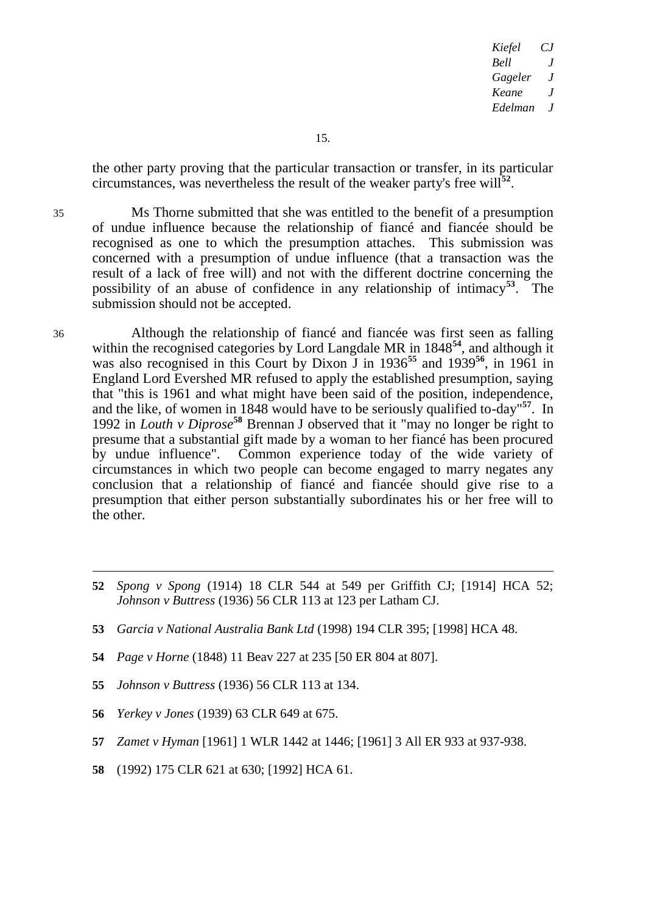the other party proving that the particular transaction or transfer, in its particular circumstances, was nevertheless the result of the weaker party's free will[52].

35 Ms Thorne submitted that she was entitled to the benefit of a presumption of undue influence because the relationship of fiancé and fiancée should be recognised as one to which the presumption attaches. This submission was concerned with a presumption of undue influence (that a transaction was the result of a lack of free will) and not with the different doctrine concerning the possibility of an abuse of confidence in any relationship of intimacy[53]. The submission should not be accepted.

36 Although the relationship of fiancé and fiancée was first seen as falling within the recognised categories by Lord Langdale MR in 1848[54], and although it was also recognised in this Court by Dixon J in 1936[55] and 1939[56], in 1961 in England Lord Evershed MR refused to apply the established presumption, saying that "this is 1961 and what might have been said of the position, independence, and the like, of women in 1848 would have to be seriously qualified to-day"[57]. In 1992 in *Louth v Diprose*[58] Brennan J observed that it "may no longer be right to presume that a substantial gift made by a woman to her fiancé has been procured by undue influence". Common experience today of the wide variety of circumstances in which two people can become engaged to marry negates any conclusion that a relationship of fiancé and fiancée should give rise to a presumption that either person substantially subordinates his or her free will to the other.

---

**52** *Spong v Spong* (1914) 18 CLR 544 at 549 per Griffith CJ; [1914] HCA 52; *Johnson v Buttress* (1936) 56 CLR 113 at 123 per Latham CJ.

**53** *Garcia v National Australia Bank Ltd* (1998) 194 CLR 395; [1998] HCA 48.

**54** *Page v Horne* (1848) 11 Beav 227 at 235 [50 ER 804 at 807].

**55** *Johnson v Buttress* (1936) 56 CLR 113 at 134.

**56** *Yerkey v Jones* (1939) 63 CLR 649 at 675.

**57** *Zamet v Hyman* [1961] 1 WLR 1442 at 1446; [1961] 3 All ER 933 at 937-938.

**58** (1992) 175 CLR 621 at 630; [1992] HCA 61.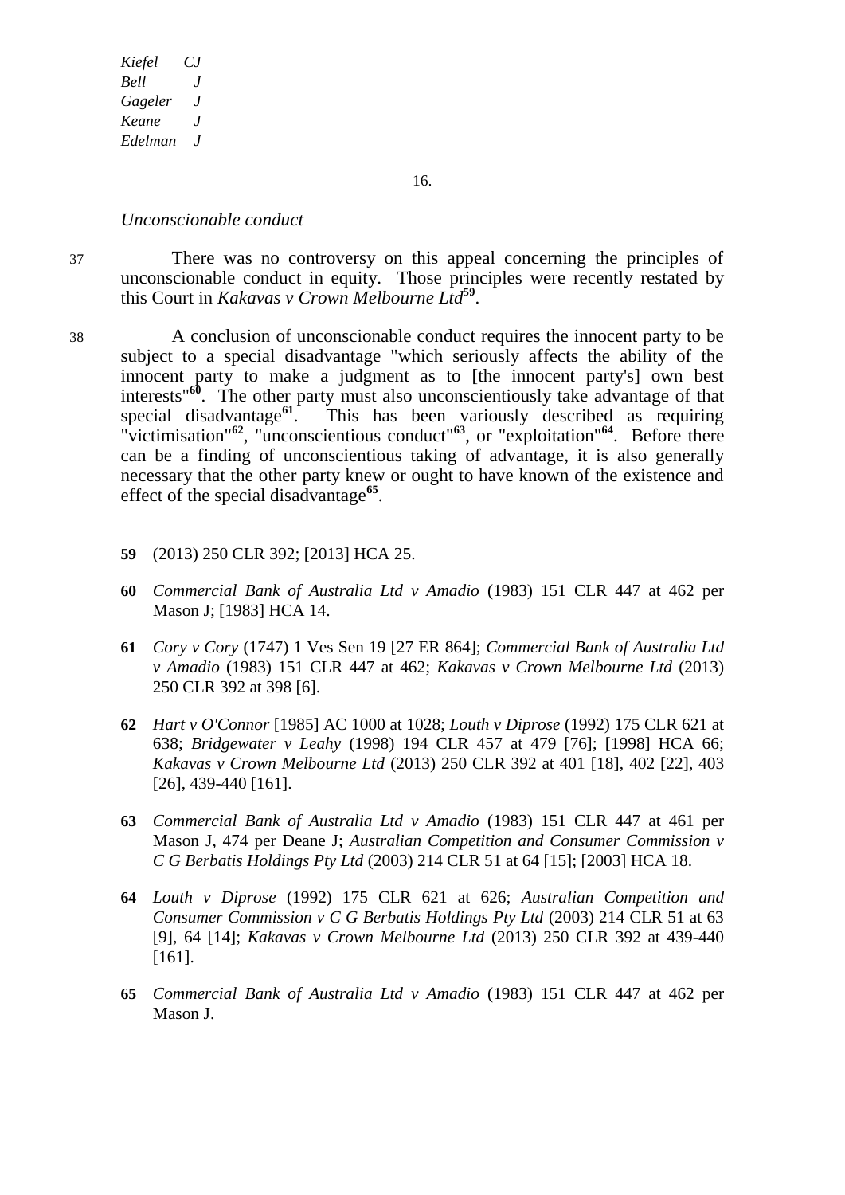*Unconscionable conduct*

37 There was no controversy on this appeal concerning the principles of unconscionable conduct in equity. Those principles were recently restated by this Court in *Kakavas v Crown Melbourne Ltd*[59].

38 A conclusion of unconscionable conduct requires the innocent party to be subject to a special disadvantage "which seriously affects the ability of the innocent party to make a judgment as to [the innocent party's] own best interests"[60]. The other party must also unconscientiously take advantage of that special disadvantage[61]. This has been variously described as requiring "victimisation"[62], "unconscientious conduct"[63], or "exploitation"[64]. Before there can be a finding of unconscientious taking of advantage, it is also generally necessary that the other party knew or ought to have known of the existence and effect of the special disadvantage[65].

---

**59** (2013) 250 CLR 392; [2013] HCA 25.

**60** *Commercial Bank of Australia Ltd v Amadio* (1983) 151 CLR 447 at 462 per Mason J; [1983] HCA 14.

**61** *Cory v Cory* (1747) 1 Ves Sen 19 [27 ER 864]; *Commercial Bank of Australia Ltd v Amadio* (1983) 151 CLR 447 at 462; *Kakavas v Crown Melbourne Ltd* (2013) 250 CLR 392 at 398 [6].

**62** *Hart v O'Connor* [1985] AC 1000 at 1028; *Louth v Diprose* (1992) 175 CLR 621 at 638; *Bridgewater v Leahy* (1998) 194 CLR 457 at 479 [76]; [1998] HCA 66; *Kakavas v Crown Melbourne Ltd* (2013) 250 CLR 392 at 401 [18], 402 [22], 403 [26], 439-440 [161].

**63** *Commercial Bank of Australia Ltd v Amadio* (1983) 151 CLR 447 at 461 per Mason J, 474 per Deane J; *Australian Competition and Consumer Commission v C G Berbatis Holdings Pty Ltd* (2003) 214 CLR 51 at 64 [15]; [2003] HCA 18.

**64** *Louth v Diprose* (1992) 175 CLR 621 at 626; *Australian Competition and Consumer Commission v C G Berbatis Holdings Pty Ltd* (2003) 214 CLR 51 at 63 [9], 64 [14]; *Kakavas v Crown Melbourne Ltd* (2013) 250 CLR 392 at 439-440 [161].

**65** *Commercial Bank of Australia Ltd v Amadio* (1983) 151 CLR 447 at 462 per Mason J.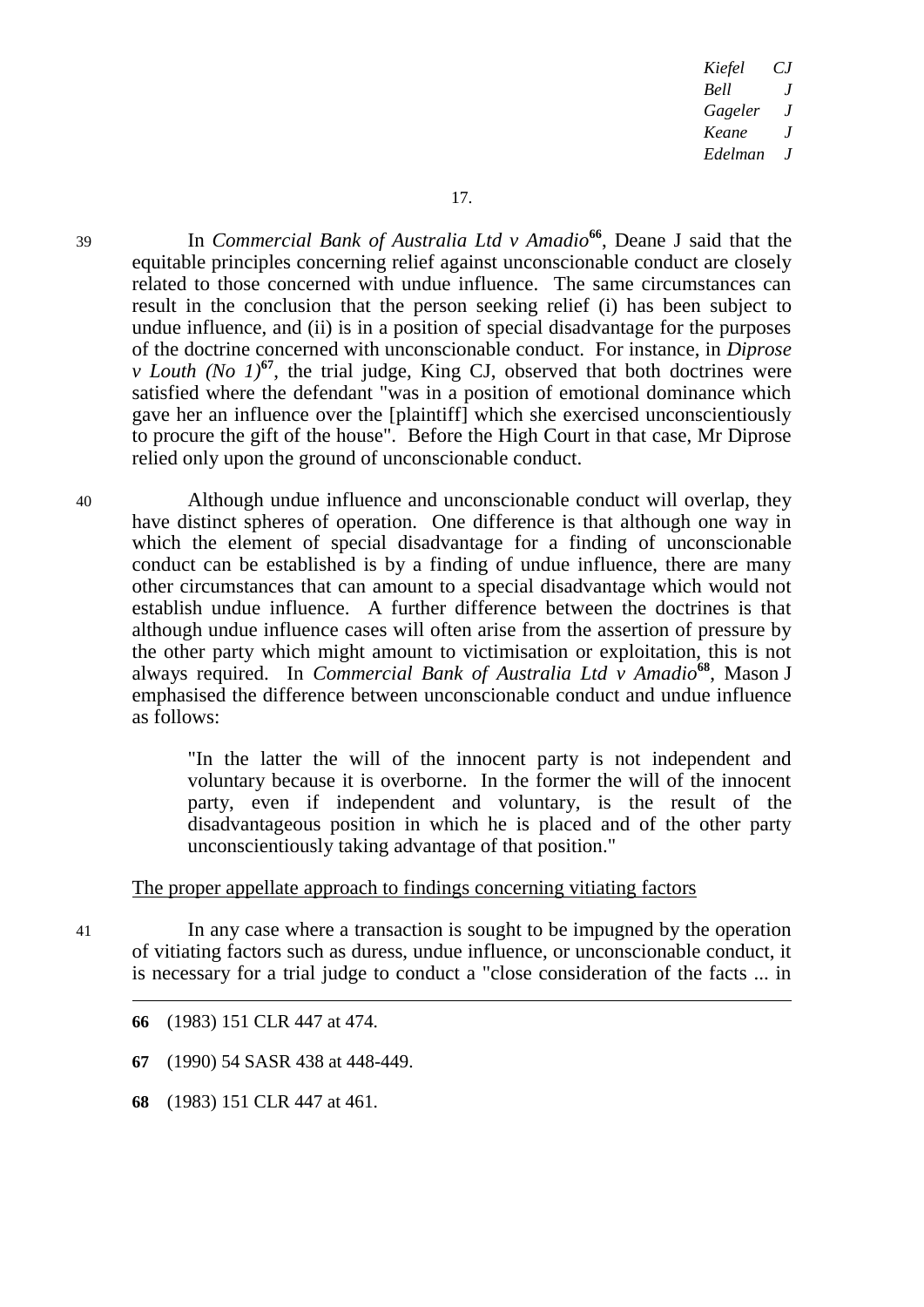39 In *Commercial Bank of Australia Ltd v Amadio*[66], Deane J said that the equitable principles concerning relief against unconscionable conduct are closely related to those concerned with undue influence. The same circumstances can result in the conclusion that the person seeking relief (i) has been subject to undue influence, and (ii) is in a position of special disadvantage for the purposes of the doctrine concerned with unconscionable conduct. For instance, in *Diprose v Louth (No 1)*[67], the trial judge, King CJ, observed that both doctrines were satisfied where the defendant "was in a position of emotional dominance which gave her an influence over the [plaintiff] which she exercised unconscientiously to procure the gift of the house". Before the High Court in that case, Mr Diprose relied only upon the ground of unconscionable conduct.

40 Although undue influence and unconscionable conduct will overlap, they have distinct spheres of operation. One difference is that although one way in which the element of special disadvantage for a finding of unconscionable conduct can be established is by a finding of undue influence, there are many other circumstances that can amount to a special disadvantage which would not establish undue influence. A further difference between the doctrines is that although undue influence cases will often arise from the assertion of pressure by the other party which might amount to victimisation or exploitation, this is not always required. In *Commercial Bank of Australia Ltd v Amadio*[68], Mason J emphasised the difference between unconscionable conduct and undue influence as follows:

> "In the latter the will of the innocent party is not independent and voluntary because it is overborne. In the former the will of the innocent party, even if independent and voluntary, is the result of the disadvantageous position in which he is placed and of the other party unconscientiously taking advantage of that position."

<u>The proper appellate approach to findings concerning vitiating factors</u>

41 In any case where a transaction is sought to be impugned by the operation of vitiating factors such as duress, undue influence, or unconscionable conduct, it is necessary for a trial judge to conduct a "close consideration of the facts ... in

---

**66** (1983) 151 CLR 447 at 474.

**67** (1990) 54 SASR 438 at 448-449.

**68** (1983) 151 CLR 447 at 461.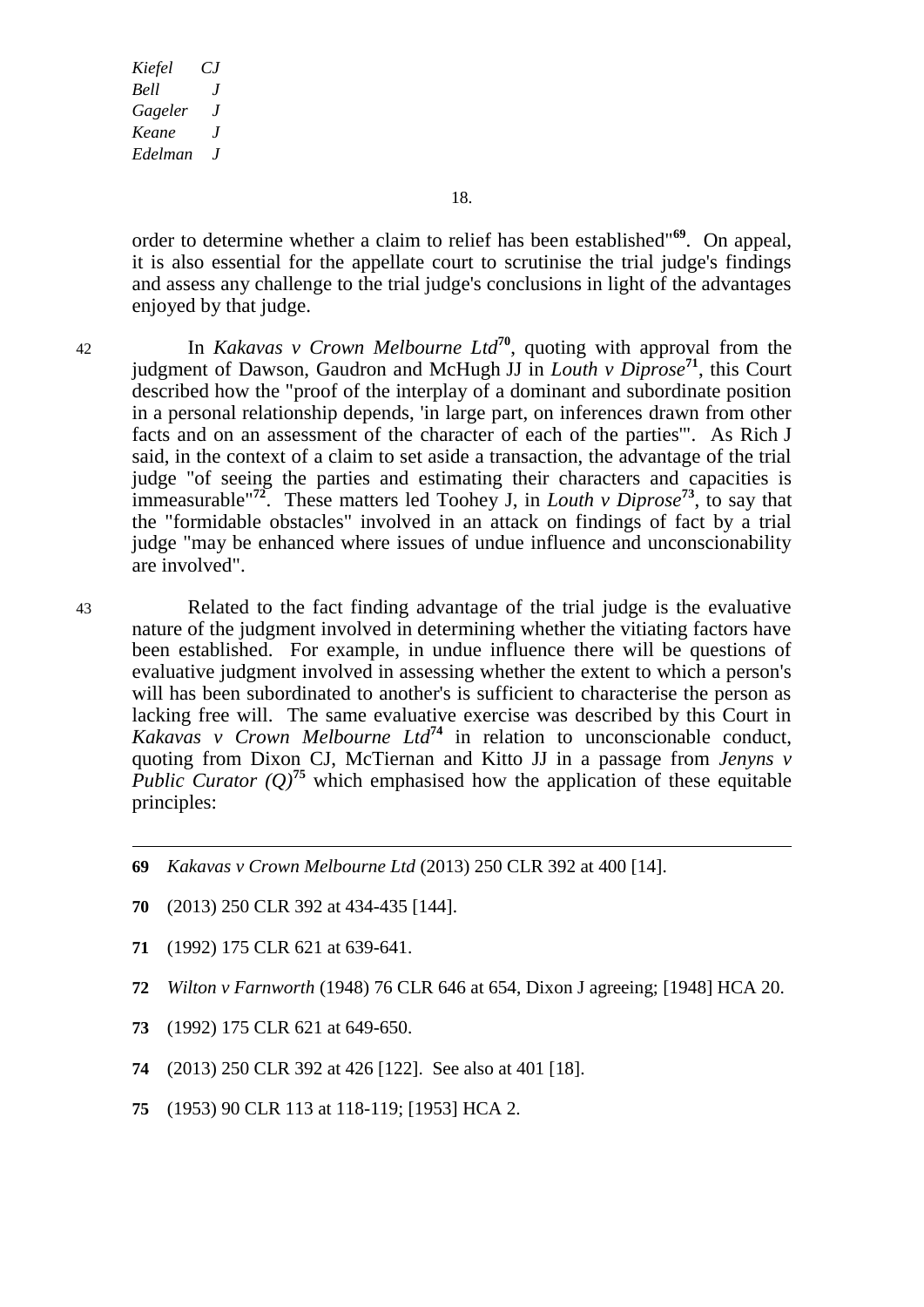order to determine whether a claim to relief has been established"[69]. On appeal, it is also essential for the appellate court to scrutinise the trial judge's findings and assess any challenge to the trial judge's conclusions in light of the advantages enjoyed by that judge.

42 In *Kakavas v Crown Melbourne Ltd*[70], quoting with approval from the judgment of Dawson, Gaudron and McHugh JJ in *Louth v Diprose*[71], this Court described how the "proof of the interplay of a dominant and subordinate position in a personal relationship depends, 'in large part, on inferences drawn from other facts and on an assessment of the character of each of the parties'". As Rich J said, in the context of a claim to set aside a transaction, the advantage of the trial judge "of seeing the parties and estimating their characters and capacities is immeasurable"[72]. These matters led Toohey J, in *Louth v Diprose*[73], to say that the "formidable obstacles" involved in an attack on findings of fact by a trial judge "may be enhanced where issues of undue influence and unconscionability are involved".

43 Related to the fact finding advantage of the trial judge is the evaluative nature of the judgment involved in determining whether the vitiating factors have been established. For example, in undue influence there will be questions of evaluative judgment involved in assessing whether the extent to which a person's will has been subordinated to another's is sufficient to characterise the person as lacking free will. The same evaluative exercise was described by this Court in *Kakavas v Crown Melbourne Ltd*[74] in relation to unconscionable conduct, quoting from Dixon CJ, McTiernan and Kitto JJ in a passage from *Jenyns v Public Curator (Q)*[75] which emphasised how the application of these equitable principles:

---

69 *Kakavas v Crown Melbourne Ltd* (2013) 250 CLR 392 at 400 [14].

70 (2013) 250 CLR 392 at 434-435 [144].

71 (1992) 175 CLR 621 at 639-641.

72 *Wilton v Farnworth* (1948) 76 CLR 646 at 654, Dixon J agreeing; [1948] HCA 20.

73 (1992) 175 CLR 621 at 649-650.

74 (2013) 250 CLR 392 at 426 [122]. See also at 401 [18].

75 (1953) 90 CLR 113 at 118-119; [1953] HCA 2.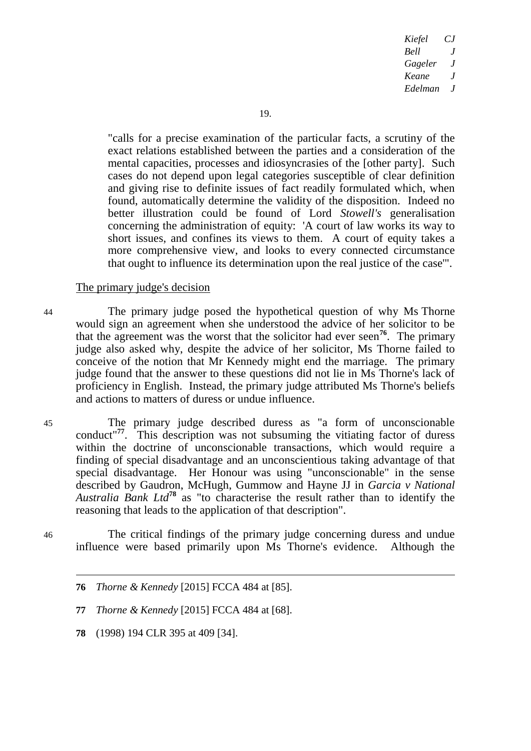> "calls for a precise examination of the particular facts, a scrutiny of the exact relations established between the parties and a consideration of the mental capacities, processes and idiosyncrasies of the [other party]. Such cases do not depend upon legal categories susceptible of clear definition and giving rise to definite issues of fact readily formulated which, when found, automatically determine the validity of the disposition. Indeed no better illustration could be found of Lord *Stowell's* generalisation concerning the administration of equity: 'A court of law works its way to short issues, and confines its views to them. A court of equity takes a more comprehensive view, and looks to every connected circumstance that ought to influence its determination upon the real justice of the case'".

<u>The primary judge's decision</u>

44 The primary judge posed the hypothetical question of why Ms Thorne would sign an agreement when she understood the advice of her solicitor to be that the agreement was the worst that the solicitor had ever seen[76]. The primary judge also asked why, despite the advice of her solicitor, Ms Thorne failed to conceive of the notion that Mr Kennedy might end the marriage. The primary judge found that the answer to these questions did not lie in Ms Thorne's lack of proficiency in English. Instead, the primary judge attributed Ms Thorne's beliefs and actions to matters of duress or undue influence.

45 The primary judge described duress as "a form of unconscionable conduct"[77]. This description was not subsuming the vitiating factor of duress within the doctrine of unconscionable transactions, which would require a finding of special disadvantage and an unconscientious taking advantage of that special disadvantage. Her Honour was using "unconscionable" in the sense described by Gaudron, McHugh, Gummow and Hayne JJ in *Garcia v National Australia Bank Ltd*[78] as "to characterise the result rather than to identify the reasoning that leads to the application of that description".

46 The critical findings of the primary judge concerning duress and undue influence were based primarily upon Ms Thorne's evidence. Although the

---

**76** *Thorne & Kennedy* [2015] FCCA 484 at [85].

**77** *Thorne & Kennedy* [2015] FCCA 484 at [68].

**78** (1998) 194 CLR 395 at 409 [34].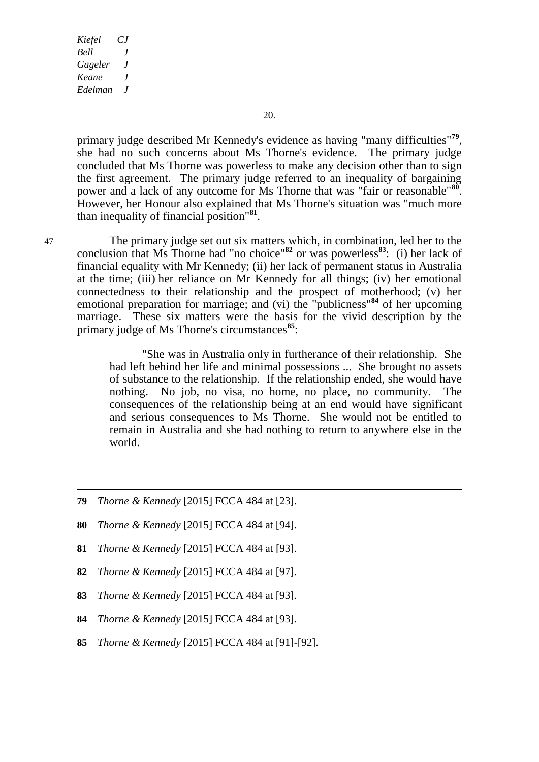primary judge described Mr Kennedy's evidence as having "many difficulties"[79], she had no such concerns about Ms Thorne's evidence. The primary judge concluded that Ms Thorne was powerless to make any decision other than to sign the first agreement. The primary judge referred to an inequality of bargaining power and a lack of any outcome for Ms Thorne that was "fair or reasonable"[80]. However, her Honour also explained that Ms Thorne's situation was "much more than inequality of financial position"[81].

47 The primary judge set out six matters which, in combination, led her to the conclusion that Ms Thorne had "no choice"[82] or was powerless[83]: (i) her lack of financial equality with Mr Kennedy; (ii) her lack of permanent status in Australia at the time; (iii) her reliance on Mr Kennedy for all things; (iv) her emotional connectedness to their relationship and the prospect of motherhood; (v) her emotional preparation for marriage; and (vi) the "publicness"[84] of her upcoming marriage. These six matters were the basis for the vivid description by the primary judge of Ms Thorne's circumstances[85]:

> "She was in Australia only in furtherance of their relationship. She had left behind her life and minimal possessions ... She brought no assets of substance to the relationship. If the relationship ended, she would have nothing. No job, no visa, no home, no place, no community. The consequences of the relationship being at an end would have significant and serious consequences to Ms Thorne. She would not be entitled to remain in Australia and she had nothing to return to anywhere else in the world.

---

**79** *Thorne & Kennedy* [2015] FCCA 484 at [23].

**80** *Thorne & Kennedy* [2015] FCCA 484 at [94].

**81** *Thorne & Kennedy* [2015] FCCA 484 at [93].

**82** *Thorne & Kennedy* [2015] FCCA 484 at [97].

**83** *Thorne & Kennedy* [2015] FCCA 484 at [93].

**84** *Thorne & Kennedy* [2015] FCCA 484 at [93].

**85** *Thorne & Kennedy* [2015] FCCA 484 at [91]-[92].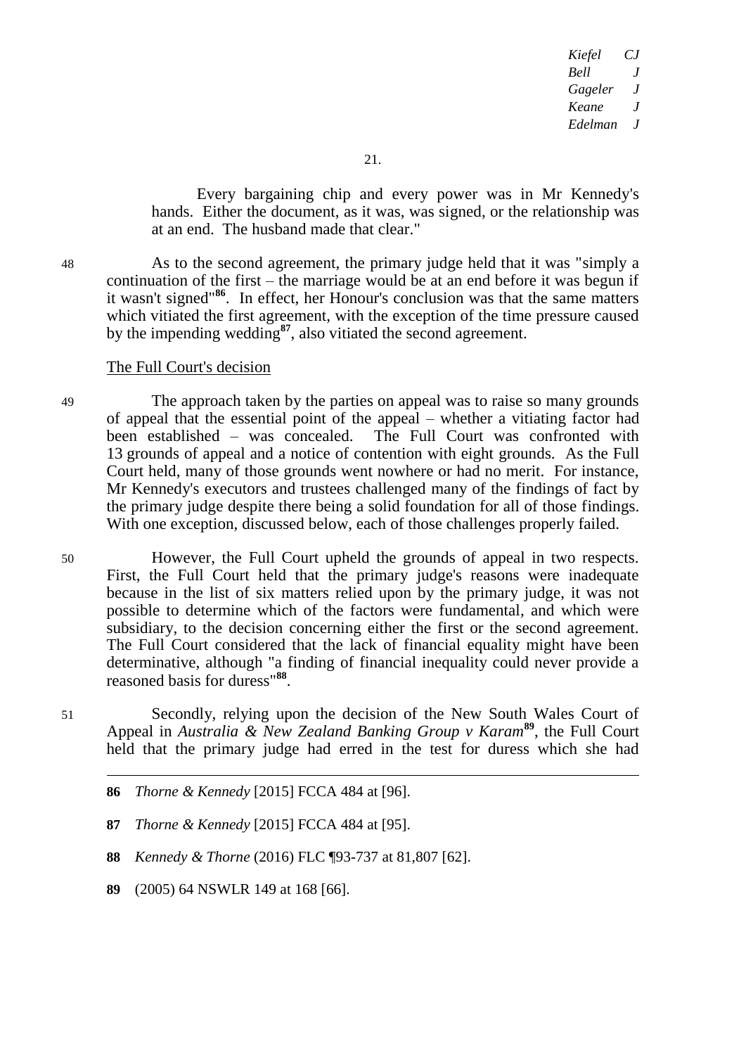Every bargaining chip and every power was in Mr Kennedy's hands. Either the document, as it was, was signed, or the relationship was at an end. The husband made that clear."

48 As to the second agreement, the primary judge held that it was "simply a continuation of the first – the marriage would be at an end before it was begun if it wasn't signed"[86]. In effect, her Honour's conclusion was that the same matters which vitiated the first agreement, with the exception of the time pressure caused by the impending wedding[87], also vitiated the second agreement.

## The Full Court's decision

49 The approach taken by the parties on appeal was to raise so many grounds of appeal that the essential point of the appeal – whether a vitiating factor had been established – was concealed. The Full Court was confronted with 13 grounds of appeal and a notice of contention with eight grounds. As the Full Court held, many of those grounds went nowhere or had no merit. For instance, Mr Kennedy's executors and trustees challenged many of the findings of fact by the primary judge despite there being a solid foundation for all of those findings. With one exception, discussed below, each of those challenges properly failed.

50 However, the Full Court upheld the grounds of appeal in two respects. First, the Full Court held that the primary judge's reasons were inadequate because in the list of six matters relied upon by the primary judge, it was not possible to determine which of the factors were fundamental, and which were subsidiary, to the decision concerning either the first or the second agreement. The Full Court considered that the lack of financial equality might have been determinative, although "a finding of financial inequality could never provide a reasoned basis for duress"[88].

51 Secondly, relying upon the decision of the New South Wales Court of Appeal in *Australia & New Zealand Banking Group v Karam*[89], the Full Court held that the primary judge had erred in the test for duress which she had

---

**86** *Thorne & Kennedy* [2015] FCCA 484 at [96].

**87** *Thorne & Kennedy* [2015] FCCA 484 at [95].

**88** *Kennedy & Thorne* (2016) FLC ¶93-737 at 81,807 [62].

**89** (2005) 64 NSWLR 149 at 168 [66].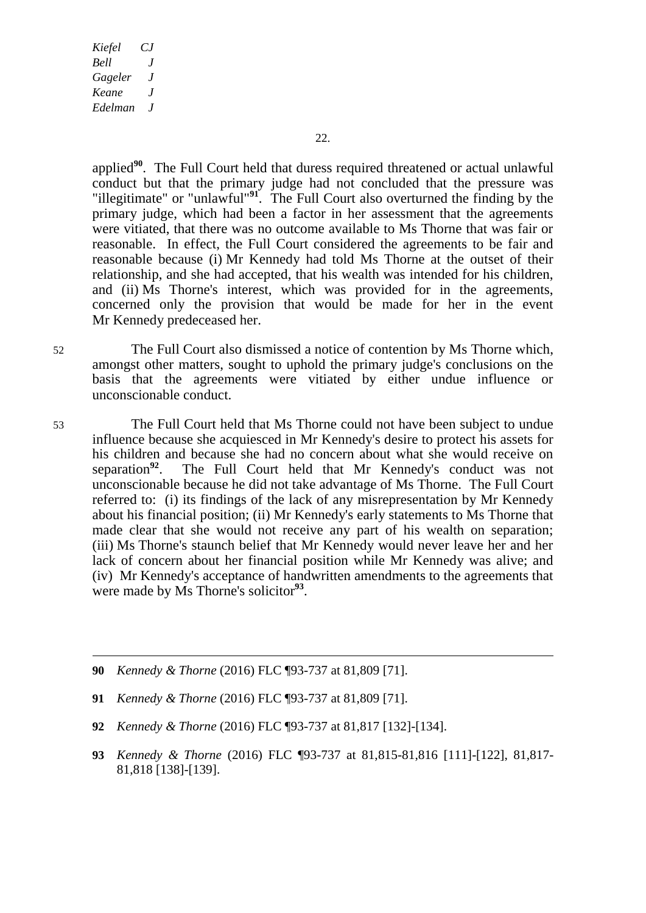applied[90]. The Full Court held that duress required threatened or actual unlawful conduct but that the primary judge had not concluded that the pressure was "illegitimate" or "unlawful"[91]. The Full Court also overturned the finding by the primary judge, which had been a factor in her assessment that the agreements were vitiated, that there was no outcome available to Ms Thorne that was fair or reasonable. In effect, the Full Court considered the agreements to be fair and reasonable because (i) Mr Kennedy had told Ms Thorne at the outset of their relationship, and she had accepted, that his wealth was intended for his children, and (ii) Ms Thorne's interest, which was provided for in the agreements, concerned only the provision that would be made for her in the event Mr Kennedy predeceased her.

52 The Full Court also dismissed a notice of contention by Ms Thorne which, amongst other matters, sought to uphold the primary judge's conclusions on the basis that the agreements were vitiated by either undue influence or unconscionable conduct.

53 The Full Court held that Ms Thorne could not have been subject to undue influence because she acquiesced in Mr Kennedy's desire to protect his assets for his children and because she had no concern about what she would receive on separation[92]. The Full Court held that Mr Kennedy's conduct was not unconscionable because he did not take advantage of Ms Thorne. The Full Court referred to: (i) its findings of the lack of any misrepresentation by Mr Kennedy about his financial position; (ii) Mr Kennedy's early statements to Ms Thorne that made clear that she would not receive any part of his wealth on separation; (iii) Ms Thorne's staunch belief that Mr Kennedy would never leave her and her lack of concern about her financial position while Mr Kennedy was alive; and (iv) Mr Kennedy's acceptance of handwritten amendments to the agreements that were made by Ms Thorne's solicitor[93].

---

**90** *Kennedy & Thorne* (2016) FLC ¶93-737 at 81,809 [71].

**91** *Kennedy & Thorne* (2016) FLC ¶93-737 at 81,809 [71].

**92** *Kennedy & Thorne* (2016) FLC ¶93-737 at 81,817 [132]-[134].

**93** *Kennedy & Thorne* (2016) FLC ¶93-737 at 81,815-81,816 [111]-[122], 81,817-81,818 [138]-[139].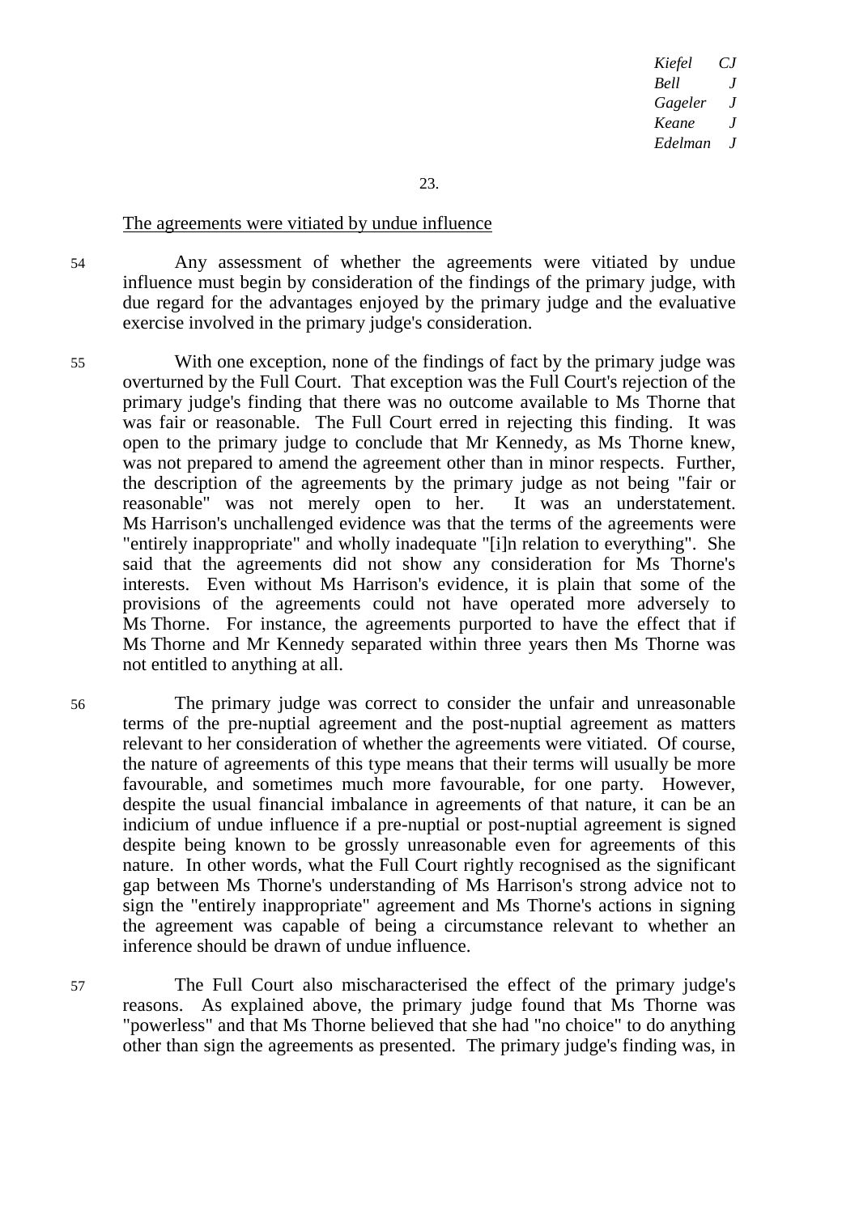The agreements were vitiated by undue influence

54 Any assessment of whether the agreements were vitiated by undue influence must begin by consideration of the findings of the primary judge, with due regard for the advantages enjoyed by the primary judge and the evaluative exercise involved in the primary judge's consideration.

55 With one exception, none of the findings of fact by the primary judge was overturned by the Full Court. That exception was the Full Court's rejection of the primary judge's finding that there was no outcome available to Ms Thorne that was fair or reasonable. The Full Court erred in rejecting this finding. It was open to the primary judge to conclude that Mr Kennedy, as Ms Thorne knew, was not prepared to amend the agreement other than in minor respects. Further, the description of the agreements by the primary judge as not being "fair or reasonable" was not merely open to her. It was an understatement. Ms Harrison's unchallenged evidence was that the terms of the agreements were "entirely inappropriate" and wholly inadequate "[i]n relation to everything". She said that the agreements did not show any consideration for Ms Thorne's interests. Even without Ms Harrison's evidence, it is plain that some of the provisions of the agreements could not have operated more adversely to Ms Thorne. For instance, the agreements purported to have the effect that if Ms Thorne and Mr Kennedy separated within three years then Ms Thorne was not entitled to anything at all.

56 The primary judge was correct to consider the unfair and unreasonable terms of the pre-nuptial agreement and the post-nuptial agreement as matters relevant to her consideration of whether the agreements were vitiated. Of course, the nature of agreements of this type means that their terms will usually be more favourable, and sometimes much more favourable, for one party. However, despite the usual financial imbalance in agreements of that nature, it can be an indicium of undue influence if a pre-nuptial or post-nuptial agreement is signed despite being known to be grossly unreasonable even for agreements of this nature. In other words, what the Full Court rightly recognised as the significant gap between Ms Thorne's understanding of Ms Harrison's strong advice not to sign the "entirely inappropriate" agreement and Ms Thorne's actions in signing the agreement was capable of being a circumstance relevant to whether an inference should be drawn of undue influence.

57 The Full Court also mischaracterised the effect of the primary judge's reasons. As explained above, the primary judge found that Ms Thorne was "powerless" and that Ms Thorne believed that she had "no choice" to do anything other than sign the agreements as presented. The primary judge's finding was, in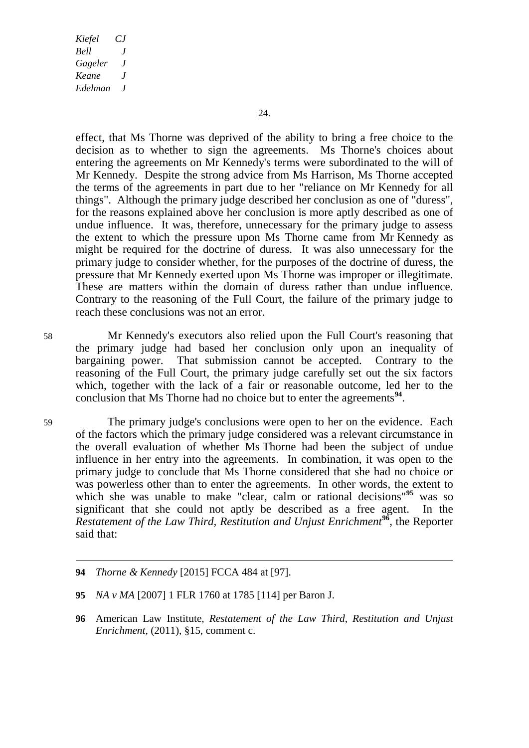effect, that Ms Thorne was deprived of the ability to bring a free choice to the decision as to whether to sign the agreements. Ms Thorne's choices about entering the agreements on Mr Kennedy's terms were subordinated to the will of Mr Kennedy. Despite the strong advice from Ms Harrison, Ms Thorne accepted the terms of the agreements in part due to her "reliance on Mr Kennedy for all things". Although the primary judge described her conclusion as one of "duress", for the reasons explained above her conclusion is more aptly described as one of undue influence. It was, therefore, unnecessary for the primary judge to assess the extent to which the pressure upon Ms Thorne came from Mr Kennedy as might be required for the doctrine of duress. It was also unnecessary for the primary judge to consider whether, for the purposes of the doctrine of duress, the pressure that Mr Kennedy exerted upon Ms Thorne was improper or illegitimate. These are matters within the domain of duress rather than undue influence. Contrary to the reasoning of the Full Court, the failure of the primary judge to reach these conclusions was not an error.

58 Mr Kennedy's executors also relied upon the Full Court's reasoning that the primary judge had based her conclusion only upon an inequality of bargaining power. That submission cannot be accepted. Contrary to the reasoning of the Full Court, the primary judge carefully set out the six factors which, together with the lack of a fair or reasonable outcome, led her to the conclusion that Ms Thorne had no choice but to enter the agreements[94].

59 The primary judge's conclusions were open to her on the evidence. Each of the factors which the primary judge considered was a relevant circumstance in the overall evaluation of whether Ms Thorne had been the subject of undue influence in her entry into the agreements. In combination, it was open to the primary judge to conclude that Ms Thorne considered that she had no choice or was powerless other than to enter the agreements. In other words, the extent to which she was unable to make "clear, calm or rational decisions"[95] was so significant that she could not aptly be described as a free agent. In the *Restatement of the Law Third, Restitution and Unjust Enrichment*[96], the Reporter said that:

---

**94** *Thorne & Kennedy* [2015] FCCA 484 at [97].

**95** *NA v MA* [2007] 1 FLR 1760 at 1785 [114] per Baron J.

**96** American Law Institute, *Restatement of the Law Third, Restitution and Unjust Enrichment*, (2011), §15, comment c.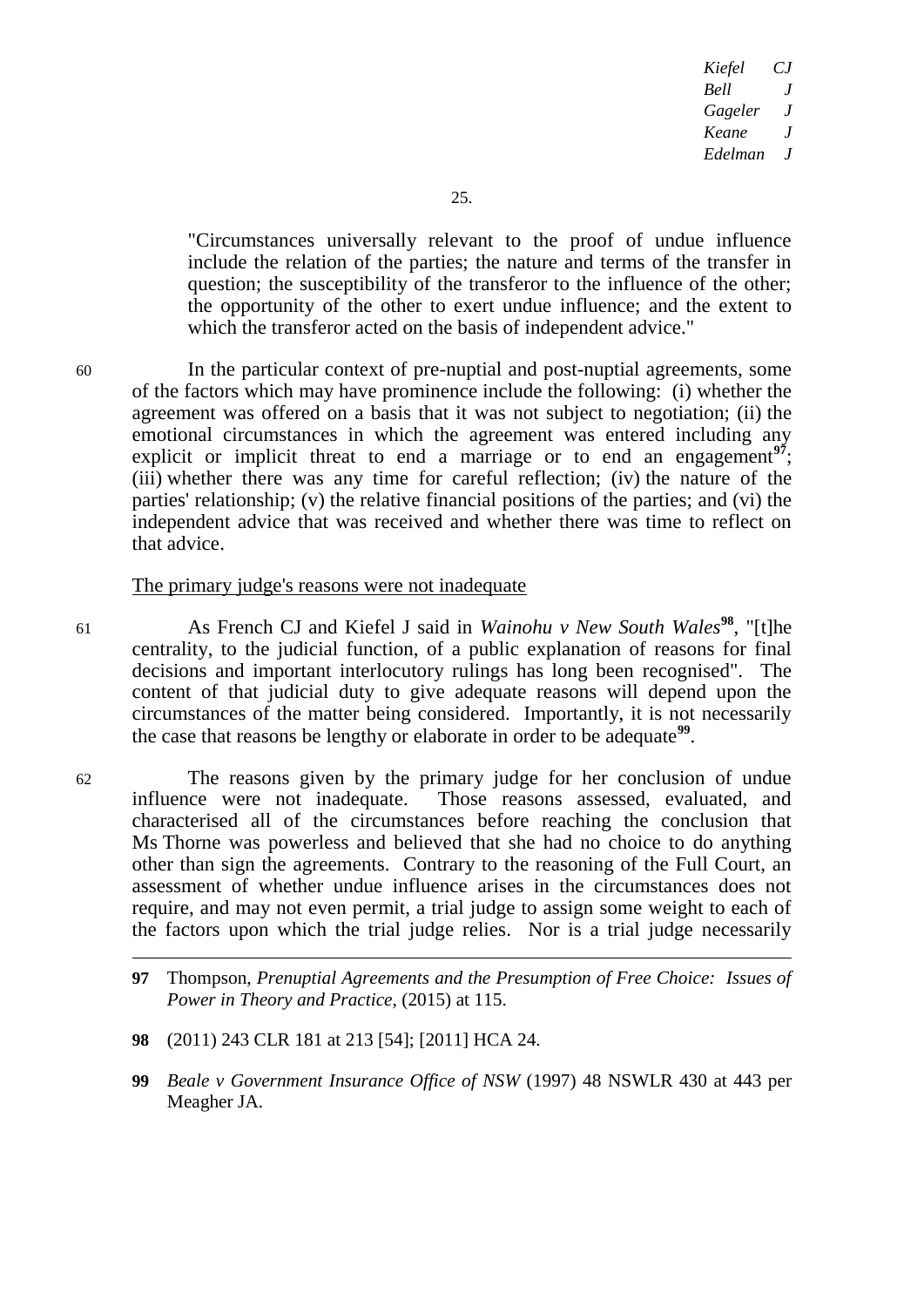"Circumstances universally relevant to the proof of undue influence include the relation of the parties; the nature and terms of the transfer in question; the susceptibility of the transferor to the influence of the other; the opportunity of the other to exert undue influence; and the extent to which the transferor acted on the basis of independent advice."

60 In the particular context of pre-nuptial and post-nuptial agreements, some of the factors which may have prominence include the following: (i) whether the agreement was offered on a basis that it was not subject to negotiation; (ii) the emotional circumstances in which the agreement was entered including any explicit or implicit threat to end a marriage or to end an engagement[97]; (iii) whether there was any time for careful reflection; (iv) the nature of the parties' relationship; (v) the relative financial positions of the parties; and (vi) the independent advice that was received and whether there was time to reflect on that advice.

## The primary judge's reasons were not inadequate

61 As French CJ and Kiefel J said in *Wainohu v New South Wales*[98], "[t]he centrality, to the judicial function, of a public explanation of reasons for final decisions and important interlocutory rulings has long been recognised". The content of that judicial duty to give adequate reasons will depend upon the circumstances of the matter being considered. Importantly, it is not necessarily the case that reasons be lengthy or elaborate in order to be adequate[99].

62 The reasons given by the primary judge for her conclusion of undue influence were not inadequate. Those reasons assessed, evaluated, and characterised all of the circumstances before reaching the conclusion that Ms Thorne was powerless and believed that she had no choice to do anything other than sign the agreements. Contrary to the reasoning of the Full Court, an assessment of whether undue influence arises in the circumstances does not require, and may not even permit, a trial judge to assign some weight to each of the factors upon which the trial judge relies. Nor is a trial judge necessarily

---

**97** Thompson, *Prenuptial Agreements and the Presumption of Free Choice: Issues of Power in Theory and Practice*, (2015) at 115.

**98** (2011) 243 CLR 181 at 213 [54]; [2011] HCA 24.

**99** *Beale v Government Insurance Office of NSW* (1997) 48 NSWLR 430 at 443 per Meagher JA.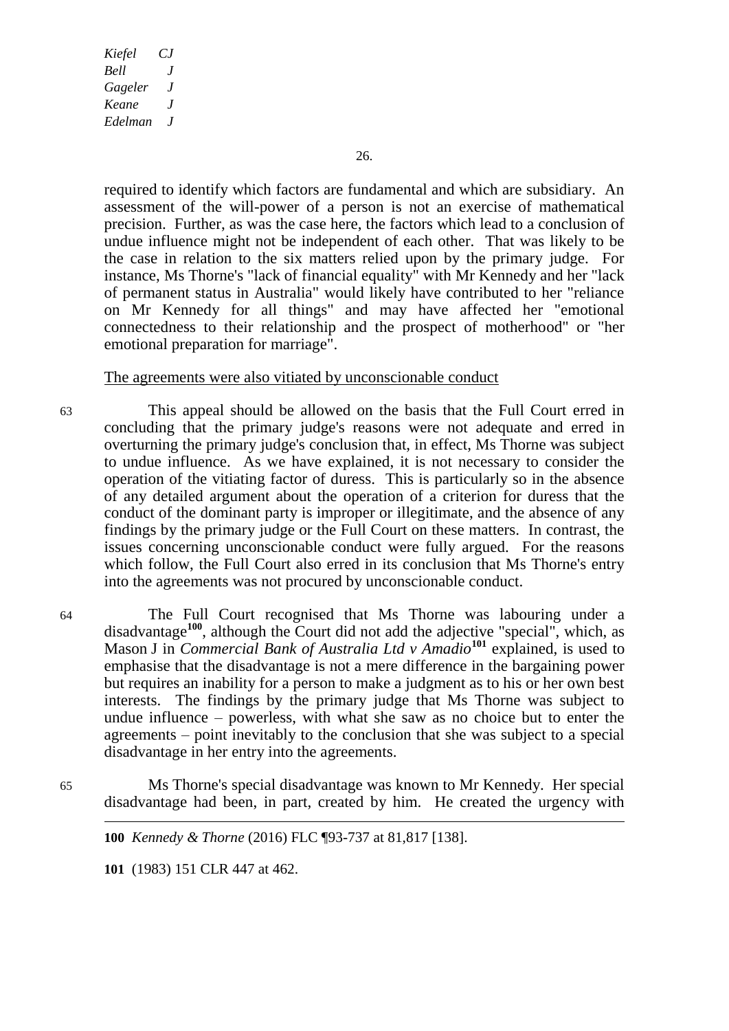required to identify which factors are fundamental and which are subsidiary. An assessment of the will-power of a person is not an exercise of mathematical precision. Further, as was the case here, the factors which lead to a conclusion of undue influence might not be independent of each other. That was likely to be the case in relation to the six matters relied upon by the primary judge. For instance, Ms Thorne's "lack of financial equality" with Mr Kennedy and her "lack of permanent status in Australia" would likely have contributed to her "reliance on Mr Kennedy for all things" and may have affected her "emotional connectedness to their relationship and the prospect of motherhood" or "her emotional preparation for marriage".

The agreements were also vitiated by unconscionable conduct

63 This appeal should be allowed on the basis that the Full Court erred in concluding that the primary judge's reasons were not adequate and erred in overturning the primary judge's conclusion that, in effect, Ms Thorne was subject to undue influence. As we have explained, it is not necessary to consider the operation of the vitiating factor of duress. This is particularly so in the absence of any detailed argument about the operation of a criterion for duress that the conduct of the dominant party is improper or illegitimate, and the absence of any findings by the primary judge or the Full Court on these matters. In contrast, the issues concerning unconscionable conduct were fully argued. For the reasons which follow, the Full Court also erred in its conclusion that Ms Thorne's entry into the agreements was not procured by unconscionable conduct.

64 The Full Court recognised that Ms Thorne was labouring under a disadvantage[100], although the Court did not add the adjective "special", which, as Mason J in *Commercial Bank of Australia Ltd v Amadio*[101] explained, is used to emphasise that the disadvantage is not a mere difference in the bargaining power but requires an inability for a person to make a judgment as to his or her own best interests. The findings by the primary judge that Ms Thorne was subject to undue influence – powerless, with what she saw as no choice but to enter the agreements – point inevitably to the conclusion that she was subject to a special disadvantage in her entry into the agreements.

65 Ms Thorne's special disadvantage was known to Mr Kennedy. Her special disadvantage had been, in part, created by him. He created the urgency with

---

**100** *Kennedy & Thorne* (2016) FLC ¶93-737 at 81,817 [138].

**101** (1983) 151 CLR 447 at 462.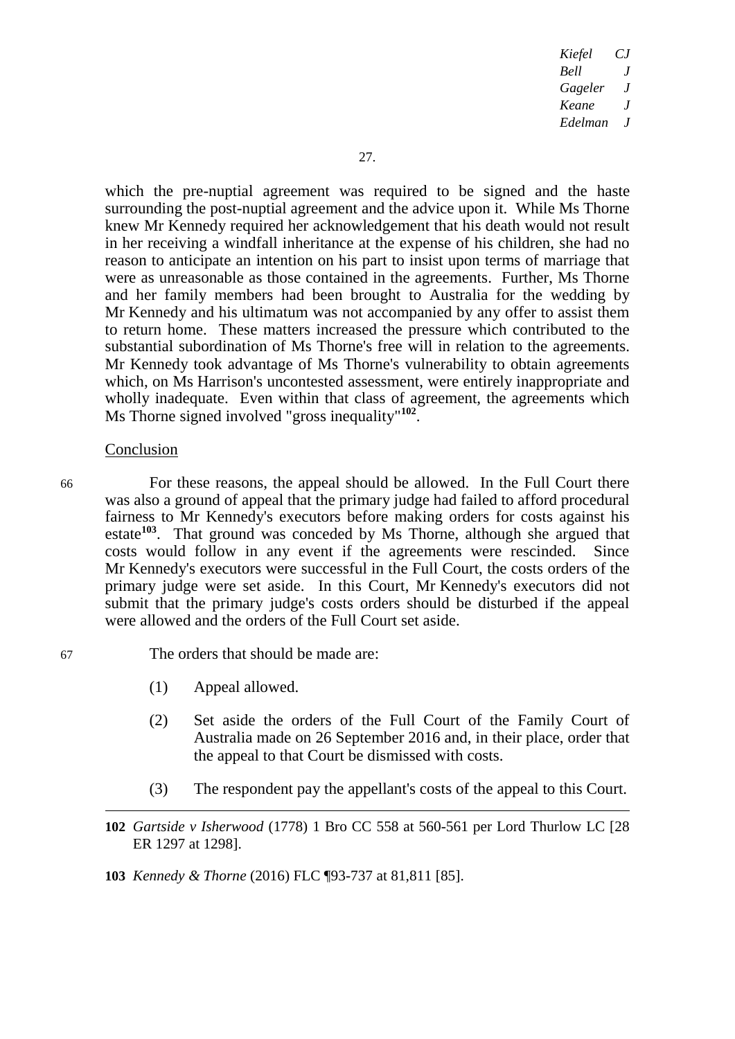which the pre-nuptial agreement was required to be signed and the haste surrounding the post-nuptial agreement and the advice upon it. While Ms Thorne knew Mr Kennedy required her acknowledgement that his death would not result in her receiving a windfall inheritance at the expense of his children, she had no reason to anticipate an intention on his part to insist upon terms of marriage that were as unreasonable as those contained in the agreements. Further, Ms Thorne and her family members had been brought to Australia for the wedding by Mr Kennedy and his ultimatum was not accompanied by any offer to assist them to return home. These matters increased the pressure which contributed to the substantial subordination of Ms Thorne's free will in relation to the agreements. Mr Kennedy took advantage of Ms Thorne's vulnerability to obtain agreements which, on Ms Harrison's uncontested assessment, were entirely inappropriate and wholly inadequate. Even within that class of agreement, the agreements which Ms Thorne signed involved "gross inequality"[102].

## Conclusion

66 For these reasons, the appeal should be allowed. In the Full Court there was also a ground of appeal that the primary judge had failed to afford procedural fairness to Mr Kennedy's executors before making orders for costs against his estate[103]. That ground was conceded by Ms Thorne, although she argued that costs would follow in any event if the agreements were rescinded. Since Mr Kennedy's executors were successful in the Full Court, the costs orders of the primary judge were set aside. In this Court, Mr Kennedy's executors did not submit that the primary judge's costs orders should be disturbed if the appeal were allowed and the orders of the Full Court set aside.

67 The orders that should be made are:

(1) Appeal allowed.

(2) Set aside the orders of the Full Court of the Family Court of Australia made on 26 September 2016 and, in their place, order that the appeal to that Court be dismissed with costs.

(3) The respondent pay the appellant's costs of the appeal to this Court.

---

**102** *Gartside v Isherwood* (1778) 1 Bro CC 558 at 560-561 per Lord Thurlow LC [28 ER 1297 at 1298].

**103** *Kennedy & Thorne* (2016) FLC ¶93-737 at 81,811 [85].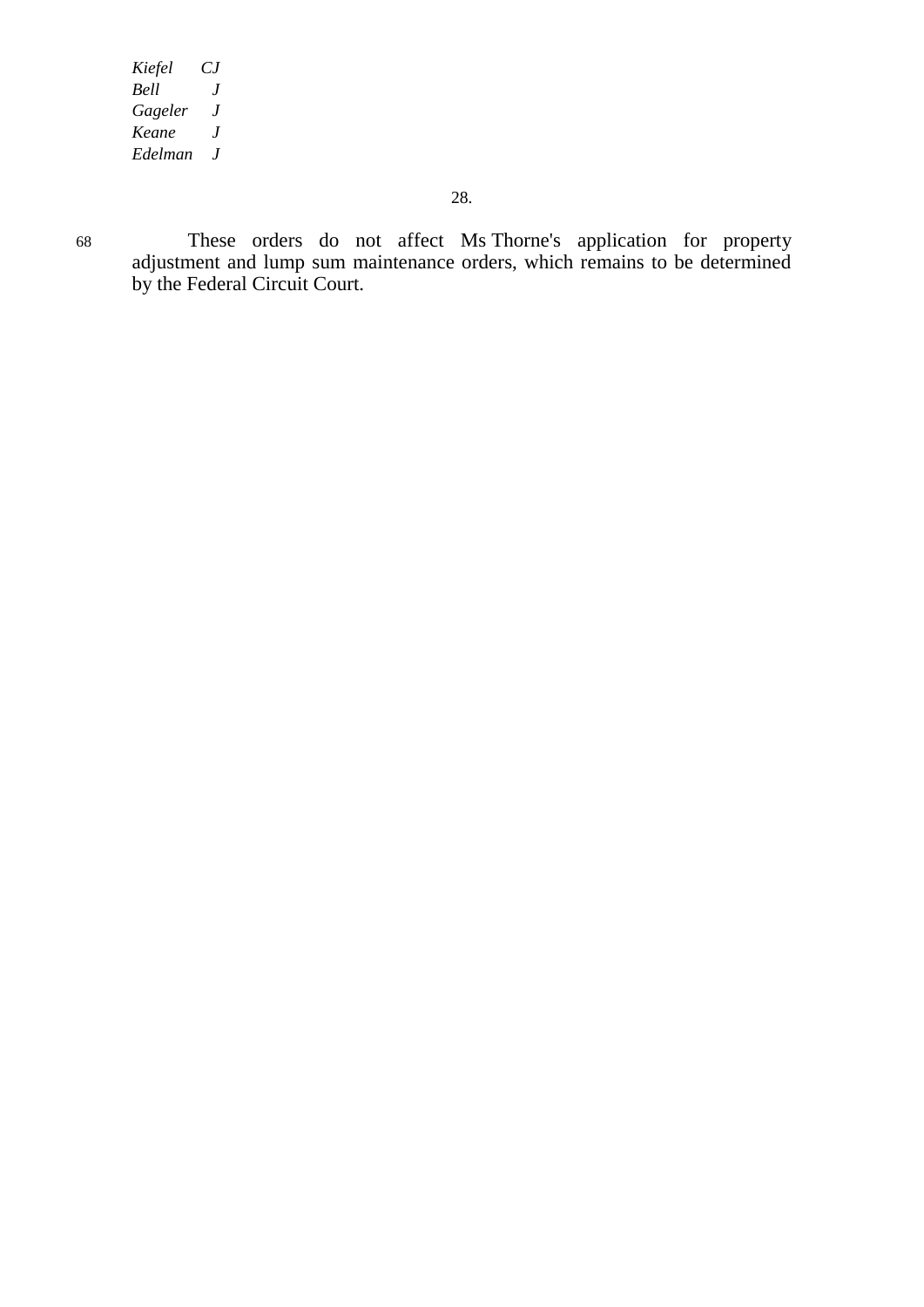68 These orders do not affect Ms Thorne's application for property adjustment and lump sum maintenance orders, which remains to be determined by the Federal Circuit Court.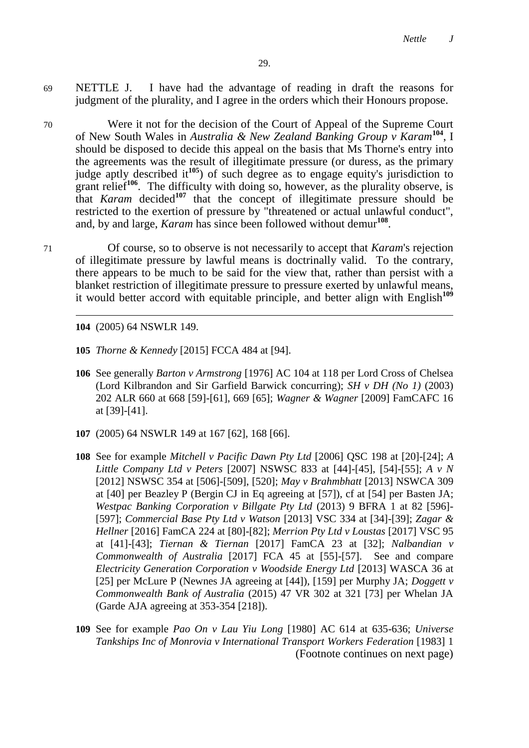69 NETTLE J. I have had the advantage of reading in draft the reasons for judgment of the plurality, and I agree in the orders which their Honours propose.

70 Were it not for the decision of the Court of Appeal of the Supreme Court of New South Wales in *Australia & New Zealand Banking Group v Karam*[104], I should be disposed to decide this appeal on the basis that Ms Thorne's entry into the agreements was the result of illegitimate pressure (or duress, as the primary judge aptly described it[105]) of such degree as to engage equity's jurisdiction to grant relief[106]. The difficulty with doing so, however, as the plurality observe, is that *Karam* decided[107] that the concept of illegitimate pressure should be restricted to the exertion of pressure by "threatened or actual unlawful conduct", and, by and large, *Karam* has since been followed without demur[108].

71 Of course, so to observe is not necessarily to accept that *Karam*'s rejection of illegitimate pressure by lawful means is doctrinally valid. To the contrary, there appears to be much to be said for the view that, rather than persist with a blanket restriction of illegitimate pressure to pressure exerted by unlawful means, it would better accord with equitable principle, and better align with English[109]

---

**104** (2005) 64 NSWLR 149.

**105** *Thorne & Kennedy* [2015] FCCA 484 at [94].

**106** See generally *Barton v Armstrong* [1976] AC 104 at 118 per Lord Cross of Chelsea (Lord Kilbrandon and Sir Garfield Barwick concurring); *SH v DH (No 1)* (2003) 202 ALR 660 at 668 [59]-[61], 669 [65]; *Wagner & Wagner* [2009] FamCAFC 16 at [39]-[41].

**107** (2005) 64 NSWLR 149 at 167 [62], 168 [66].

**108** See for example *Mitchell v Pacific Dawn Pty Ltd* [2006] QSC 198 at [20]-[24]; *A Little Company Ltd v Peters* [2007] NSWSC 833 at [44]-[45], [54]-[55]; *A v N* [2012] NSWSC 354 at [506]-[509], [520]; *May v Brahmbhatt* [2013] NSWCA 309 at [40] per Beazley P (Bergin CJ in Eq agreeing at [57]), cf at [54] per Basten JA; *Westpac Banking Corporation v Billgate Pty Ltd* (2013) 9 BFRA 1 at 82 [596]-[597]; *Commercial Base Pty Ltd v Watson* [2013] VSC 334 at [34]-[39]; *Zagar & Hellner* [2016] FamCA 224 at [80]-[82]; *Merrion Pty Ltd v Loustas* [2017] VSC 95 at [41]-[43]; *Tiernan & Tiernan* [2017] FamCA 23 at [32]; *Nalbandian v Commonwealth of Australia* [2017] FCA 45 at [55]-[57]. See and compare *Electricity Generation Corporation v Woodside Energy Ltd* [2013] WASCA 36 at [25] per McLure P (Newnes JA agreeing at [44]), [159] per Murphy JA; *Doggett v Commonwealth Bank of Australia* (2015) 47 VR 302 at 321 [73] per Whelan JA (Garde AJA agreeing at 353-354 [218]).

**109** See for example *Pao On v Lau Yiu Long* [1980] AC 614 at 635-636; *Universe Tankships Inc of Monrovia v International Transport Workers Federation* [1983] 1 (Footnote continues on next page)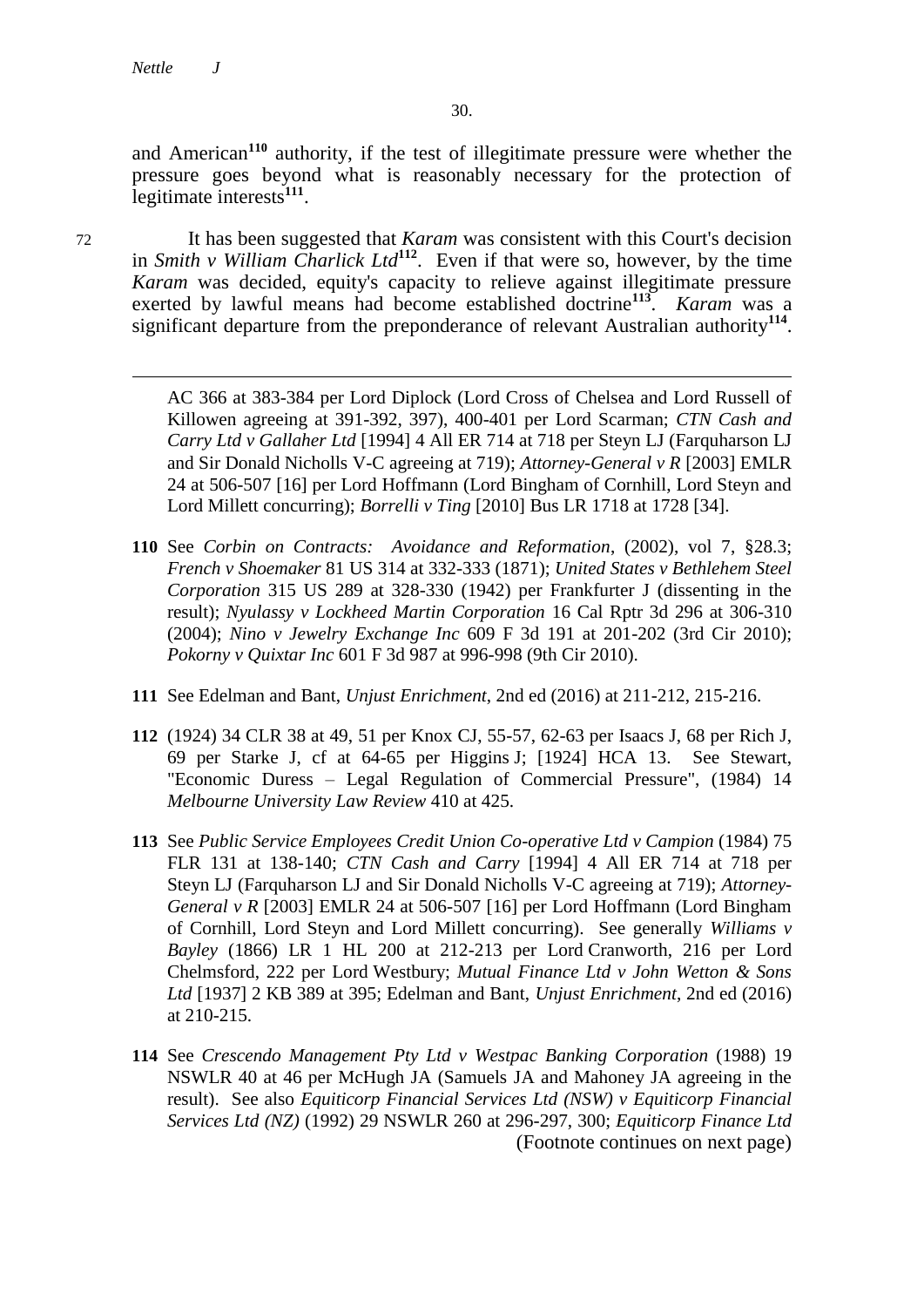and American[110] authority, if the test of illegitimate pressure were whether the pressure goes beyond what is reasonably necessary for the protection of legitimate interests[111].

72 It has been suggested that *Karam* was consistent with this Court's decision in *Smith v William Charlick Ltd*[112]. Even if that were so, however, by the time *Karam* was decided, equity's capacity to relieve against illegitimate pressure exerted by lawful means had become established doctrine[113]. *Karam* was a significant departure from the preponderance of relevant Australian authority[114].

---

AC 366 at 383-384 per Lord Diplock (Lord Cross of Chelsea and Lord Russell of Killowen agreeing at 391-392, 397), 400-401 per Lord Scarman; *CTN Cash and Carry Ltd v Gallaher Ltd* [1994] 4 All ER 714 at 718 per Steyn LJ (Farquharson LJ and Sir Donald Nicholls V-C agreeing at 719); *Attorney-General v R* [2003] EMLR 24 at 506-507 [16] per Lord Hoffmann (Lord Bingham of Cornhill, Lord Steyn and Lord Millett concurring); *Borrelli v Ting* [2010] Bus LR 1718 at 1728 [34].

**110** See *Corbin on Contracts: Avoidance and Reformation*, (2002), vol 7, §28.3; *French v Shoemaker* 81 US 314 at 332-333 (1871); *United States v Bethlehem Steel Corporation* 315 US 289 at 328-330 (1942) per Frankfurter J (dissenting in the result); *Nyulassy v Lockheed Martin Corporation* 16 Cal Rptr 3d 296 at 306-310 (2004); *Nino v Jewelry Exchange Inc* 609 F 3d 191 at 201-202 (3rd Cir 2010); *Pokorny v Quixtar Inc* 601 F 3d 987 at 996-998 (9th Cir 2010).

**111** See Edelman and Bant, *Unjust Enrichment*, 2nd ed (2016) at 211-212, 215-216.

**112** (1924) 34 CLR 38 at 49, 51 per Knox CJ, 55-57, 62-63 per Isaacs J, 68 per Rich J, 69 per Starke J, cf at 64-65 per Higgins J; [1924] HCA 13. See Stewart, "Economic Duress – Legal Regulation of Commercial Pressure", (1984) 14 *Melbourne University Law Review* 410 at 425.

**113** See *Public Service Employees Credit Union Co-operative Ltd v Campion* (1984) 75 FLR 131 at 138-140; *CTN Cash and Carry* [1994] 4 All ER 714 at 718 per Steyn LJ (Farquharson LJ and Sir Donald Nicholls V-C agreeing at 719); *Attorney-General v R* [2003] EMLR 24 at 506-507 [16] per Lord Hoffmann (Lord Bingham of Cornhill, Lord Steyn and Lord Millett concurring). See generally *Williams v Bayley* (1866) LR 1 HL 200 at 212-213 per Lord Cranworth, 216 per Lord Chelmsford, 222 per Lord Westbury; *Mutual Finance Ltd v John Wetton & Sons Ltd* [1937] 2 KB 389 at 395; Edelman and Bant, *Unjust Enrichment*, 2nd ed (2016) at 210-215.

**114** See *Crescendo Management Pty Ltd v Westpac Banking Corporation* (1988) 19 NSWLR 40 at 46 per McHugh JA (Samuels JA and Mahoney JA agreeing in the result). See also *Equiticorp Financial Services Ltd (NSW) v Equiticorp Financial Services Ltd (NZ)* (1992) 29 NSWLR 260 at 296-297, 300; *Equiticorp Finance Ltd* (Footnote continues on next page)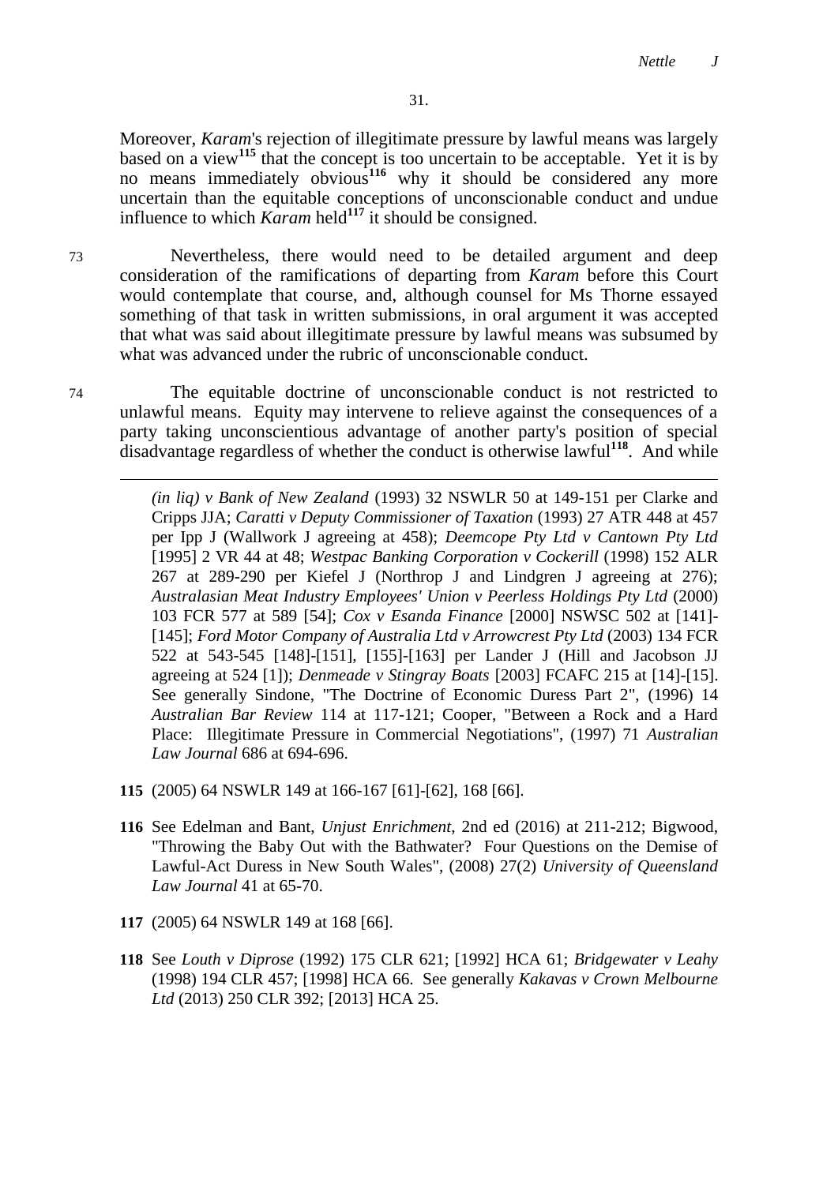Moreover, *Karam*'s rejection of illegitimate pressure by lawful means was largely based on a view[115] that the concept is too uncertain to be acceptable. Yet it is by no means immediately obvious[116] why it should be considered any more uncertain than the equitable conceptions of unconscionable conduct and undue influence to which *Karam* held[117] it should be consigned.

73 Nevertheless, there would need to be detailed argument and deep consideration of the ramifications of departing from *Karam* before this Court would contemplate that course, and, although counsel for Ms Thorne essayed something of that task in written submissions, in oral argument it was accepted that what was said about illegitimate pressure by lawful means was subsumed by what was advanced under the rubric of unconscionable conduct.

74 The equitable doctrine of unconscionable conduct is not restricted to unlawful means. Equity may intervene to relieve against the consequences of a party taking unconscientious advantage of another party's position of special disadvantage regardless of whether the conduct is otherwise lawful[118]. And while

---

*(in liq) v Bank of New Zealand* (1993) 32 NSWLR 50 at 149-151 per Clarke and Cripps JJA; *Caratti v Deputy Commissioner of Taxation* (1993) 27 ATR 448 at 457 per Ipp J (Wallwork J agreeing at 458); *Deemcope Pty Ltd v Cantown Pty Ltd* [1995] 2 VR 44 at 48; *Westpac Banking Corporation v Cockerill* (1998) 152 ALR 267 at 289-290 per Kiefel J (Northrop J and Lindgren J agreeing at 276); *Australasian Meat Industry Employees' Union v Peerless Holdings Pty Ltd* (2000) 103 FCR 577 at 589 [54]; *Cox v Esanda Finance* [2000] NSWSC 502 at [141]-[145]; *Ford Motor Company of Australia Ltd v Arrowcrest Pty Ltd* (2003) 134 FCR 522 at 543-545 [148]-[151], [155]-[163] per Lander J (Hill and Jacobson JJ agreeing at 524 [1]); *Denmeade v Stingray Boats* [2003] FCAFC 215 at [14]-[15]. See generally Sindone, "The Doctrine of Economic Duress Part 2", (1996) 14 *Australian Bar Review* 114 at 117-121; Cooper, "Between a Rock and a Hard Place: Illegitimate Pressure in Commercial Negotiations", (1997) 71 *Australian Law Journal* 686 at 694-696.

**115** (2005) 64 NSWLR 149 at 166-167 [61]-[62], 168 [66].

**116** See Edelman and Bant, *Unjust Enrichment*, 2nd ed (2016) at 211-212; Bigwood, "Throwing the Baby Out with the Bathwater? Four Questions on the Demise of Lawful-Act Duress in New South Wales", (2008) 27(2) *University of Queensland Law Journal* 41 at 65-70.

**117** (2005) 64 NSWLR 149 at 168 [66].

**118** See *Louth v Diprose* (1992) 175 CLR 621; [1992] HCA 61; *Bridgewater v Leahy* (1998) 194 CLR 457; [1998] HCA 66. See generally *Kakavas v Crown Melbourne Ltd* (2013) 250 CLR 392; [2013] HCA 25.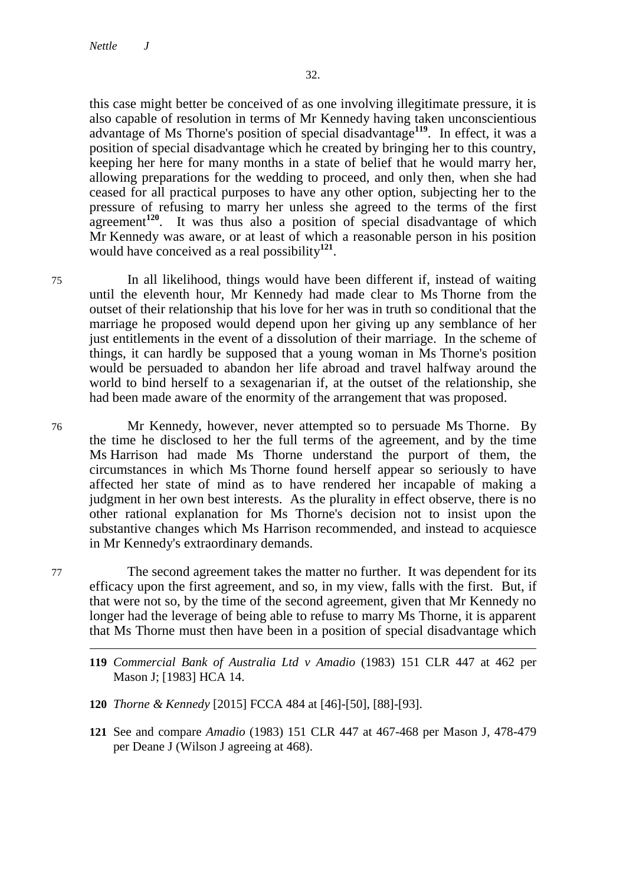this case might better be conceived of as one involving illegitimate pressure, it is also capable of resolution in terms of Mr Kennedy having taken unconscientious advantage of Ms Thorne's position of special disadvantage[119]. In effect, it was a position of special disadvantage which he created by bringing her to this country, keeping her here for many months in a state of belief that he would marry her, allowing preparations for the wedding to proceed, and only then, when she had ceased for all practical purposes to have any other option, subjecting her to the pressure of refusing to marry her unless she agreed to the terms of the first agreement[120]. It was thus also a position of special disadvantage of which Mr Kennedy was aware, or at least of which a reasonable person in his position would have conceived as a real possibility[121].

75 In all likelihood, things would have been different if, instead of waiting until the eleventh hour, Mr Kennedy had made clear to Ms Thorne from the outset of their relationship that his love for her was in truth so conditional that the marriage he proposed would depend upon her giving up any semblance of her just entitlements in the event of a dissolution of their marriage. In the scheme of things, it can hardly be supposed that a young woman in Ms Thorne's position would be persuaded to abandon her life abroad and travel halfway around the world to bind herself to a sexagenarian if, at the outset of the relationship, she had been made aware of the enormity of the arrangement that was proposed.

76 Mr Kennedy, however, never attempted so to persuade Ms Thorne. By the time he disclosed to her the full terms of the agreement, and by the time Ms Harrison had made Ms Thorne understand the purport of them, the circumstances in which Ms Thorne found herself appear so seriously to have affected her state of mind as to have rendered her incapable of making a judgment in her own best interests. As the plurality in effect observe, there is no other rational explanation for Ms Thorne's decision not to insist upon the substantive changes which Ms Harrison recommended, and instead to acquiesce in Mr Kennedy's extraordinary demands.

77 The second agreement takes the matter no further. It was dependent for its efficacy upon the first agreement, and so, in my view, falls with the first. But, if that were not so, by the time of the second agreement, given that Mr Kennedy no longer had the leverage of being able to refuse to marry Ms Thorne, it is apparent that Ms Thorne must then have been in a position of special disadvantage which

---

**119** *Commercial Bank of Australia Ltd v Amadio* (1983) 151 CLR 447 at 462 per Mason J; [1983] HCA 14.

**120** *Thorne & Kennedy* [2015] FCCA 484 at [46]-[50], [88]-[93].

**121** See and compare *Amadio* (1983) 151 CLR 447 at 467-468 per Mason J, 478-479 per Deane J (Wilson J agreeing at 468).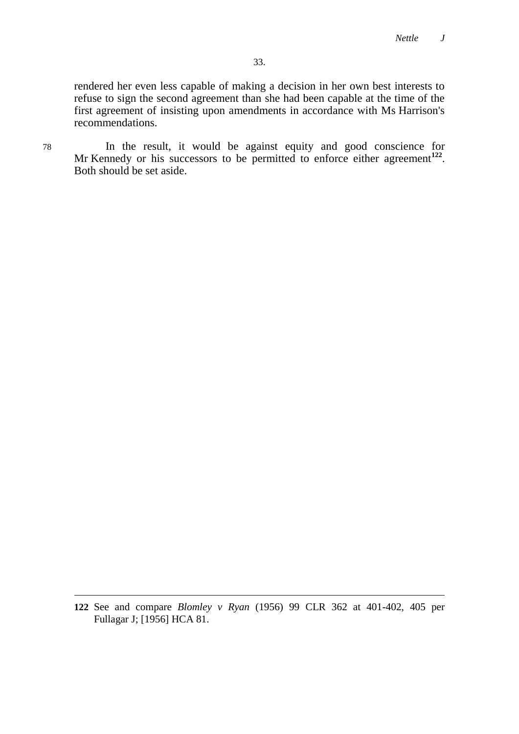rendered her even less capable of making a decision in her own best interests to refuse to sign the second agreement than she had been capable at the time of the first agreement of insisting upon amendments in accordance with Ms Harrison's recommendations.

78 In the result, it would be against equity and good conscience for Mr Kennedy or his successors to be permitted to enforce either agreement[122]. Both should be set aside.

---

**122** See and compare *Blomley v Ryan* (1956) 99 CLR 362 at 401-402, 405 per Fullagar J; [1956] HCA 81.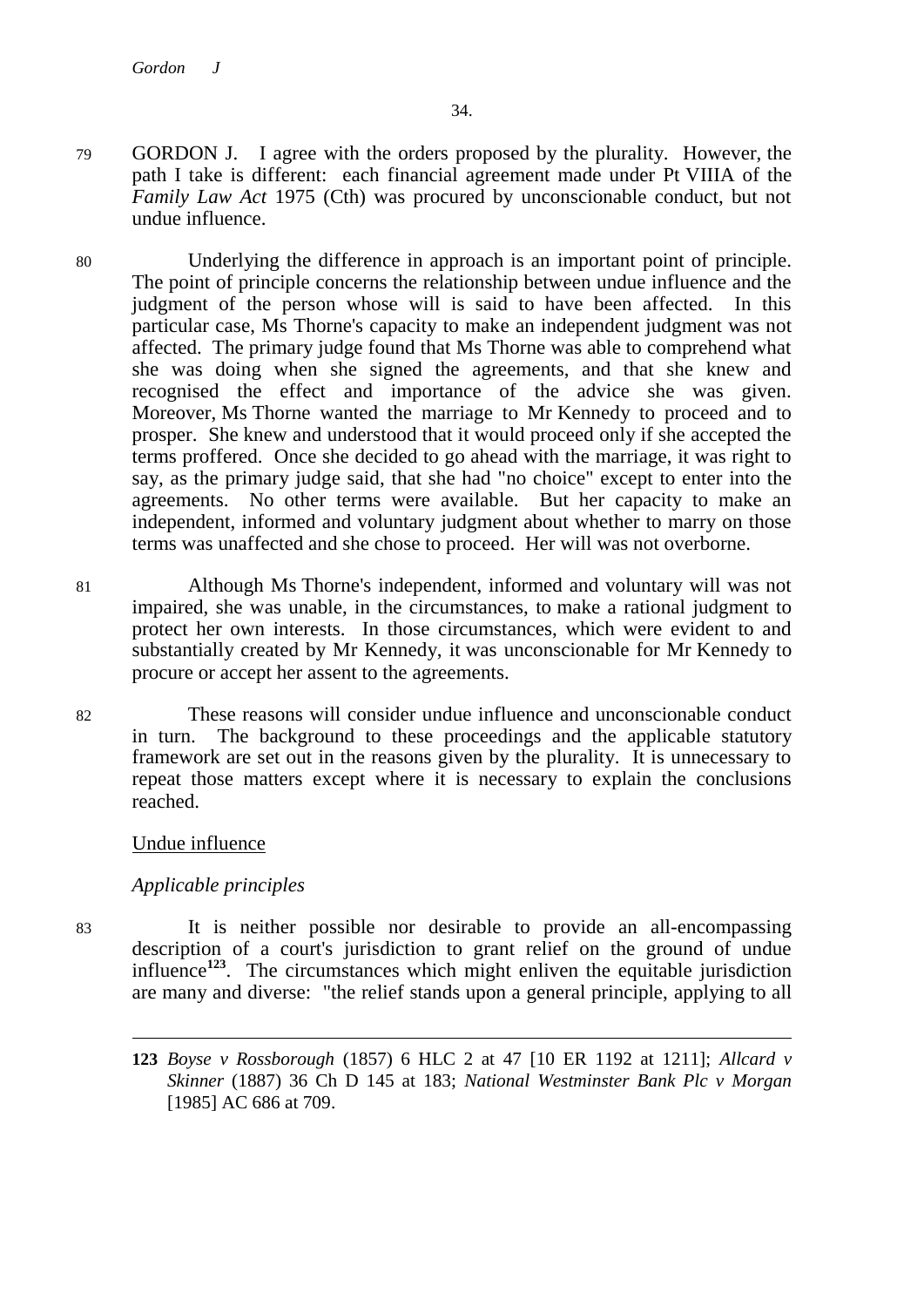79 GORDON J. I agree with the orders proposed by the plurality. However, the path I take is different: each financial agreement made under Pt VIIIA of the *Family Law Act* 1975 (Cth) was procured by unconscionable conduct, but not undue influence.

80 Underlying the difference in approach is an important point of principle. The point of principle concerns the relationship between undue influence and the judgment of the person whose will is said to have been affected. In this particular case, Ms Thorne's capacity to make an independent judgment was not affected. The primary judge found that Ms Thorne was able to comprehend what she was doing when she signed the agreements, and that she knew and recognised the effect and importance of the advice she was given. Moreover, Ms Thorne wanted the marriage to Mr Kennedy to proceed and to prosper. She knew and understood that it would proceed only if she accepted the terms proffered. Once she decided to go ahead with the marriage, it was right to say, as the primary judge said, that she had "no choice" except to enter into the agreements. No other terms were available. But her capacity to make an independent, informed and voluntary judgment about whether to marry on those terms was unaffected and she chose to proceed. Her will was not overborne.

81 Although Ms Thorne's independent, informed and voluntary will was not impaired, she was unable, in the circumstances, to make a rational judgment to protect her own interests. In those circumstances, which were evident to and substantially created by Mr Kennedy, it was unconscionable for Mr Kennedy to procure or accept her assent to the agreements.

82 These reasons will consider undue influence and unconscionable conduct in turn. The background to these proceedings and the applicable statutory framework are set out in the reasons given by the plurality. It is unnecessary to repeat those matters except where it is necessary to explain the conclusions reached.

## Undue influence

### *Applicable principles*

83 It is neither possible nor desirable to provide an all-encompassing description of a court's jurisdiction to grant relief on the ground of undue influence[123]. The circumstances which might enliven the equitable jurisdiction are many and diverse: "the relief stands upon a general principle, applying to all

---

**123** *Boyse v Rossborough* (1857) 6 HLC 2 at 47 [10 ER 1192 at 1211]; *Allcard v Skinner* (1887) 36 Ch D 145 at 183; *National Westminster Bank Plc v Morgan* [1985] AC 686 at 709.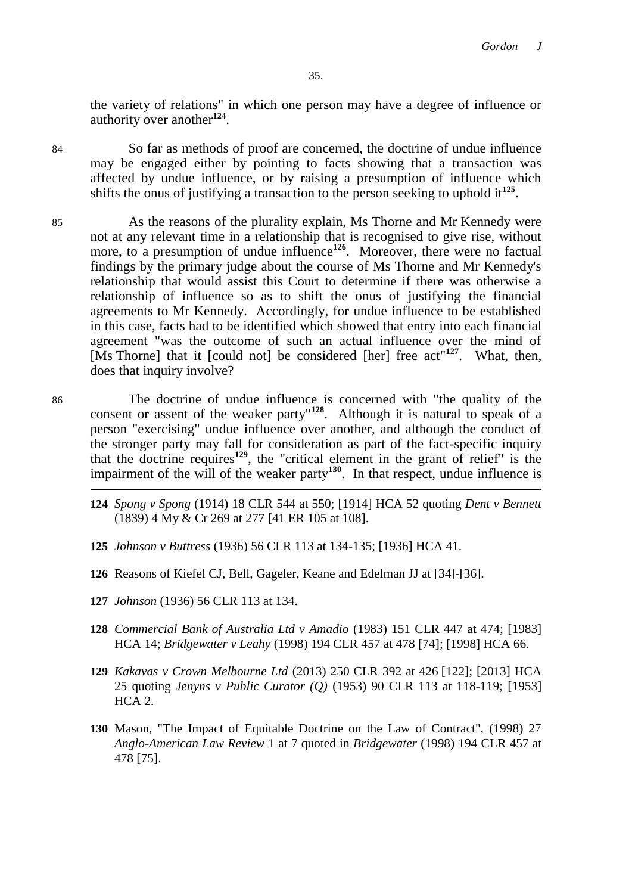the variety of relations" in which one person may have a degree of influence or authority over another[124].

84 So far as methods of proof are concerned, the doctrine of undue influence may be engaged either by pointing to facts showing that a transaction was affected by undue influence, or by raising a presumption of influence which shifts the onus of justifying a transaction to the person seeking to uphold it[125].

85 As the reasons of the plurality explain, Ms Thorne and Mr Kennedy were not at any relevant time in a relationship that is recognised to give rise, without more, to a presumption of undue influence[126]. Moreover, there were no factual findings by the primary judge about the course of Ms Thorne and Mr Kennedy's relationship that would assist this Court to determine if there was otherwise a relationship of influence so as to shift the onus of justifying the financial agreements to Mr Kennedy. Accordingly, for undue influence to be established in this case, facts had to be identified which showed that entry into each financial agreement "was the outcome of such an actual influence over the mind of [Ms Thorne] that it [could not] be considered [her] free act"[127]. What, then, does that inquiry involve?

86 The doctrine of undue influence is concerned with "the quality of the consent or assent of the weaker party"[128]. Although it is natural to speak of a person "exercising" undue influence over another, and although the conduct of the stronger party may fall for consideration as part of the fact-specific inquiry that the doctrine requires[129], the "critical element in the grant of relief" is the impairment of the will of the weaker party[130]. In that respect, undue influence is

---

124 *Spong v Spong* (1914) 18 CLR 544 at 550; [1914] HCA 52 quoting *Dent v Bennett* (1839) 4 My & Cr 269 at 277 [41 ER 105 at 108].

125 *Johnson v Buttress* (1936) 56 CLR 113 at 134-135; [1936] HCA 41.

126 Reasons of Kiefel CJ, Bell, Gageler, Keane and Edelman JJ at [34]-[36].

127 *Johnson* (1936) 56 CLR 113 at 134.

128 *Commercial Bank of Australia Ltd v Amadio* (1983) 151 CLR 447 at 474; [1983] HCA 14; *Bridgewater v Leahy* (1998) 194 CLR 457 at 478 [74]; [1998] HCA 66.

129 *Kakavas v Crown Melbourne Ltd* (2013) 250 CLR 392 at 426 [122]; [2013] HCA 25 quoting *Jenyns v Public Curator (Q)* (1953) 90 CLR 113 at 118-119; [1953] HCA 2.

130 Mason, "The Impact of Equitable Doctrine on the Law of Contract", (1998) 27 *Anglo-American Law Review* 1 at 7 quoted in *Bridgewater* (1998) 194 CLR 457 at 478 [75].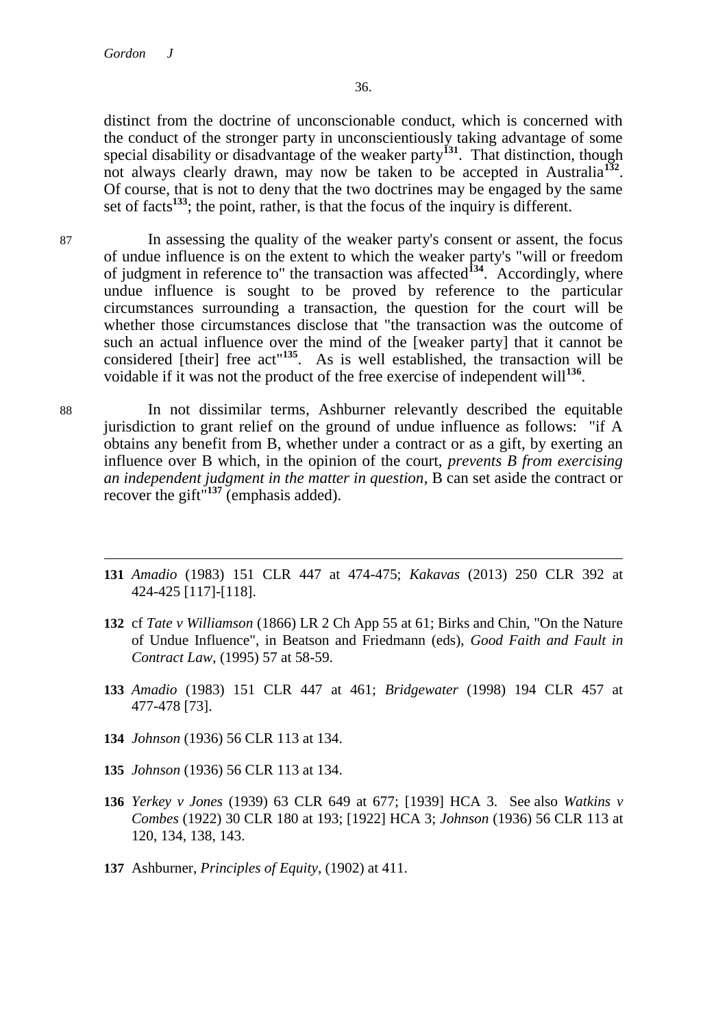distinct from the doctrine of unconscionable conduct, which is concerned with the conduct of the stronger party in unconscientiously taking advantage of some special disability or disadvantage of the weaker party[131]. That distinction, though not always clearly drawn, may now be taken to be accepted in Australia[132]. Of course, that is not to deny that the two doctrines may be engaged by the same set of facts[133]; the point, rather, is that the focus of the inquiry is different.

87 In assessing the quality of the weaker party's consent or assent, the focus of undue influence is on the extent to which the weaker party's "will or freedom of judgment in reference to" the transaction was affected[134]. Accordingly, where undue influence is sought to be proved by reference to the particular circumstances surrounding a transaction, the question for the court will be whether those circumstances disclose that "the transaction was the outcome of such an actual influence over the mind of the [weaker party] that it cannot be considered [their] free act"[135]. As is well established, the transaction will be voidable if it was not the product of the free exercise of independent will[136].

88 In not dissimilar terms, Ashburner relevantly described the equitable jurisdiction to grant relief on the ground of undue influence as follows: "if A obtains any benefit from B, whether under a contract or as a gift, by exerting an influence over B which, in the opinion of the court, *prevents B from exercising an independent judgment in the matter in question*, B can set aside the contract or recover the gift"[137] (emphasis added).

---

**131** *Amadio* (1983) 151 CLR 447 at 474-475; *Kakavas* (2013) 250 CLR 392 at 424-425 [117]-[118].

**132** cf *Tate v Williamson* (1866) LR 2 Ch App 55 at 61; Birks and Chin, "On the Nature of Undue Influence", in Beatson and Friedmann (eds), *Good Faith and Fault in Contract Law*, (1995) 57 at 58-59.

**133** *Amadio* (1983) 151 CLR 447 at 461; *Bridgewater* (1998) 194 CLR 457 at 477-478 [73].

**134** *Johnson* (1936) 56 CLR 113 at 134.

**135** *Johnson* (1936) 56 CLR 113 at 134.

**136** *Yerkey v Jones* (1939) 63 CLR 649 at 677; [1939] HCA 3. See also *Watkins v Combes* (1922) 30 CLR 180 at 193; [1922] HCA 3; *Johnson* (1936) 56 CLR 113 at 120, 134, 138, 143.

**137** Ashburner, *Principles of Equity*, (1902) at 411.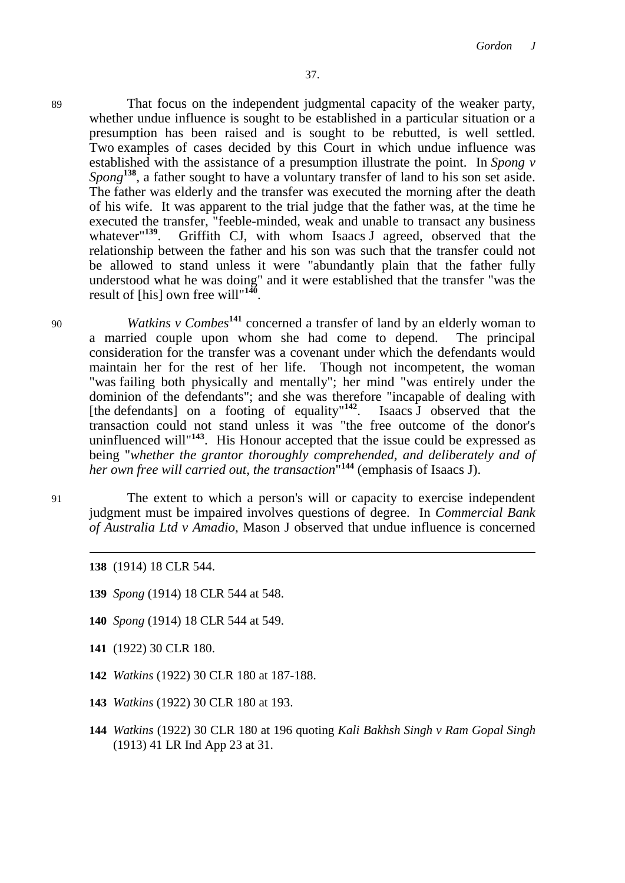89 That focus on the independent judgmental capacity of the weaker party, whether undue influence is sought to be established in a particular situation or a presumption has been raised and is sought to be rebutted, is well settled. Two examples of cases decided by this Court in which undue influence was established with the assistance of a presumption illustrate the point. In *Spong v Spong*[138], a father sought to have a voluntary transfer of land to his son set aside. The father was elderly and the transfer was executed the morning after the death of his wife. It was apparent to the trial judge that the father was, at the time he executed the transfer, "feeble-minded, weak and unable to transact any business whatever"[139]. Griffith CJ, with whom Isaacs J agreed, observed that the relationship between the father and his son was such that the transfer could not be allowed to stand unless it were "abundantly plain that the father fully understood what he was doing" and it were established that the transfer "was the result of [his] own free will"[140].

90 *Watkins v Combes*[141] concerned a transfer of land by an elderly woman to a married couple upon whom she had come to depend. The principal consideration for the transfer was a covenant under which the defendants would maintain her for the rest of her life. Though not incompetent, the woman "was failing both physically and mentally"; her mind "was entirely under the dominion of the defendants"; and she was therefore "incapable of dealing with [the defendants] on a footing of equality"[142]. Isaacs J observed that the transaction could not stand unless it was "the free outcome of the donor's uninfluenced will"[143]. His Honour accepted that the issue could be expressed as being "*whether the grantor thoroughly comprehended, and deliberately and of her own free will carried out, the transaction*"[144] (emphasis of Isaacs J).

91 The extent to which a person's will or capacity to exercise independent judgment must be impaired involves questions of degree. In *Commercial Bank of Australia Ltd v Amadio*, Mason J observed that undue influence is concerned

---

**138** (1914) 18 CLR 544.

**139** *Spong* (1914) 18 CLR 544 at 548.

**140** *Spong* (1914) 18 CLR 544 at 549.

**141** (1922) 30 CLR 180.

**142** *Watkins* (1922) 30 CLR 180 at 187-188.

**143** *Watkins* (1922) 30 CLR 180 at 193.

**144** *Watkins* (1922) 30 CLR 180 at 196 quoting *Kali Bakhsh Singh v Ram Gopal Singh* (1913) 41 LR Ind App 23 at 31.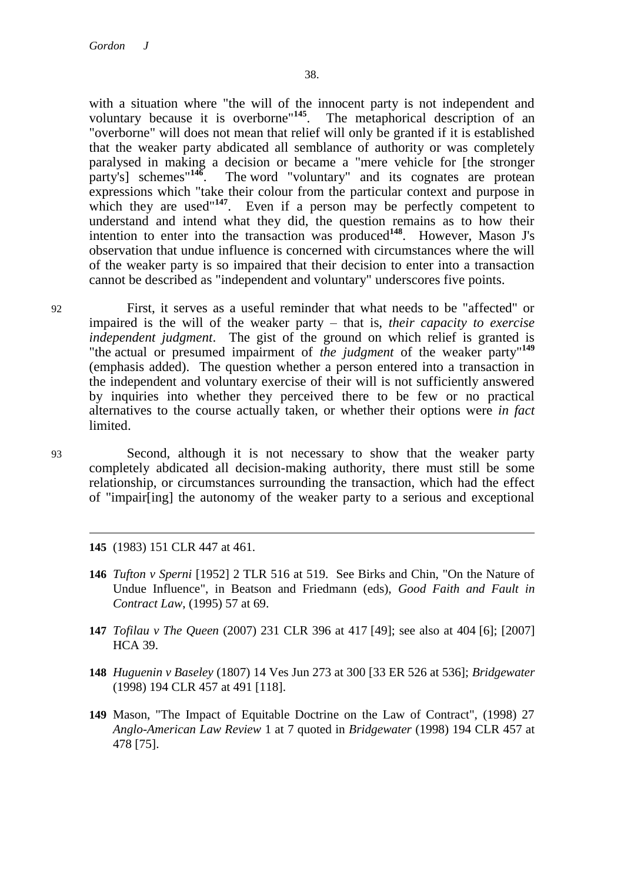with a situation where "the will of the innocent party is not independent and voluntary because it is overborne"[145]. The metaphorical description of an "overborne" will does not mean that relief will only be granted if it is established that the weaker party abdicated all semblance of authority or was completely paralysed in making a decision or became a "mere vehicle for [the stronger party's] schemes"[146]. The word "voluntary" and its cognates are protean expressions which "take their colour from the particular context and purpose in which they are used"[147]. Even if a person may be perfectly competent to understand and intend what they did, the question remains as to how their intention to enter into the transaction was produced[148]. However, Mason J's observation that undue influence is concerned with circumstances where the will of the weaker party is so impaired that their decision to enter into a transaction cannot be described as "independent and voluntary" underscores five points.

92 First, it serves as a useful reminder that what needs to be "affected" or impaired is the will of the weaker party – that is, *their capacity to exercise independent judgment*. The gist of the ground on which relief is granted is "the actual or presumed impairment of *the judgment* of the weaker party"[149] (emphasis added). The question whether a person entered into a transaction in the independent and voluntary exercise of their will is not sufficiently answered by inquiries into whether they perceived there to be few or no practical alternatives to the course actually taken, or whether their options were *in fact* limited.

93 Second, although it is not necessary to show that the weaker party completely abdicated all decision-making authority, there must still be some relationship, or circumstances surrounding the transaction, which had the effect of "impair[ing] the autonomy of the weaker party to a serious and exceptional

---

**145** (1983) 151 CLR 447 at 461.

**146** *Tufton v Sperni* [1952] 2 TLR 516 at 519. See Birks and Chin, "On the Nature of Undue Influence", in Beatson and Friedmann (eds), *Good Faith and Fault in Contract Law*, (1995) 57 at 69.

**147** *Tofilau v The Queen* (2007) 231 CLR 396 at 417 [49]; see also at 404 [6]; [2007] HCA 39.

**148** *Huguenin v Baseley* (1807) 14 Ves Jun 273 at 300 [33 ER 526 at 536]; *Bridgewater* (1998) 194 CLR 457 at 491 [118].

**149** Mason, "The Impact of Equitable Doctrine on the Law of Contract", (1998) 27 *Anglo-American Law Review* 1 at 7 quoted in *Bridgewater* (1998) 194 CLR 457 at 478 [75].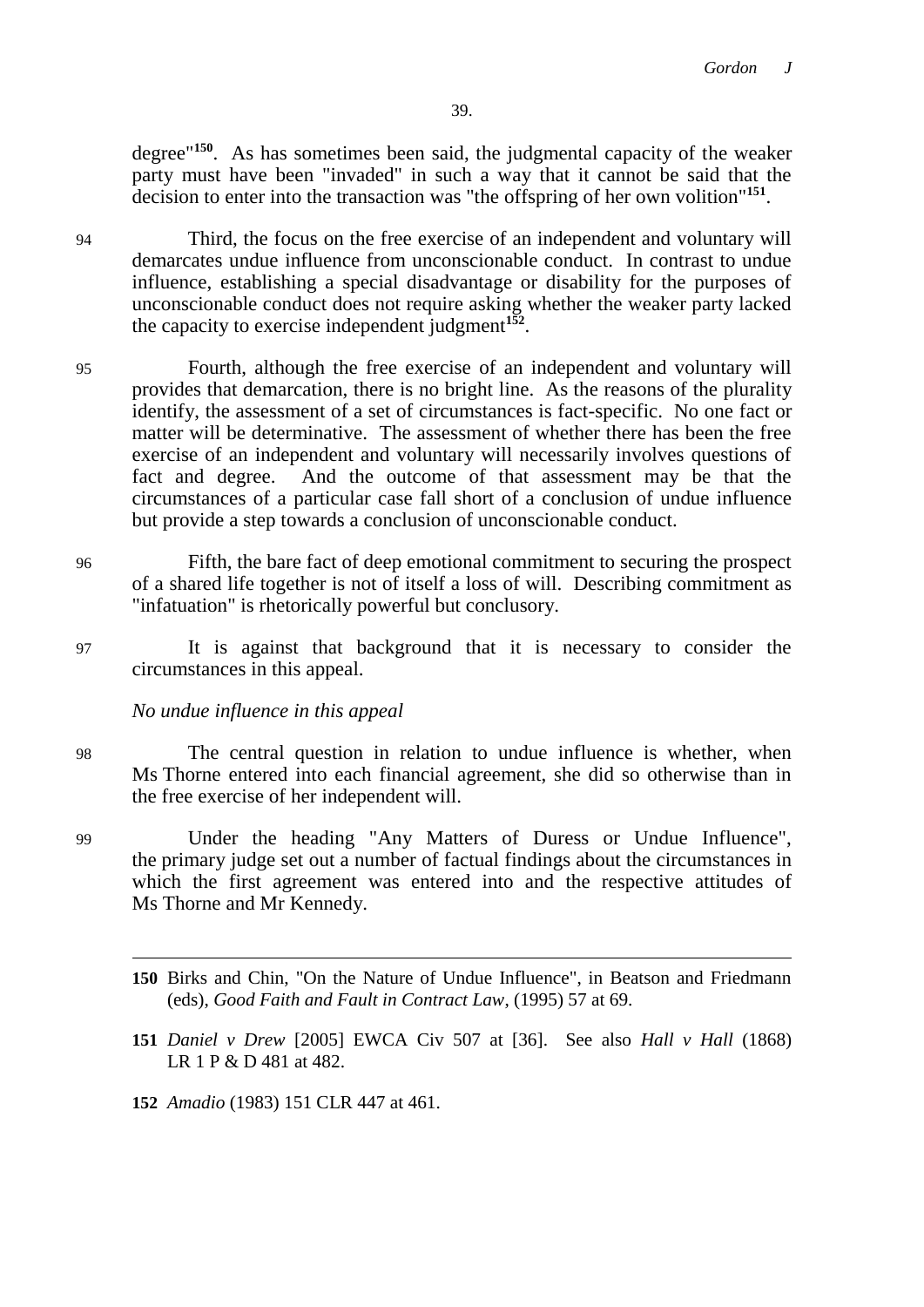degree"[150]. As has sometimes been said, the judgmental capacity of the weaker party must have been "invaded" in such a way that it cannot be said that the decision to enter into the transaction was "the offspring of her own volition"[151].

94 Third, the focus on the free exercise of an independent and voluntary will demarcates undue influence from unconscionable conduct. In contrast to undue influence, establishing a special disadvantage or disability for the purposes of unconscionable conduct does not require asking whether the weaker party lacked the capacity to exercise independent judgment[152].

95 Fourth, although the free exercise of an independent and voluntary will provides that demarcation, there is no bright line. As the reasons of the plurality identify, the assessment of a set of circumstances is fact-specific. No one fact or matter will be determinative. The assessment of whether there has been the free exercise of an independent and voluntary will necessarily involves questions of fact and degree. And the outcome of that assessment may be that the circumstances of a particular case fall short of a conclusion of undue influence but provide a step towards a conclusion of unconscionable conduct.

96 Fifth, the bare fact of deep emotional commitment to securing the prospect of a shared life together is not of itself a loss of will. Describing commitment as "infatuation" is rhetorically powerful but conclusory.

97 It is against that background that it is necessary to consider the circumstances in this appeal.

*No undue influence in this appeal*

98 The central question in relation to undue influence is whether, when Ms Thorne entered into each financial agreement, she did so otherwise than in the free exercise of her independent will.

99 Under the heading "Any Matters of Duress or Undue Influence", the primary judge set out a number of factual findings about the circumstances in which the first agreement was entered into and the respective attitudes of Ms Thorne and Mr Kennedy.

---

**150** Birks and Chin, "On the Nature of Undue Influence", in Beatson and Friedmann (eds), *Good Faith and Fault in Contract Law*, (1995) 57 at 69.

**151** *Daniel v Drew* [2005] EWCA Civ 507 at [36]. See also *Hall v Hall* (1868) LR 1 P & D 481 at 482.

**152** *Amadio* (1983) 151 CLR 447 at 461.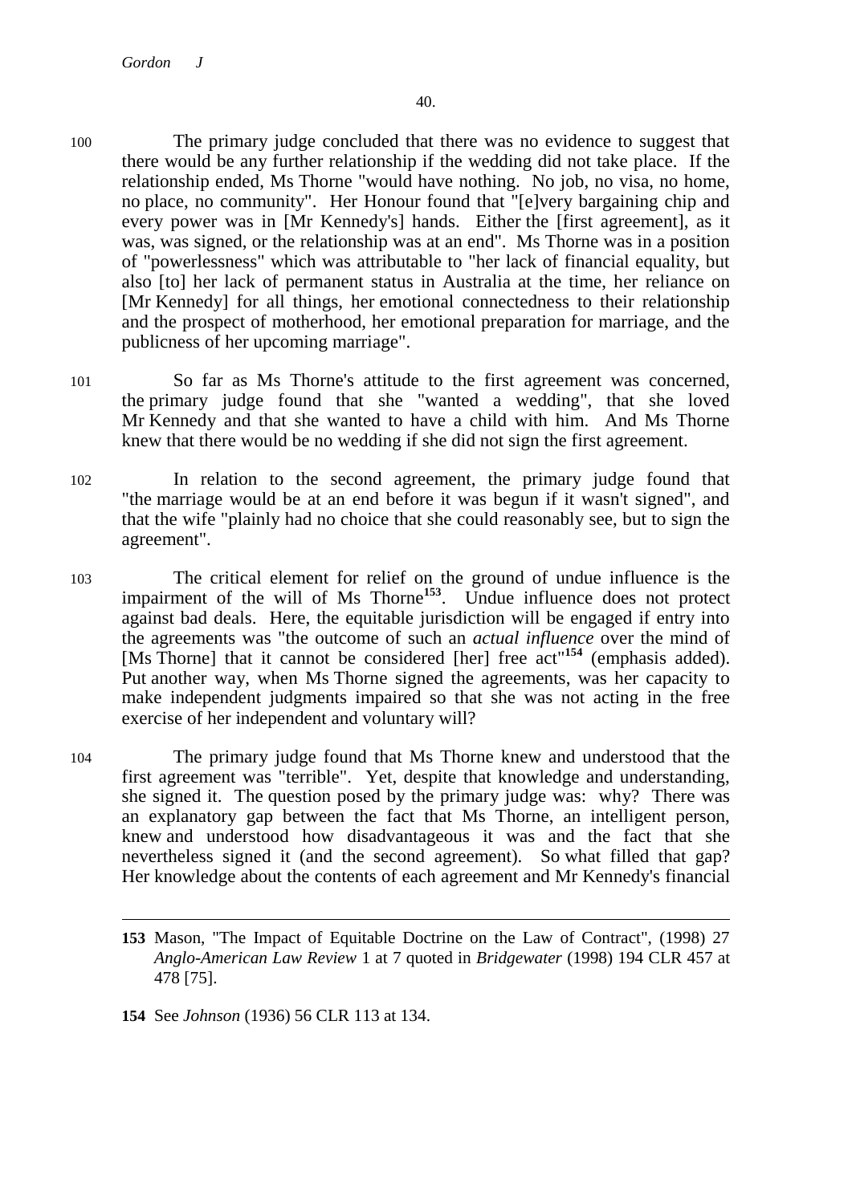100 The primary judge concluded that there was no evidence to suggest that there would be any further relationship if the wedding did not take place. If the relationship ended, Ms Thorne "would have nothing. No job, no visa, no home, no place, no community". Her Honour found that "[e]very bargaining chip and every power was in [Mr Kennedy's] hands. Either the [first agreement], as it was, was signed, or the relationship was at an end". Ms Thorne was in a position of "powerlessness" which was attributable to "her lack of financial equality, but also [to] her lack of permanent status in Australia at the time, her reliance on [Mr Kennedy] for all things, her emotional connectedness to their relationship and the prospect of motherhood, her emotional preparation for marriage, and the publicness of her upcoming marriage".

101 So far as Ms Thorne's attitude to the first agreement was concerned, the primary judge found that she "wanted a wedding", that she loved Mr Kennedy and that she wanted to have a child with him. And Ms Thorne knew that there would be no wedding if she did not sign the first agreement.

102 In relation to the second agreement, the primary judge found that "the marriage would be at an end before it was begun if it wasn't signed", and that the wife "plainly had no choice that she could reasonably see, but to sign the agreement".

103 The critical element for relief on the ground of undue influence is the impairment of the will of Ms Thorne[153]. Undue influence does not protect against bad deals. Here, the equitable jurisdiction will be engaged if entry into the agreements was "the outcome of such an *actual influence* over the mind of [Ms Thorne] that it cannot be considered [her] free act"[154] (emphasis added). Put another way, when Ms Thorne signed the agreements, was her capacity to make independent judgments impaired so that she was not acting in the free exercise of her independent and voluntary will?

104 The primary judge found that Ms Thorne knew and understood that the first agreement was "terrible". Yet, despite that knowledge and understanding, she signed it. The question posed by the primary judge was: why? There was an explanatory gap between the fact that Ms Thorne, an intelligent person, knew and understood how disadvantageous it was and the fact that she nevertheless signed it (and the second agreement). So what filled that gap? Her knowledge about the contents of each agreement and Mr Kennedy's financial

---

**153** Mason, "The Impact of Equitable Doctrine on the Law of Contract", (1998) 27 *Anglo-American Law Review* 1 at 7 quoted in *Bridgewater* (1998) 194 CLR 457 at 478 [75].

**154** See *Johnson* (1936) 56 CLR 113 at 134.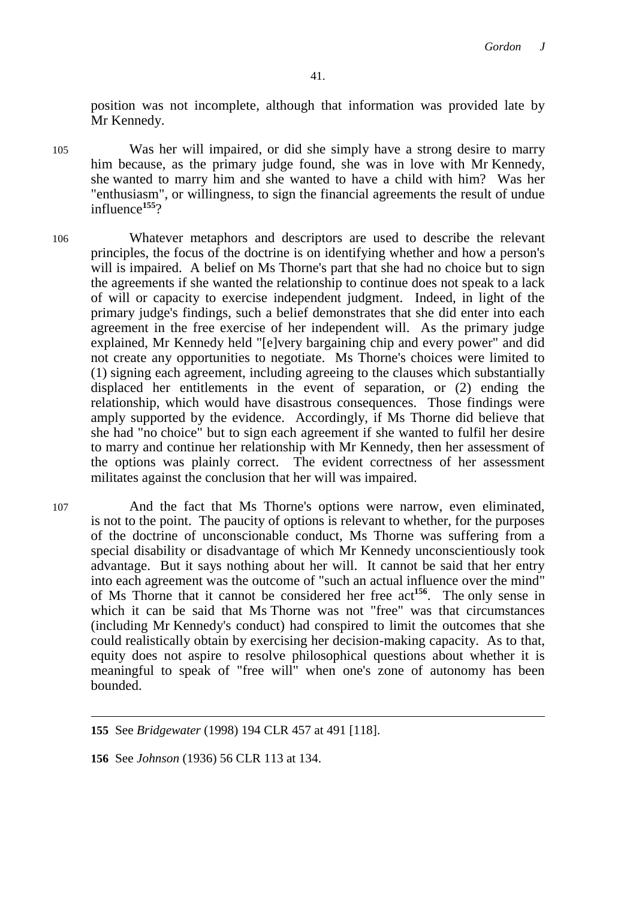position was not incomplete, although that information was provided late by Mr Kennedy.

105 Was her will impaired, or did she simply have a strong desire to marry him because, as the primary judge found, she was in love with Mr Kennedy, she wanted to marry him and she wanted to have a child with him? Was her "enthusiasm", or willingness, to sign the financial agreements the result of undue influence[155]?

106 Whatever metaphors and descriptors are used to describe the relevant principles, the focus of the doctrine is on identifying whether and how a person's will is impaired. A belief on Ms Thorne's part that she had no choice but to sign the agreements if she wanted the relationship to continue does not speak to a lack of will or capacity to exercise independent judgment. Indeed, in light of the primary judge's findings, such a belief demonstrates that she did enter into each agreement in the free exercise of her independent will. As the primary judge explained, Mr Kennedy held "[e]very bargaining chip and every power" and did not create any opportunities to negotiate. Ms Thorne's choices were limited to (1) signing each agreement, including agreeing to the clauses which substantially displaced her entitlements in the event of separation, or (2) ending the relationship, which would have disastrous consequences. Those findings were amply supported by the evidence. Accordingly, if Ms Thorne did believe that she had "no choice" but to sign each agreement if she wanted to fulfil her desire to marry and continue her relationship with Mr Kennedy, then her assessment of the options was plainly correct. The evident correctness of her assessment militates against the conclusion that her will was impaired.

107 And the fact that Ms Thorne's options were narrow, even eliminated, is not to the point. The paucity of options is relevant to whether, for the purposes of the doctrine of unconscionable conduct, Ms Thorne was suffering from a special disability or disadvantage of which Mr Kennedy unconscientiously took advantage. But it says nothing about her will. It cannot be said that her entry into each agreement was the outcome of "such an actual influence over the mind" of Ms Thorne that it cannot be considered her free act[156]. The only sense in which it can be said that Ms Thorne was not "free" was that circumstances (including Mr Kennedy's conduct) had conspired to limit the outcomes that she could realistically obtain by exercising her decision-making capacity. As to that, equity does not aspire to resolve philosophical questions about whether it is meaningful to speak of "free will" when one's zone of autonomy has been bounded.

---

**155** See *Bridgewater* (1998) 194 CLR 457 at 491 [118].

**156** See *Johnson* (1936) 56 CLR 113 at 134.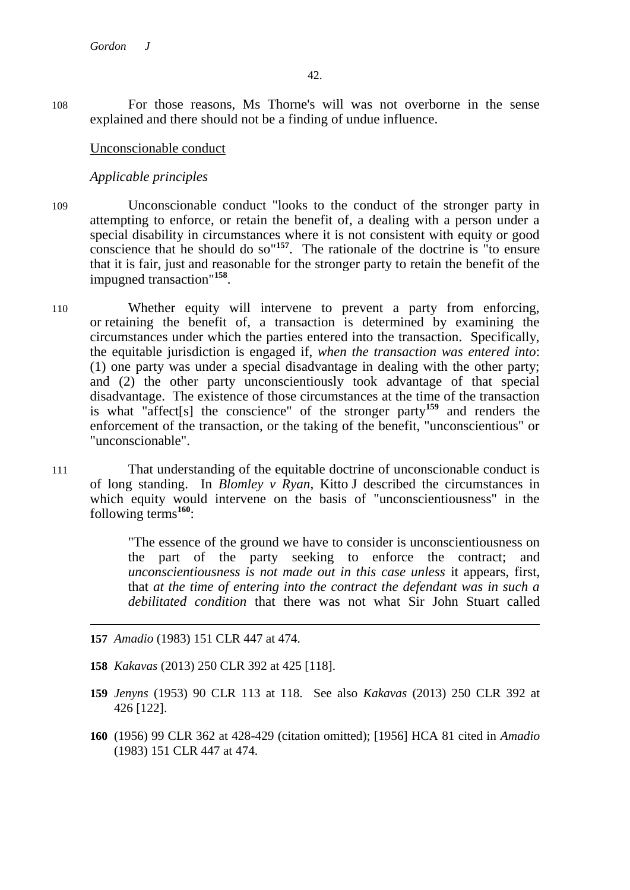108 For those reasons, Ms Thorne's will was not overborne in the sense explained and there should not be a finding of undue influence.

## Unconscionable conduct

### *Applicable principles*

109 Unconscionable conduct "looks to the conduct of the stronger party in attempting to enforce, or retain the benefit of, a dealing with a person under a special disability in circumstances where it is not consistent with equity or good conscience that he should do so"[157]. The rationale of the doctrine is "to ensure that it is fair, just and reasonable for the stronger party to retain the benefit of the impugned transaction"[158].

110 Whether equity will intervene to prevent a party from enforcing, or retaining the benefit of, a transaction is determined by examining the circumstances under which the parties entered into the transaction. Specifically, the equitable jurisdiction is engaged if, *when the transaction was entered into*: (1) one party was under a special disadvantage in dealing with the other party; and (2) the other party unconscientiously took advantage of that special disadvantage. The existence of those circumstances at the time of the transaction is what "affect[s] the conscience" of the stronger party[159] and renders the enforcement of the transaction, or the taking of the benefit, "unconscientious" or "unconscionable".

111 That understanding of the equitable doctrine of unconscionable conduct is of long standing. In *Blomley v Ryan*, Kitto J described the circumstances in which equity would intervene on the basis of "unconscientiousness" in the following terms[160]:

> "The essence of the ground we have to consider is unconscientiousness on the part of the party seeking to enforce the contract; and *unconscientiousness is not made out in this case unless* it appears, first, that *at the time of entering into the contract the defendant was in such a debilitated condition* that there was not what Sir John Stuart called

---

157 *Amadio* (1983) 151 CLR 447 at 474.

158 *Kakavas* (2013) 250 CLR 392 at 425 [118].

159 *Jenyns* (1953) 90 CLR 113 at 118. See also *Kakavas* (2013) 250 CLR 392 at 426 [122].

160 (1956) 99 CLR 362 at 428-429 (citation omitted); [1956] HCA 81 cited in *Amadio* (1983) 151 CLR 447 at 474.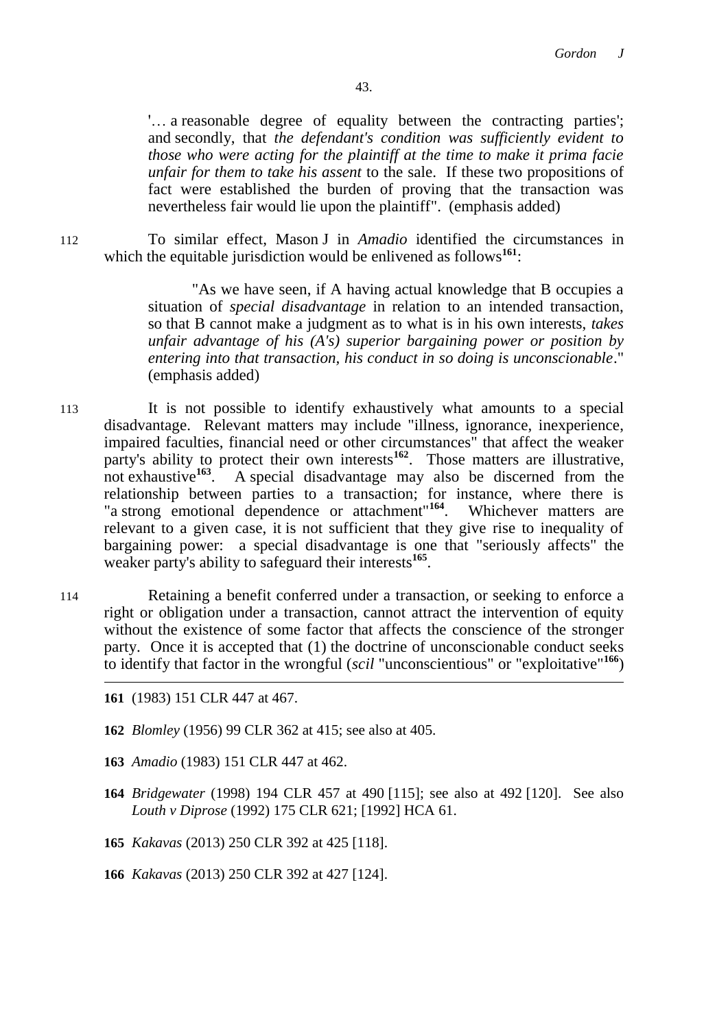'… a reasonable degree of equality between the contracting parties'; and secondly, that *the defendant's condition was sufficiently evident to those who were acting for the plaintiff at the time to make it prima facie unfair for them to take his assent* to the sale. If these two propositions of fact were established the burden of proving that the transaction was nevertheless fair would lie upon the plaintiff". (emphasis added)

112 To similar effect, Mason J in *Amadio* identified the circumstances in which the equitable jurisdiction would be enlivened as follows[161]:

> "As we have seen, if A having actual knowledge that B occupies a situation of *special disadvantage* in relation to an intended transaction, so that B cannot make a judgment as to what is in his own interests, *takes unfair advantage of his (A's) superior bargaining power or position by entering into that transaction, his conduct in so doing is unconscionable*." (emphasis added)

113 It is not possible to identify exhaustively what amounts to a special disadvantage. Relevant matters may include "illness, ignorance, inexperience, impaired faculties, financial need or other circumstances" that affect the weaker party's ability to protect their own interests[162]. Those matters are illustrative, not exhaustive[163]. A special disadvantage may also be discerned from the relationship between parties to a transaction; for instance, where there is "a strong emotional dependence or attachment"[164]. Whichever matters are relevant to a given case, it is not sufficient that they give rise to inequality of bargaining power: a special disadvantage is one that "seriously affects" the weaker party's ability to safeguard their interests[165].

114 Retaining a benefit conferred under a transaction, or seeking to enforce a right or obligation under a transaction, cannot attract the intervention of equity without the existence of some factor that affects the conscience of the stronger party. Once it is accepted that (1) the doctrine of unconscionable conduct seeks to identify that factor in the wrongful (*scil* "unconscientious" or "exploitative"[166])

---

**161** (1983) 151 CLR 447 at 467.

**162** *Blomley* (1956) 99 CLR 362 at 415; see also at 405.

**163** *Amadio* (1983) 151 CLR 447 at 462.

**164** *Bridgewater* (1998) 194 CLR 457 at 490 [115]; see also at 492 [120]. See also *Louth v Diprose* (1992) 175 CLR 621; [1992] HCA 61.

**165** *Kakavas* (2013) 250 CLR 392 at 425 [118].

**166** *Kakavas* (2013) 250 CLR 392 at 427 [124].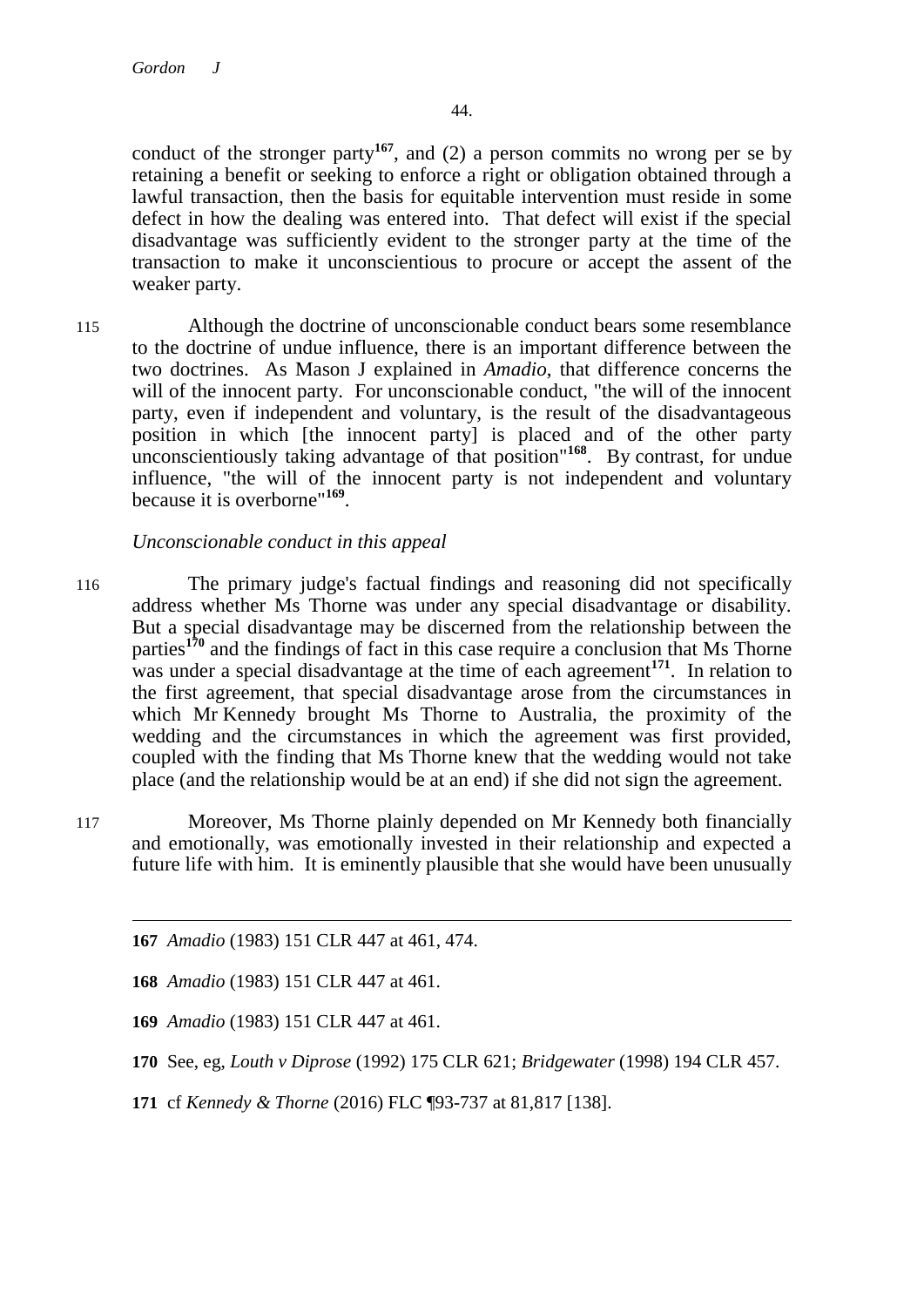conduct of the stronger party[167], and (2) a person commits no wrong per se by retaining a benefit or seeking to enforce a right or obligation obtained through a lawful transaction, then the basis for equitable intervention must reside in some defect in how the dealing was entered into. That defect will exist if the special disadvantage was sufficiently evident to the stronger party at the time of the transaction to make it unconscientious to procure or accept the assent of the weaker party.

115 Although the doctrine of unconscionable conduct bears some resemblance to the doctrine of undue influence, there is an important difference between the two doctrines. As Mason J explained in *Amadio*, that difference concerns the will of the innocent party. For unconscionable conduct, "the will of the innocent party, even if independent and voluntary, is the result of the disadvantageous position in which [the innocent party] is placed and of the other party unconscientiously taking advantage of that position"[168]. By contrast, for undue influence, "the will of the innocent party is not independent and voluntary because it is overborne"[169].

*Unconscionable conduct in this appeal*

116 The primary judge's factual findings and reasoning did not specifically address whether Ms Thorne was under any special disadvantage or disability. But a special disadvantage may be discerned from the relationship between the parties[170] and the findings of fact in this case require a conclusion that Ms Thorne was under a special disadvantage at the time of each agreement[171]. In relation to the first agreement, that special disadvantage arose from the circumstances in which Mr Kennedy brought Ms Thorne to Australia, the proximity of the wedding and the circumstances in which the agreement was first provided, coupled with the finding that Ms Thorne knew that the wedding would not take place (and the relationship would be at an end) if she did not sign the agreement.

117 Moreover, Ms Thorne plainly depended on Mr Kennedy both financially and emotionally, was emotionally invested in their relationship and expected a future life with him. It is eminently plausible that she would have been unusually

---

**167** *Amadio* (1983) 151 CLR 447 at 461, 474.

**168** *Amadio* (1983) 151 CLR 447 at 461.

**169** *Amadio* (1983) 151 CLR 447 at 461.

**170** See, eg, *Louth v Diprose* (1992) 175 CLR 621; *Bridgewater* (1998) 194 CLR 457.

**171** cf *Kennedy & Thorne* (2016) FLC ¶93-737 at 81,817 [138].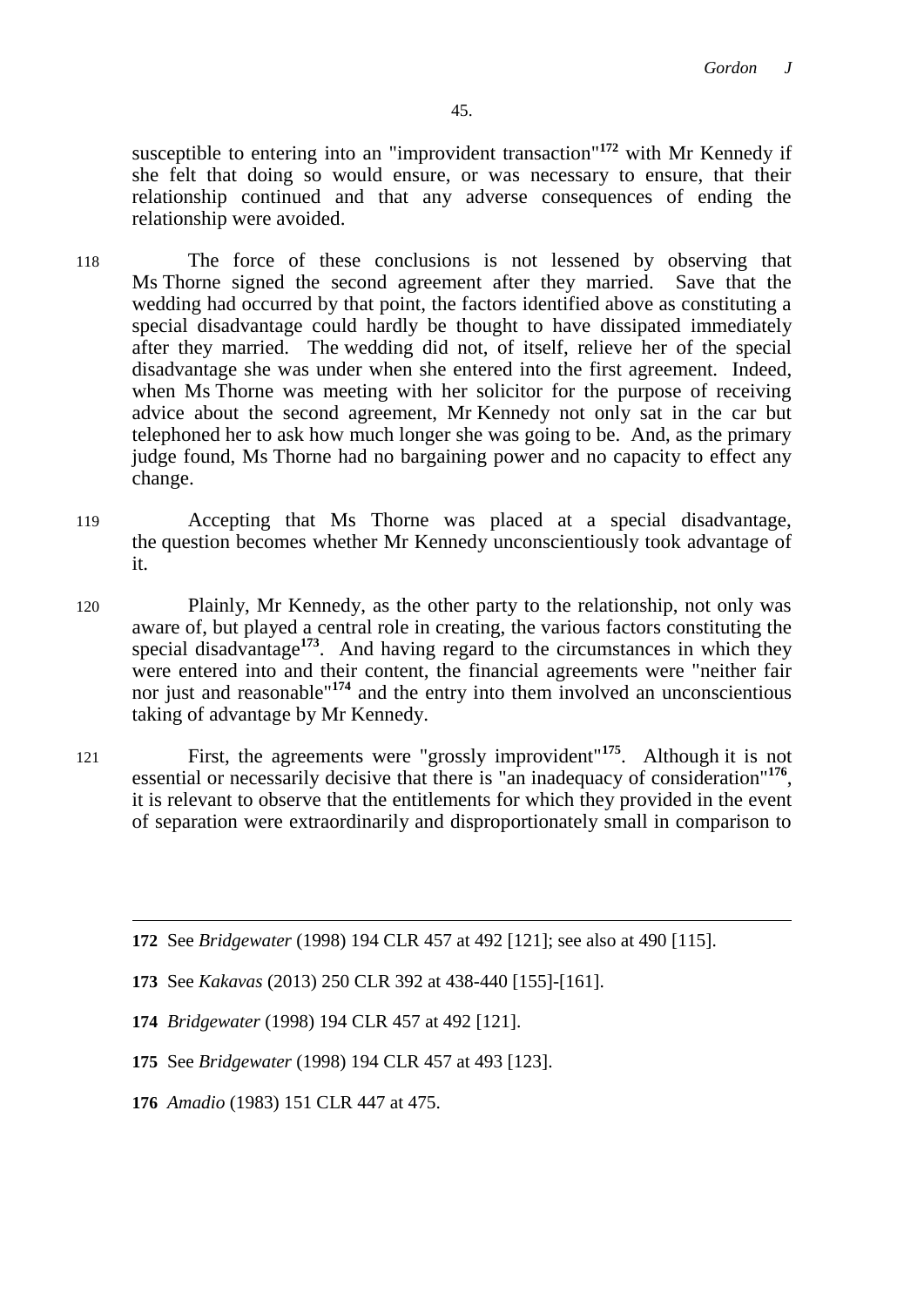susceptible to entering into an "improvident transaction"[172] with Mr Kennedy if she felt that doing so would ensure, or was necessary to ensure, that their relationship continued and that any adverse consequences of ending the relationship were avoided.

118 The force of these conclusions is not lessened by observing that Ms Thorne signed the second agreement after they married. Save that the wedding had occurred by that point, the factors identified above as constituting a special disadvantage could hardly be thought to have dissipated immediately after they married. The wedding did not, of itself, relieve her of the special disadvantage she was under when she entered into the first agreement. Indeed, when Ms Thorne was meeting with her solicitor for the purpose of receiving advice about the second agreement, Mr Kennedy not only sat in the car but telephoned her to ask how much longer she was going to be. And, as the primary judge found, Ms Thorne had no bargaining power and no capacity to effect any change.

119 Accepting that Ms Thorne was placed at a special disadvantage, the question becomes whether Mr Kennedy unconscientiously took advantage of it.

120 Plainly, Mr Kennedy, as the other party to the relationship, not only was aware of, but played a central role in creating, the various factors constituting the special disadvantage[173]. And having regard to the circumstances in which they were entered into and their content, the financial agreements were "neither fair nor just and reasonable"[174] and the entry into them involved an unconscientious taking of advantage by Mr Kennedy.

121 First, the agreements were "grossly improvident"[175]. Although it is not essential or necessarily decisive that there is "an inadequacy of consideration"[176], it is relevant to observe that the entitlements for which they provided in the event of separation were extraordinarily and disproportionately small in comparison to

---

**172** See *Bridgewater* (1998) 194 CLR 457 at 492 [121]; see also at 490 [115].

**173** See *Kakavas* (2013) 250 CLR 392 at 438-440 [155]-[161].

**174** *Bridgewater* (1998) 194 CLR 457 at 492 [121].

**175** See *Bridgewater* (1998) 194 CLR 457 at 493 [123].

**176** *Amadio* (1983) 151 CLR 447 at 475.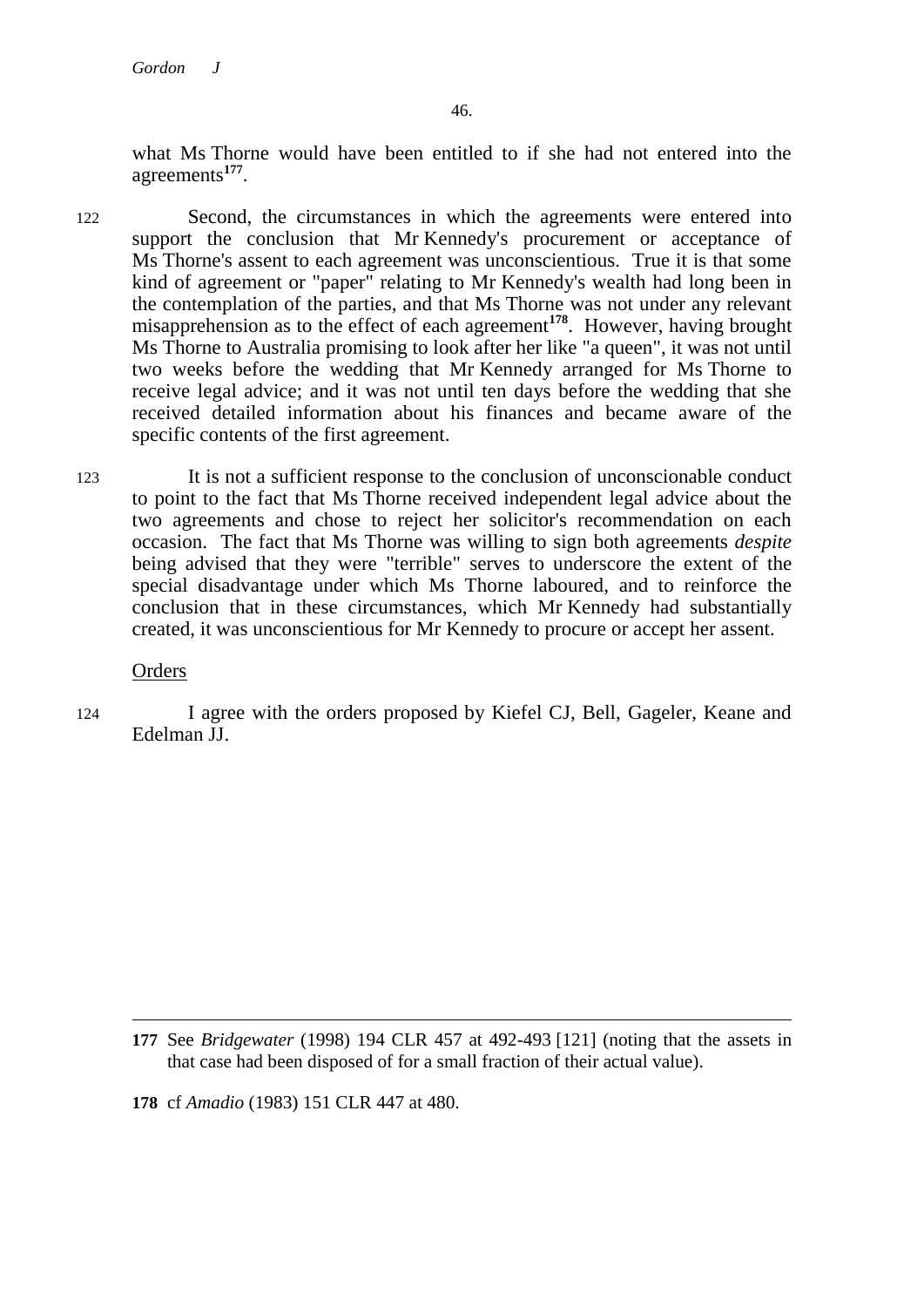what Ms Thorne would have been entitled to if she had not entered into the agreements[177].

122 Second, the circumstances in which the agreements were entered into support the conclusion that Mr Kennedy's procurement or acceptance of Ms Thorne's assent to each agreement was unconscientious. True it is that some kind of agreement or "paper" relating to Mr Kennedy's wealth had long been in the contemplation of the parties, and that Ms Thorne was not under any relevant misapprehension as to the effect of each agreement[178]. However, having brought Ms Thorne to Australia promising to look after her like "a queen", it was not until two weeks before the wedding that Mr Kennedy arranged for Ms Thorne to receive legal advice; and it was not until ten days before the wedding that she received detailed information about his finances and became aware of the specific contents of the first agreement.

123 It is not a sufficient response to the conclusion of unconscionable conduct to point to the fact that Ms Thorne received independent legal advice about the two agreements and chose to reject her solicitor's recommendation on each occasion. The fact that Ms Thorne was willing to sign both agreements *despite* being advised that they were "terrible" serves to underscore the extent of the special disadvantage under which Ms Thorne laboured, and to reinforce the conclusion that in these circumstances, which Mr Kennedy had substantially created, it was unconscientious for Mr Kennedy to procure or accept her assent.

Orders

124 I agree with the orders proposed by Kiefel CJ, Bell, Gageler, Keane and Edelman JJ.

---

**177** See *Bridgewater* (1998) 194 CLR 457 at 492-493 [121] (noting that the assets in that case had been disposed of for a small fraction of their actual value).

**178** cf *Amadio* (1983) 151 CLR 447 at 480.